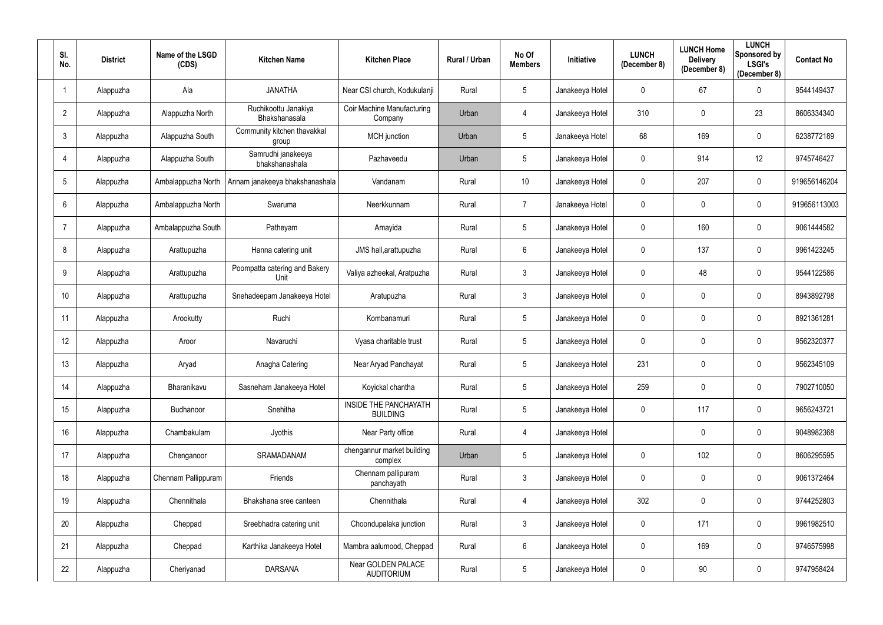| Sl. No. | District | Name of the LSGD (CDS) | Kitchen Name | Kitchen Place | Rural / Urban | No Of Members | Initiative | LUNCH (December 8) | LUNCH Home Delivery (December 8) | LUNCH Sponsored by LSGI's (December 8) | Contact No |
|---|---|---|---|---|---|---|---|---|---|---|---|
| 1 | Alappuzha | Ala | JANATHA | Near CSI church, Kodukulanji | Rural | 5 | Janakeeya Hotel | 0 | 67 | 0 | 9544149437 |
| 2 | Alappuzha | Alappuzha North | Ruchikoottu Janakiya Bhakshanasala | Coir Machine Manufacturing Company | Urban | 4 | Janakeeya Hotel | 310 | 0 | 23 | 8606334340 |
| 3 | Alappuzha | Alappuzha South | Community kitchen thavakkal group | MCH junction | Urban | 5 | Janakeeya Hotel | 68 | 169 | 0 | 6238772189 |
| 4 | Alappuzha | Alappuzha South | Samrudhi janakeeya bhakshanashala | Pazhaveedu | Urban | 5 | Janakeeya Hotel | 0 | 914 | 12 | 9745746427 |
| 5 | Alappuzha | Ambalappuzha North | Annam janakeeya bhakshanashala | Vandanam | Rural | 10 | Janakeeya Hotel | 0 | 207 | 0 | 919656146204 |
| 6 | Alappuzha | Ambalappuzha North | Swaruma | Neerkkunnam | Rural | 7 | Janakeeya Hotel | 0 | 0 | 0 | 919656113003 |
| 7 | Alappuzha | Ambalappuzha South | Patheyam | Amayida | Rural | 5 | Janakeeya Hotel | 0 | 160 | 0 | 9061444582 |
| 8 | Alappuzha | Arattupuzha | Hanna catering unit | JMS hall,arattupuzha | Rural | 6 | Janakeeya Hotel | 0 | 137 | 0 | 9961423245 |
| 9 | Alappuzha | Arattupuzha | Poompatta catering and Bakery Unit | Valiya azheekal, Aratpuzha | Rural | 3 | Janakeeya Hotel | 0 | 48 | 0 | 9544122586 |
| 10 | Alappuzha | Arattupuzha | Snehadeepam Janakeeya Hotel | Aratupuzha | Rural | 3 | Janakeeya Hotel | 0 | 0 | 0 | 8943892798 |
| 11 | Alappuzha | Arookutty | Ruchi | Kombanamuri | Rural | 5 | Janakeeya Hotel | 0 | 0 | 0 | 8921361281 |
| 12 | Alappuzha | Aroor | Navaruchi | Vyasa charitable trust | Rural | 5 | Janakeeya Hotel | 0 | 0 | 0 | 9562320377 |
| 13 | Alappuzha | Aryad | Anagha Catering | Near Aryad Panchayat | Rural | 5 | Janakeeya Hotel | 231 | 0 | 0 | 9562345109 |
| 14 | Alappuzha | Bharanikavu | Sasneham Janakeeya Hotel | Koyickal chantha | Rural | 5 | Janakeeya Hotel | 259 | 0 | 0 | 7902710050 |
| 15 | Alappuzha | Budhanoor | Snehitha | INSIDE THE PANCHAYATH BUILDING | Rural | 5 | Janakeeya Hotel | 0 | 117 | 0 | 9656243721 |
| 16 | Alappuzha | Chambakulam | Jyothis | Near Party office | Rural | 4 | Janakeeya Hotel | | 0 | 0 | 9048982368 |
| 17 | Alappuzha | Chenganoor | SRAMADANAM | chengannur market building complex | Urban | 5 | Janakeeya Hotel | 0 | 102 | 0 | 8606295595 |
| 18 | Alappuzha | Chennam Pallippuram | Friends | Chennam pallipuram panchayath | Rural | 3 | Janakeeya Hotel | 0 | 0 | 0 | 9061372464 |
| 19 | Alappuzha | Chennithala | Bhakshana sree canteen | Chennithala | Rural | 4 | Janakeeya Hotel | 302 | 0 | 0 | 9744252803 |
| 20 | Alappuzha | Cheppad | Sreebhadra catering unit | Choondupalaka junction | Rural | 3 | Janakeeya Hotel | 0 | 171 | 0 | 9961982510 |
| 21 | Alappuzha | Cheppad | Karthika Janakeeya Hotel | Mambra aalumood, Cheppad | Rural | 6 | Janakeeya Hotel | 0 | 169 | 0 | 9746575998 |
| 22 | Alappuzha | Cheriyanad | DARSANA | Near GOLDEN PALACE AUDITORIUM | Rural | 5 | Janakeeya Hotel | 0 | 90 | 0 | 9747958424 |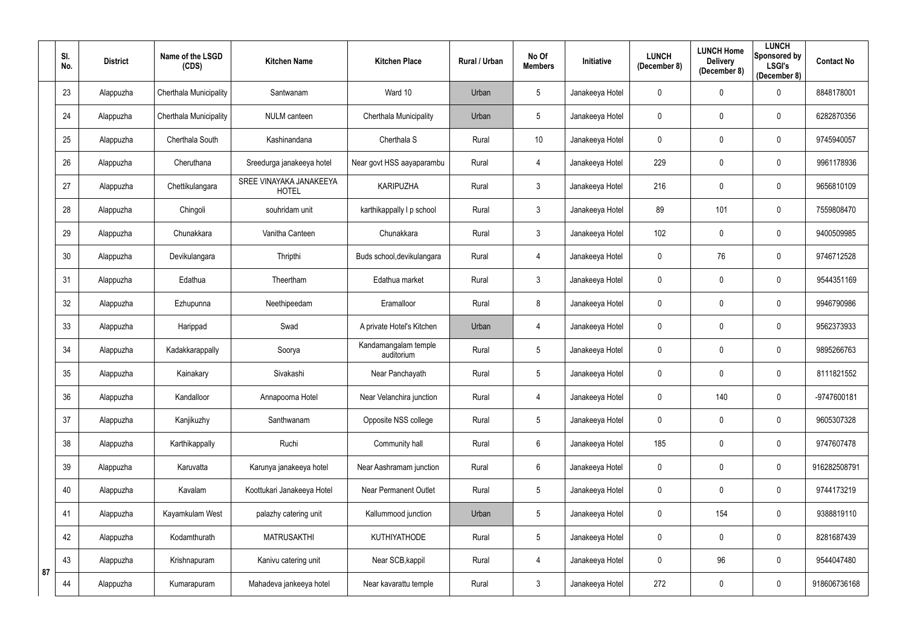| Sl. No. | District | Name of the LSGD (CDS) | Kitchen Name | Kitchen Place | Rural / Urban | No Of Members | Initiative | LUNCH (December 8) | LUNCH Home Delivery (December 8) | LUNCH Sponsored by LSGI's (December 8) | Contact No |
|---|---|---|---|---|---|---|---|---|---|---|---|
| 23 | Alappuzha | Cherthala Municipality | Santwanam | Ward 10 | Urban | 5 | Janakeeya Hotel | 0 | 0 | 0 | 8848178001 |
| 24 | Alappuzha | Cherthala Municipality | NULM canteen | Cherthala Municipality | Urban | 5 | Janakeeya Hotel | 0 | 0 | 0 | 6282870356 |
| 25 | Alappuzha | Cherthala South | Kashinandana | Cherthala S | Rural | 10 | Janakeeya Hotel | 0 | 0 | 0 | 9745940057 |
| 26 | Alappuzha | Cheruthana | Sreedurga janakeeya hotel | Near govt HSS aayaparambu | Rural | 4 | Janakeeya Hotel | 229 | 0 | 0 | 9961178936 |
| 27 | Alappuzha | Chettikulangara | SREE VINAYAKA JANAKEEYA HOTEL | KARIPUZHA | Rural | 3 | Janakeeya Hotel | 216 | 0 | 0 | 9656810109 |
| 28 | Alappuzha | Chingoli | souhridam unit | karthikappally l p school | Rural | 3 | Janakeeya Hotel | 89 | 101 | 0 | 7559808470 |
| 29 | Alappuzha | Chunakkara | Vanitha Canteen | Chunakkara | Rural | 3 | Janakeeya Hotel | 102 | 0 | 0 | 9400509985 |
| 30 | Alappuzha | Devikulangara | Thripthi | Buds school,devikulangara | Rural | 4 | Janakeeya Hotel | 0 | 76 | 0 | 9746712528 |
| 31 | Alappuzha | Edathua | Theertham | Edathua market | Rural | 3 | Janakeeya Hotel | 0 | 0 | 0 | 9544351169 |
| 32 | Alappuzha | Ezhupunna | Neethipeedam | Eramalloor | Rural | 8 | Janakeeya Hotel | 0 | 0 | 0 | 9946790986 |
| 33 | Alappuzha | Harippad | Swad | A private Hotel's Kitchen | Urban | 4 | Janakeeya Hotel | 0 | 0 | 0 | 9562373933 |
| 34 | Alappuzha | Kadakkarappally | Soorya | Kandamangalam temple auditorium | Rural | 5 | Janakeeya Hotel | 0 | 0 | 0 | 9895266763 |
| 35 | Alappuzha | Kainakary | Sivakashi | Near Panchayath | Rural | 5 | Janakeeya Hotel | 0 | 0 | 0 | 8111821552 |
| 36 | Alappuzha | Kandalloor | Annapoorna Hotel | Near Velanchira junction | Rural | 4 | Janakeeya Hotel | 0 | 140 | 0 | -9747600181 |
| 37 | Alappuzha | Kanjikuzhy | Santhwanam | Opposite NSS college | Rural | 5 | Janakeeya Hotel | 0 | 0 | 0 | 9605307328 |
| 38 | Alappuzha | Karthikappally | Ruchi | Community hall | Rural | 6 | Janakeeya Hotel | 185 | 0 | 0 | 9747607478 |
| 39 | Alappuzha | Karuvatta | Karunya janakeeya hotel | Near Aashramam junction | Rural | 6 | Janakeeya Hotel | 0 | 0 | 0 | 916282508791 |
| 40 | Alappuzha | Kavalam | Koottukari Janakeeya Hotel | Near Permanent Outlet | Rural | 5 | Janakeeya Hotel | 0 | 0 | 0 | 9744173219 |
| 41 | Alappuzha | Kayamkulam West | palazhy catering unit | Kallummood junction | Urban | 5 | Janakeeya Hotel | 0 | 154 | 0 | 9388819110 |
| 42 | Alappuzha | Kodamthurath | MATRUSAKTHI | KUTHIYATHODE | Rural | 5 | Janakeeya Hotel | 0 | 0 | 0 | 8281687439 |
| 43 | Alappuzha | Krishnapuram | Kanivu catering unit | Near SCB,kappil | Rural | 4 | Janakeeya Hotel | 0 | 96 | 0 | 9544047480 |
| 44 | Alappuzha | Kumarapuram | Mahadeva jankeeya hotel | Near kavarattu temple | Rural | 3 | Janakeeya Hotel | 272 | 0 | 0 | 918606736168 |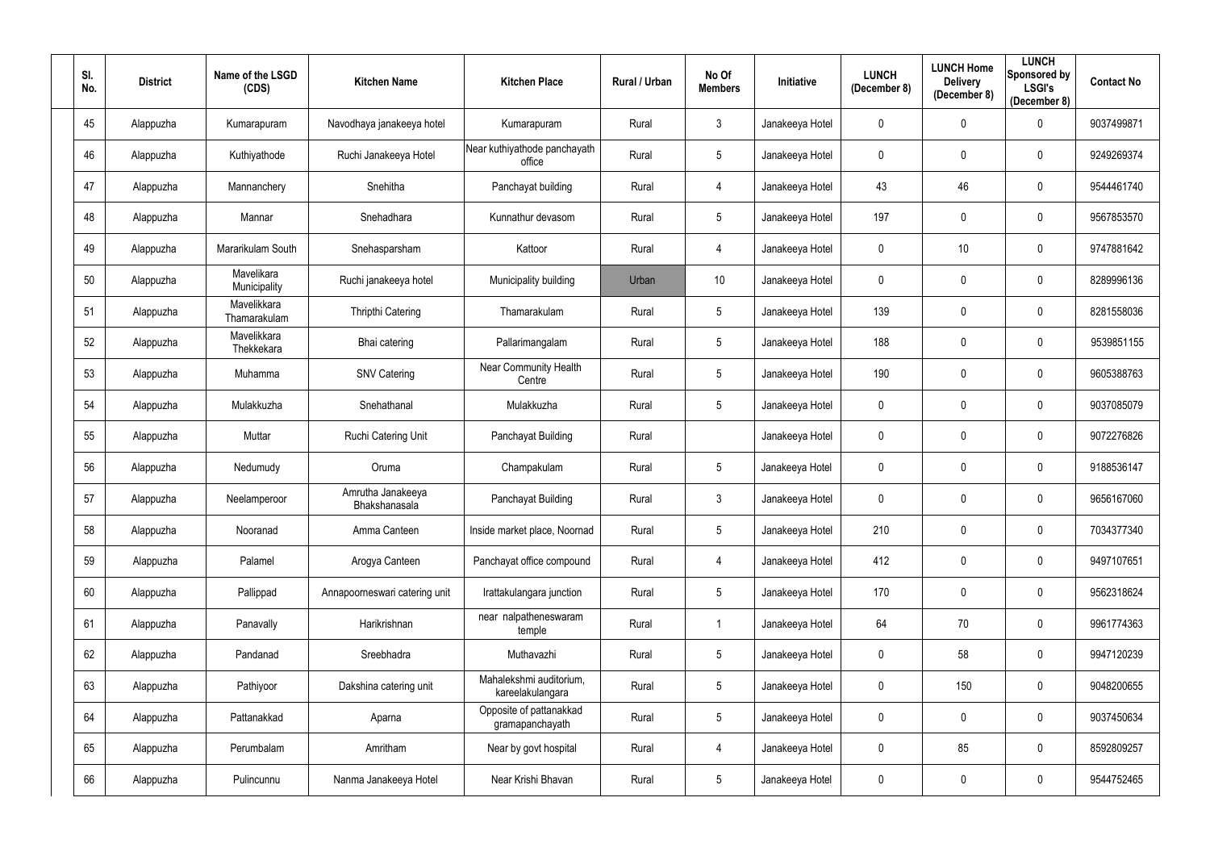| Sl. No. | District | Name of the LSGD (CDS) | Kitchen Name | Kitchen Place | Rural / Urban | No Of Members | Initiative | LUNCH (December 8) | LUNCH Home Delivery (December 8) | LUNCH Sponsored by LSGI's (December 8) | Contact No |
|---|---|---|---|---|---|---|---|---|---|---|---|
| 45 | Alappuzha | Kumarapuram | Navodhaya janakeeya hotel | Kumarapuram | Rural | 3 | Janakeeya Hotel | 0 | 0 | 0 | 9037499871 |
| 46 | Alappuzha | Kuthiyathode | Ruchi Janakeeya Hotel | Near kuthiyathode panchayath office | Rural | 5 | Janakeeya Hotel | 0 | 0 | 0 | 9249269374 |
| 47 | Alappuzha | Mannanchery | Snehitha | Panchayat building | Rural | 4 | Janakeeya Hotel | 43 | 46 | 0 | 9544461740 |
| 48 | Alappuzha | Mannar | Snehadhara | Kunnathur devasom | Rural | 5 | Janakeeya Hotel | 197 | 0 | 0 | 9567853570 |
| 49 | Alappuzha | Mararikulam South | Snehasparsham | Kattoor | Rural | 4 | Janakeeya Hotel | 0 | 10 | 0 | 9747881642 |
| 50 | Alappuzha | Mavelikara Municipality | Ruchi janakeeya hotel | Municipality building | Urban | 10 | Janakeeya Hotel | 0 | 0 | 0 | 8289996136 |
| 51 | Alappuzha | Mavelikkara Thamarakulam | Thripthi Catering | Thamarakulam | Rural | 5 | Janakeeya Hotel | 139 | 0 | 0 | 8281558036 |
| 52 | Alappuzha | Mavelikkara Thekkekara | Bhai catering | Pallarimangalam | Rural | 5 | Janakeeya Hotel | 188 | 0 | 0 | 9539851155 |
| 53 | Alappuzha | Muhamma | SNV Catering | Near Community Health Centre | Rural | 5 | Janakeeya Hotel | 190 | 0 | 0 | 9605388763 |
| 54 | Alappuzha | Mulakkuzha | Snehathanal | Mulakkuzha | Rural | 5 | Janakeeya Hotel | 0 | 0 | 0 | 9037085079 |
| 55 | Alappuzha | Muttar | Ruchi Catering Unit | Panchayat Building | Rural | | Janakeeya Hotel | 0 | 0 | 0 | 9072276826 |
| 56 | Alappuzha | Nedumudy | Oruma | Champakulam | Rural | 5 | Janakeeya Hotel | 0 | 0 | 0 | 9188536147 |
| 57 | Alappuzha | Neelamperoor | Amrutha Janakeeya Bhakshanasala | Panchayat Building | Rural | 3 | Janakeeya Hotel | 0 | 0 | 0 | 9656167060 |
| 58 | Alappuzha | Nooranad | Amma Canteen | Inside market place, Noornad | Rural | 5 | Janakeeya Hotel | 210 | 0 | 0 | 7034377340 |
| 59 | Alappuzha | Palamel | Arogya Canteen | Panchayat office compound | Rural | 4 | Janakeeya Hotel | 412 | 0 | 0 | 9497107651 |
| 60 | Alappuzha | Pallippad | Annapoorneswari catering unit | Irattakulangara junction | Rural | 5 | Janakeeya Hotel | 170 | 0 | 0 | 9562318624 |
| 61 | Alappuzha | Panavally | Harikrishnan | near nalpatheneswaram temple | Rural | 1 | Janakeeya Hotel | 64 | 70 | 0 | 9961774363 |
| 62 | Alappuzha | Pandanad | Sreebhadra | Muthavazhi | Rural | 5 | Janakeeya Hotel | 0 | 58 | 0 | 9947120239 |
| 63 | Alappuzha | Pathiyoor | Dakshina catering unit | Mahalekshmi auditorium, kareelakulangara | Rural | 5 | Janakeeya Hotel | 0 | 150 | 0 | 9048200655 |
| 64 | Alappuzha | Pattanakkad | Aparna | Opposite of pattanakkad gramapanchayath | Rural | 5 | Janakeeya Hotel | 0 | 0 | 0 | 9037450634 |
| 65 | Alappuzha | Perumbalam | Amritham | Near by govt hospital | Rural | 4 | Janakeeya Hotel | 0 | 85 | 0 | 8592809257 |
| 66 | Alappuzha | Pulincunnu | Nanma Janakeeya Hotel | Near Krishi Bhavan | Rural | 5 | Janakeeya Hotel | 0 | 0 | 0 | 9544752465 |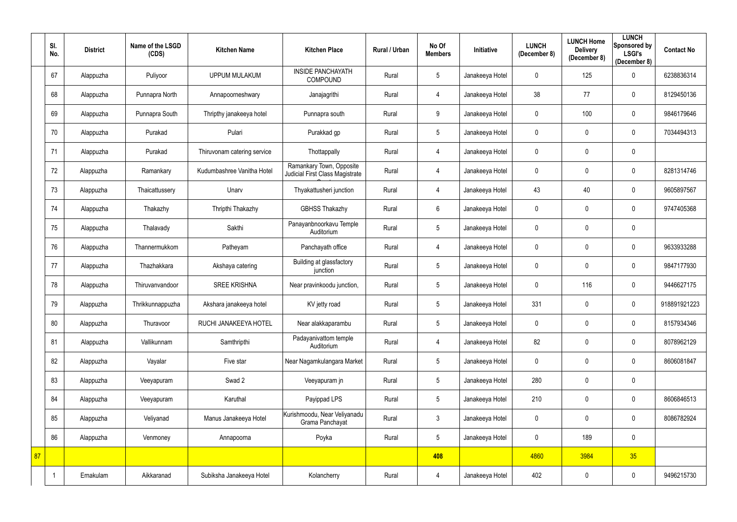|  | Sl. No. | District | Name of the LSGD (CDS) | Kitchen Name | Kitchen Place | Rural / Urban | No Of Members | Initiative | LUNCH (December 8) | LUNCH Home Delivery (December 8) | LUNCH Sponsored by LSGI's (December 8) | Contact No |
|---|---|---|---|---|---|---|---|---|---|---|---|---|
|  | 67 | Alappuzha | Puliyoor | UPPUM MULAKUM | INSIDE PANCHAYATH COMPOUND | Rural | 5 | Janakeeya Hotel | 0 | 125 | 0 | 6238836314 |
|  | 68 | Alappuzha | Punnapra North | Annapoorneshwary | Janajagrithi | Rural | 4 | Janakeeya Hotel | 38 | 77 | 0 | 8129450136 |
|  | 69 | Alappuzha | Punnapra South | Thripthy janakeeya hotel | Punnapra south | Rural | 9 | Janakeeya Hotel | 0 | 100 | 0 | 9846179646 |
|  | 70 | Alappuzha | Purakad | Pulari | Purakkad gp | Rural | 5 | Janakeeya Hotel | 0 | 0 | 0 | 7034494313 |
|  | 71 | Alappuzha | Purakad | Thiruvonam catering service | Thottappally | Rural | 4 | Janakeeya Hotel | 0 | 0 | 0 |  |
|  | 72 | Alappuzha | Ramankary | Kudumbashree Vanitha Hotel | Ramankary Town, Opposite Judicial First Class Magistrate Court | Rural | 4 | Janakeeya Hotel | 0 | 0 | 0 | 8281314746 |
|  | 73 | Alappuzha | Thaicattussery | Unarv | Thyakattusheri junction | Rural | 4 | Janakeeya Hotel | 43 | 40 | 0 | 9605897567 |
|  | 74 | Alappuzha | Thakazhy | Thripthi Thakazhy | GBHSS Thakazhy | Rural | 6 | Janakeeya Hotel | 0 | 0 | 0 | 9747405368 |
|  | 75 | Alappuzha | Thalavady | Sakthi | Panayanbnoorkavu Temple Auditorium | Rural | 5 | Janakeeya Hotel | 0 | 0 | 0 |  |
|  | 76 | Alappuzha | Thannermukkom | Patheyam | Panchayath office | Rural | 4 | Janakeeya Hotel | 0 | 0 | 0 | 9633933288 |
|  | 77 | Alappuzha | Thazhakkara | Akshaya catering | Building at glassfactory junction | Rural | 5 | Janakeeya Hotel | 0 | 0 | 0 | 9847177930 |
|  | 78 | Alappuzha | Thiruvanvandoor | SREE KRISHNA | Near pravinkoodu junction, | Rural | 5 | Janakeeya Hotel | 0 | 116 | 0 | 9446627175 |
|  | 79 | Alappuzha | Thrikkunnappuzha | Akshara janakeeya hotel | KV jetty road | Rural | 5 | Janakeeya Hotel | 331 | 0 | 0 | 918891921223 |
|  | 80 | Alappuzha | Thuravoor | RUCHI JANAKEEYA HOTEL | Near alakkaparambu | Rural | 5 | Janakeeya Hotel | 0 | 0 | 0 | 8157934346 |
|  | 81 | Alappuzha | Vallikunnam | Samthripthi | Padayanivattom temple Auditorium | Rural | 4 | Janakeeya Hotel | 82 | 0 | 0 | 8078962129 |
|  | 82 | Alappuzha | Vayalar | Five star | Near Nagamkulangara Market | Rural | 5 | Janakeeya Hotel | 0 | 0 | 0 | 8606081847 |
|  | 83 | Alappuzha | Veeyapuram | Swad 2 | Veeyapuram jn | Rural | 5 | Janakeeya Hotel | 280 | 0 | 0 |  |
|  | 84 | Alappuzha | Veeyapuram | Karuthal | Payippad LPS | Rural | 5 | Janakeeya Hotel | 210 | 0 | 0 | 8606846513 |
|  | 85 | Alappuzha | Veliyanad | Manus Janakeeya Hotel | Kurishmoodu, Near Veliyanadu Grama Panchayat | Rural | 3 | Janakeeya Hotel | 0 | 0 | 0 | 8086782924 |
|  | 86 | Alappuzha | Venmoney | Annapoorna | Poyka | Rural | 5 | Janakeeya Hotel | 0 | 189 | 0 |  |
| 87 |  |  |  |  |  |  | **408** |  | 4860 | 3984 | 35 |  |
|  | 1 | Ernakulam | Aikkaranad | Subiksha Janakeeya Hotel | Kolancherry | Rural | 4 | Janakeeya Hotel | 402 | 0 | 0 | 9496215730 |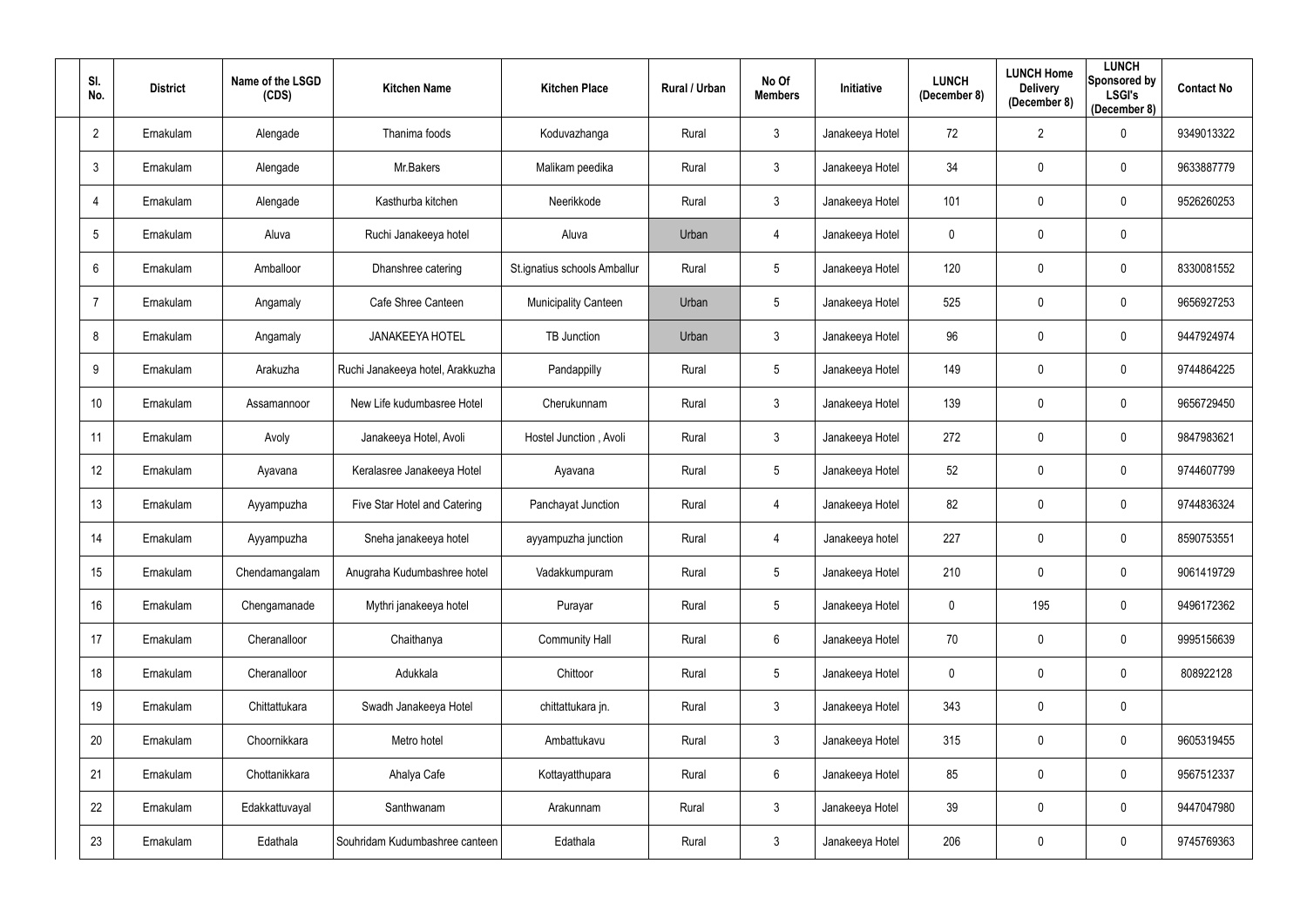| Sl. No. | District | Name of the LSGD (CDS) | Kitchen Name | Kitchen Place | Rural / Urban | No Of Members | Initiative | LUNCH (December 8) | LUNCH Home Delivery (December 8) | LUNCH Sponsored by LSGI's (December 8) | Contact No |
|---|---|---|---|---|---|---|---|---|---|---|---|
| 2 | Ernakulam | Alengade | Thanima foods | Koduvazhanga | Rural | 3 | Janakeeya Hotel | 72 | 2 | 0 | 9349013322 |
| 3 | Ernakulam | Alengade | Mr.Bakers | Malikam peedika | Rural | 3 | Janakeeya Hotel | 34 | 0 | 0 | 9633887779 |
| 4 | Ernakulam | Alengade | Kasthurba kitchen | Neerikkode | Rural | 3 | Janakeeya Hotel | 101 | 0 | 0 | 9526260253 |
| 5 | Ernakulam | Aluva | Ruchi Janakeeya hotel | Aluva | Urban | 4 | Janakeeya Hotel | 0 | 0 | 0 | |
| 6 | Ernakulam | Amballoor | Dhanshree catering | St.ignatius schools Amballur | Rural | 5 | Janakeeya Hotel | 120 | 0 | 0 | 8330081552 |
| 7 | Ernakulam | Angamaly | Cafe Shree Canteen | Municipality Canteen | Urban | 5 | Janakeeya Hotel | 525 | 0 | 0 | 9656927253 |
| 8 | Ernakulam | Angamaly | JANAKEEYA HOTEL | TB Junction | Urban | 3 | Janakeeya Hotel | 96 | 0 | 0 | 9447924974 |
| 9 | Ernakulam | Arakuzha | Ruchi Janakeeya hotel, Arakkuzha | Pandappilly | Rural | 5 | Janakeeya Hotel | 149 | 0 | 0 | 9744864225 |
| 10 | Ernakulam | Assamannoor | New Life kudumbasree Hotel | Cherukunnam | Rural | 3 | Janakeeya Hotel | 139 | 0 | 0 | 9656729450 |
| 11 | Ernakulam | Avoly | Janakeeya Hotel, Avoli | Hostel Junction , Avoli | Rural | 3 | Janakeeya Hotel | 272 | 0 | 0 | 9847983621 |
| 12 | Ernakulam | Ayavana | Keralasree Janakeeya Hotel | Ayavana | Rural | 5 | Janakeeya Hotel | 52 | 0 | 0 | 9744607799 |
| 13 | Ernakulam | Ayyampuzha | Five Star Hotel and Catering | Panchayat Junction | Rural | 4 | Janakeeya Hotel | 82 | 0 | 0 | 9744836324 |
| 14 | Ernakulam | Ayyampuzha | Sneha janakeeya hotel | ayyampuzha junction | Rural | 4 | Janakeeya hotel | 227 | 0 | 0 | 8590753551 |
| 15 | Ernakulam | Chendamangalam | Anugraha Kudumbashree hotel | Vadakkumpuram | Rural | 5 | Janakeeya Hotel | 210 | 0 | 0 | 9061419729 |
| 16 | Ernakulam | Chengamanade | Mythri janakeeya hotel | Purayar | Rural | 5 | Janakeeya Hotel | 0 | 195 | 0 | 9496172362 |
| 17 | Ernakulam | Cheranalloor | Chaithanya | Community Hall | Rural | 6 | Janakeeya Hotel | 70 | 0 | 0 | 9995156639 |
| 18 | Ernakulam | Cheranalloor | Adukkala | Chittoor | Rural | 5 | Janakeeya Hotel | 0 | 0 | 0 | 808922128 |
| 19 | Ernakulam | Chittattukara | Swadh Janakeeya Hotel | chittattukara jn. | Rural | 3 | Janakeeya Hotel | 343 | 0 | 0 | |
| 20 | Ernakulam | Choornikkara | Metro hotel | Ambattukavu | Rural | 3 | Janakeeya Hotel | 315 | 0 | 0 | 9605319455 |
| 21 | Ernakulam | Chottanikkara | Ahalya Cafe | Kottayatthupara | Rural | 6 | Janakeeya Hotel | 85 | 0 | 0 | 9567512337 |
| 22 | Ernakulam | Edakkattuvayal | Santhwanam | Arakunnam | Rural | 3 | Janakeeya Hotel | 39 | 0 | 0 | 9447047980 |
| 23 | Ernakulam | Edathala | Souhridam Kudumbashree canteen | Edathala | Rural | 3 | Janakeeya Hotel | 206 | 0 | 0 | 9745769363 |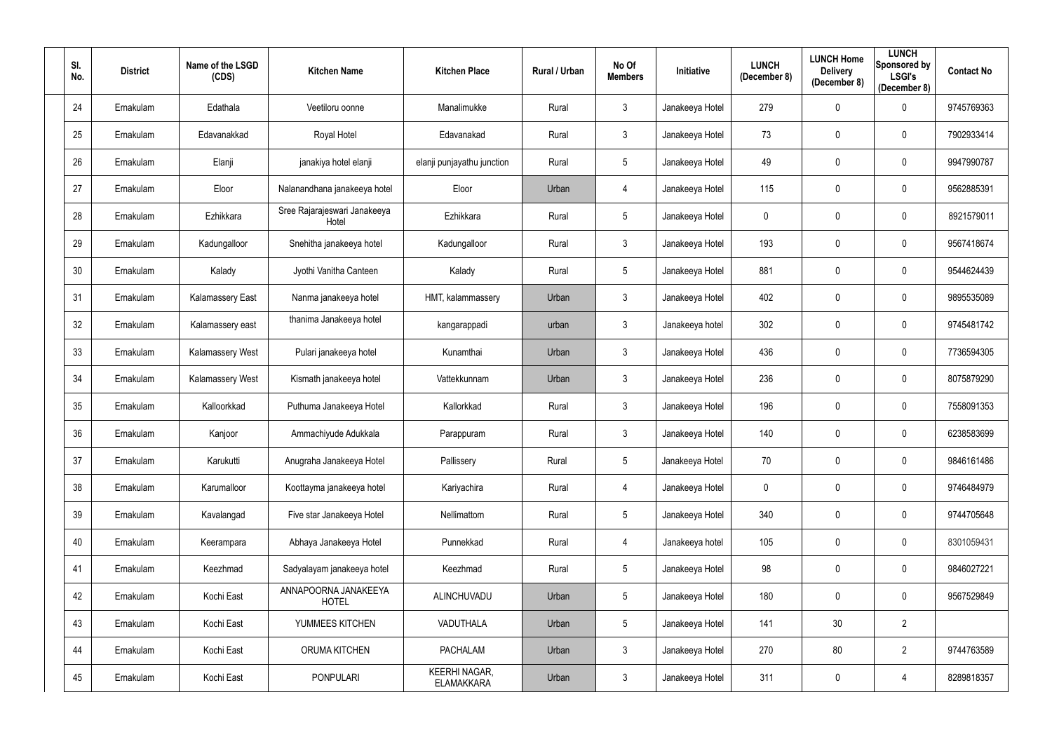| Sl. No. | District | Name of the LSGD (CDS) | Kitchen Name | Kitchen Place | Rural / Urban | No Of Members | Initiative | LUNCH (December 8) | LUNCH Home Delivery (December 8) | LUNCH Sponsored by LSGI's (December 8) | Contact No |
|---|---|---|---|---|---|---|---|---|---|---|---|
| 24 | Ernakulam | Edathala | Veetiloru oonne | Manalimukke | Rural | 3 | Janakeeya Hotel | 279 | 0 | 0 | 9745769363 |
| 25 | Ernakulam | Edavanakkad | Royal Hotel | Edavanakad | Rural | 3 | Janakeeya Hotel | 73 | 0 | 0 | 7902933414 |
| 26 | Ernakulam | Elanji | janakiya hotel elanji | elanji punjayathu junction | Rural | 5 | Janakeeya Hotel | 49 | 0 | 0 | 9947990787 |
| 27 | Ernakulam | Eloor | Nalanandhana janakeeya hotel | Eloor | Urban | 4 | Janakeeya Hotel | 115 | 0 | 0 | 9562885391 |
| 28 | Ernakulam | Ezhikkara | Sree Rajarajeswari Janakeeya Hotel | Ezhikkara | Rural | 5 | Janakeeya Hotel | 0 | 0 | 0 | 8921579011 |
| 29 | Ernakulam | Kadungalloor | Snehitha janakeeya hotel | Kadungalloor | Rural | 3 | Janakeeya Hotel | 193 | 0 | 0 | 9567418674 |
| 30 | Ernakulam | Kalady | Jyothi Vanitha Canteen | Kalady | Rural | 5 | Janakeeya Hotel | 881 | 0 | 0 | 9544624439 |
| 31 | Ernakulam | Kalamassery East | Nanma janakeeya hotel | HMT, kalammassery | Urban | 3 | Janakeeya Hotel | 402 | 0 | 0 | 9895535089 |
| 32 | Ernakulam | Kalamassery east | thanima Janakeeya hotel | kangarappadi | urban | 3 | Janakeeya hotel | 302 | 0 | 0 | 9745481742 |
| 33 | Ernakulam | Kalamassery West | Pulari janakeeya hotel | Kunamthai | Urban | 3 | Janakeeya Hotel | 436 | 0 | 0 | 7736594305 |
| 34 | Ernakulam | Kalamassery West | Kismath janakeeya hotel | Vattekkunnam | Urban | 3 | Janakeeya Hotel | 236 | 0 | 0 | 8075879290 |
| 35 | Ernakulam | Kalloorkkad | Puthuma Janakeeya Hotel | Kallorkkad | Rural | 3 | Janakeeya Hotel | 196 | 0 | 0 | 7558091353 |
| 36 | Ernakulam | Kanjoor | Ammachiyude Adukkala | Parappuram | Rural | 3 | Janakeeya Hotel | 140 | 0 | 0 | 6238583699 |
| 37 | Ernakulam | Karukutti | Anugraha Janakeeya Hotel | Pallissery | Rural | 5 | Janakeeya Hotel | 70 | 0 | 0 | 9846161486 |
| 38 | Ernakulam | Karumalloor | Koottayma janakeeya hotel | Kariyachira | Rural | 4 | Janakeeya Hotel | 0 | 0 | 0 | 9746484979 |
| 39 | Ernakulam | Kavalangad | Five star Janakeeya Hotel | Nellimattom | Rural | 5 | Janakeeya Hotel | 340 | 0 | 0 | 9744705648 |
| 40 | Ernakulam | Keerampara | Abhaya Janakeeya Hotel | Punnekkad | Rural | 4 | Janakeeya hotel | 105 | 0 | 0 | 8301059431 |
| 41 | Ernakulam | Keezhmad | Sadyalayam janakeeya hotel | Keezhmad | Rural | 5 | Janakeeya Hotel | 98 | 0 | 0 | 9846027221 |
| 42 | Ernakulam | Kochi East | ANNAPOORNA JANAKEEYA HOTEL | ALINCHUVADU | Urban | 5 | Janakeeya Hotel | 180 | 0 | 0 | 9567529849 |
| 43 | Ernakulam | Kochi East | YUMMEES KITCHEN | VADUTHALA | Urban | 5 | Janakeeya Hotel | 141 | 30 | 2 | |
| 44 | Ernakulam | Kochi East | ORUMA KITCHEN | PACHALAM | Urban | 3 | Janakeeya Hotel | 270 | 80 | 2 | 9744763589 |
| 45 | Ernakulam | Kochi East | PONPULARI | KEERHI NAGAR, ELAMAKKARA | Urban | 3 | Janakeeya Hotel | 311 | 0 | 4 | 8289818357 |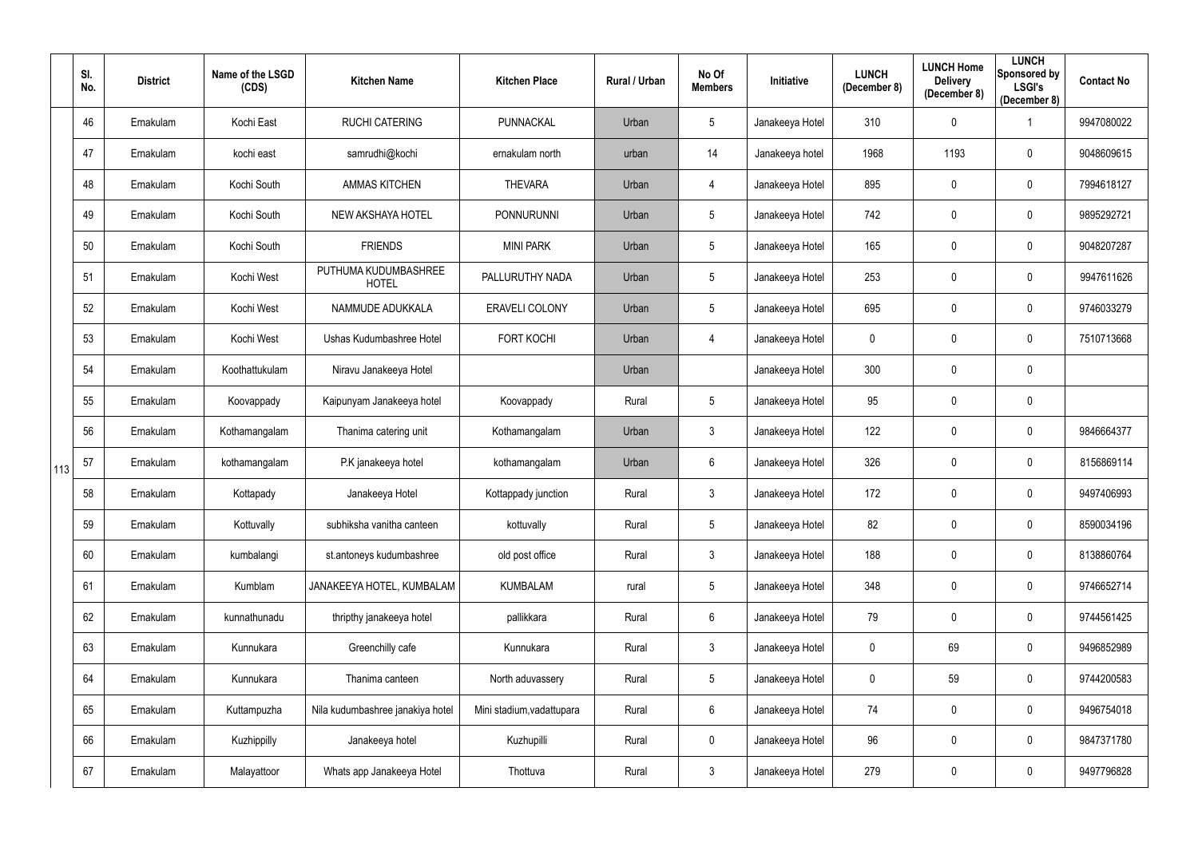| | Sl. No. | District | Name of the LSGD (CDS) | Kitchen Name | Kitchen Place | Rural / Urban | No Of Members | Initiative | LUNCH (December 8) | LUNCH Home Delivery (December 8) | LUNCH Sponsored by LSGI's (December 8) | Contact No |
|---|---|---|---|---|---|---|---|---|---|---|---|---|
| 113 | 46 | Ernakulam | Kochi East | RUCHI CATERING | PUNNACKAL | Urban | 5 | Janakeeya Hotel | 310 | 0 | 1 | 9947080022 |
| | 47 | Ernakulam | kochi east | samrudhi@kochi | ernakulam north | urban | 14 | Janakeeya hotel | 1968 | 1193 | 0 | 9048609615 |
| | 48 | Ernakulam | Kochi South | AMMAS KITCHEN | THEVARA | Urban | 4 | Janakeeya Hotel | 895 | 0 | 0 | 7994618127 |
| | 49 | Ernakulam | Kochi South | NEW AKSHAYA HOTEL | PONNURUNNI | Urban | 5 | Janakeeya Hotel | 742 | 0 | 0 | 9895292721 |
| | 50 | Ernakulam | Kochi South | FRIENDS | MINI PARK | Urban | 5 | Janakeeya Hotel | 165 | 0 | 0 | 9048207287 |
| | 51 | Ernakulam | Kochi West | PUTHUMA KUDUMBASHREE HOTEL | PALLURUTHY NADA | Urban | 5 | Janakeeya Hotel | 253 | 0 | 0 | 9947611626 |
| | 52 | Ernakulam | Kochi West | NAMMUDE ADUKKALA | ERAVELI COLONY | Urban | 5 | Janakeeya Hotel | 695 | 0 | 0 | 9746033279 |
| | 53 | Ernakulam | Kochi West | Ushas Kudumbashree Hotel | FORT KOCHI | Urban | 4 | Janakeeya Hotel | 0 | 0 | 0 | 7510713668 |
| | 54 | Ernakulam | Koothattukulam | Niravu Janakeeya Hotel | | Urban | | Janakeeya Hotel | 300 | 0 | 0 | |
| | 55 | Ernakulam | Koovappady | Kaipunyam Janakeeya hotel | Koovappady | Rural | 5 | Janakeeya Hotel | 95 | 0 | 0 | |
| | 56 | Ernakulam | Kothamangalam | Thanima catering unit | Kothamangalam | Urban | 3 | Janakeeya Hotel | 122 | 0 | 0 | 9846664377 |
| | 57 | Ernakulam | kothamangalam | P.K janakeeya hotel | kothamangalam | Urban | 6 | Janakeeya Hotel | 326 | 0 | 0 | 8156869114 |
| | 58 | Ernakulam | Kottapady | Janakeeya Hotel | Kottappady junction | Rural | 3 | Janakeeya Hotel | 172 | 0 | 0 | 9497406993 |
| | 59 | Ernakulam | Kottuvally | subhiksha vanitha canteen | kottuvally | Rural | 5 | Janakeeya Hotel | 82 | 0 | 0 | 8590034196 |
| | 60 | Ernakulam | kumbalangi | st.antoneys kudumbashree | old post office | Rural | 3 | Janakeeya Hotel | 188 | 0 | 0 | 8138860764 |
| | 61 | Ernakulam | Kumblam | JANAKEEYA HOTEL, KUMBALAM | KUMBALAM | rural | 5 | Janakeeya Hotel | 348 | 0 | 0 | 9746652714 |
| | 62 | Ernakulam | kunnathunadu | thripthy janakeeya hotel | pallikkara | Rural | 6 | Janakeeya Hotel | 79 | 0 | 0 | 9744561425 |
| | 63 | Ernakulam | Kunnukara | Greenchilly cafe | Kunnukara | Rural | 3 | Janakeeya Hotel | 0 | 69 | 0 | 9496852989 |
| | 64 | Ernakulam | Kunnukara | Thanima canteen | North aduvassery | Rural | 5 | Janakeeya Hotel | 0 | 59 | 0 | 9744200583 |
| | 65 | Ernakulam | Kuttampuzha | Nila kudumbashree janakiya hotel | Mini stadium,vadattupara | Rural | 6 | Janakeeya Hotel | 74 | 0 | 0 | 9496754018 |
| | 66 | Ernakulam | Kuzhippilly | Janakeeya hotel | Kuzhupilli | Rural | 0 | Janakeeya Hotel | 96 | 0 | 0 | 9847371780 |
| | 67 | Ernakulam | Malayattoor | Whats app Janakeeya Hotel | Thottuva | Rural | 3 | Janakeeya Hotel | 279 | 0 | 0 | 9497796828 |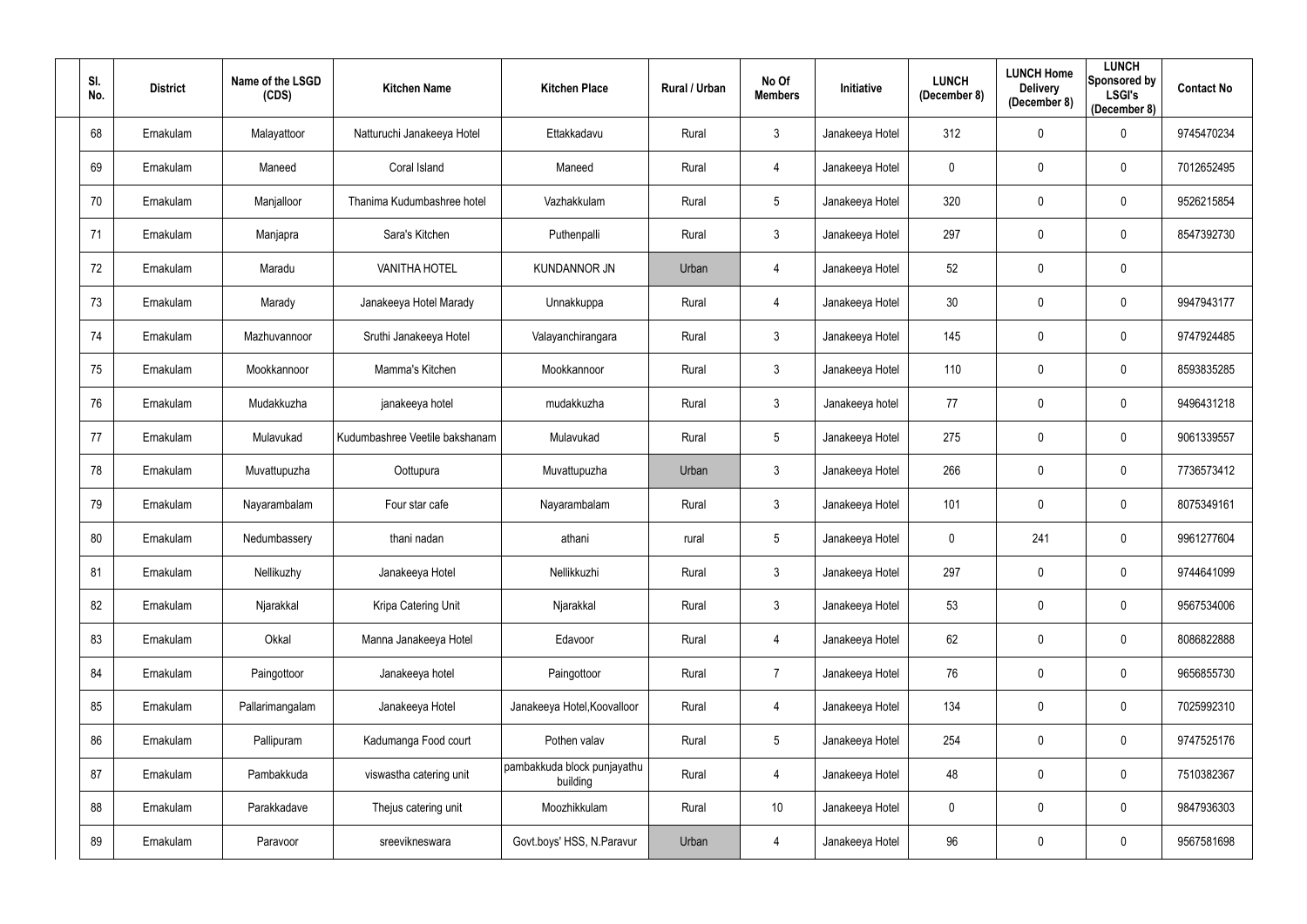| Sl. No. | District | Name of the LSGD (CDS) | Kitchen Name | Kitchen Place | Rural / Urban | No Of Members | Initiative | LUNCH (December 8) | LUNCH Home Delivery (December 8) | LUNCH Sponsored by LSGI's (December 8) | Contact No |
|---|---|---|---|---|---|---|---|---|---|---|---|
| 68 | Ernakulam | Malayattoor | Natturuchi Janakeeya Hotel | Ettakkadavu | Rural | 3 | Janakeeya Hotel | 312 | 0 | 0 | 9745470234 |
| 69 | Ernakulam | Maneed | Coral Island | Maneed | Rural | 4 | Janakeeya Hotel | 0 | 0 | 0 | 7012652495 |
| 70 | Ernakulam | Manjalloor | Thanima Kudumbashree hotel | Vazhakkulam | Rural | 5 | Janakeeya Hotel | 320 | 0 | 0 | 9526215854 |
| 71 | Ernakulam | Manjapra | Sara's Kitchen | Puthenpalli | Rural | 3 | Janakeeya Hotel | 297 | 0 | 0 | 8547392730 |
| 72 | Ernakulam | Maradu | VANITHA HOTEL | KUNDANNOR JN | Urban | 4 | Janakeeya Hotel | 52 | 0 | 0 | |
| 73 | Ernakulam | Marady | Janakeeya Hotel Marady | Unnakkuppa | Rural | 4 | Janakeeya Hotel | 30 | 0 | 0 | 9947943177 |
| 74 | Ernakulam | Mazhuvannoor | Sruthi Janakeeya Hotel | Valayanchirangara | Rural | 3 | Janakeeya Hotel | 145 | 0 | 0 | 9747924485 |
| 75 | Ernakulam | Mookkannoor | Mamma's Kitchen | Mookkannoor | Rural | 3 | Janakeeya Hotel | 110 | 0 | 0 | 8593835285 |
| 76 | Ernakulam | Mudakkuzha | janakeeya hotel | mudakkuzha | Rural | 3 | Janakeeya hotel | 77 | 0 | 0 | 9496431218 |
| 77 | Ernakulam | Mulavukad | Kudumbashree Veetile bakshanam | Mulavukad | Rural | 5 | Janakeeya Hotel | 275 | 0 | 0 | 9061339557 |
| 78 | Ernakulam | Muvattupuzha | Oottupura | Muvattupuzha | Urban | 3 | Janakeeya Hotel | 266 | 0 | 0 | 7736573412 |
| 79 | Ernakulam | Nayarambalam | Four star cafe | Nayarambalam | Rural | 3 | Janakeeya Hotel | 101 | 0 | 0 | 8075349161 |
| 80 | Ernakulam | Nedumbassery | thani nadan | athani | rural | 5 | Janakeeya Hotel | 0 | 241 | 0 | 9961277604 |
| 81 | Ernakulam | Nellikuzhy | Janakeeya Hotel | Nellikkuzhi | Rural | 3 | Janakeeya Hotel | 297 | 0 | 0 | 9744641099 |
| 82 | Ernakulam | Njarakkal | Kripa Catering Unit | Njarakkal | Rural | 3 | Janakeeya Hotel | 53 | 0 | 0 | 9567534006 |
| 83 | Ernakulam | Okkal | Manna Janakeeya Hotel | Edavoor | Rural | 4 | Janakeeya Hotel | 62 | 0 | 0 | 8086822888 |
| 84 | Ernakulam | Paingottoor | Janakeeya hotel | Paingottoor | Rural | 7 | Janakeeya Hotel | 76 | 0 | 0 | 9656855730 |
| 85 | Ernakulam | Pallarimangalam | Janakeeya Hotel | Janakeeya Hotel,Koovalloor | Rural | 4 | Janakeeya Hotel | 134 | 0 | 0 | 7025992310 |
| 86 | Ernakulam | Pallipuram | Kadumanga Food court | Pothen valav | Rural | 5 | Janakeeya Hotel | 254 | 0 | 0 | 9747525176 |
| 87 | Ernakulam | Pambakkuda | viswastha catering unit | pambakkuda block punjayathu building | Rural | 4 | Janakeeya Hotel | 48 | 0 | 0 | 7510382367 |
| 88 | Ernakulam | Parakkadave | Thejus catering unit | Moozhikkulam | Rural | 10 | Janakeeya Hotel | 0 | 0 | 0 | 9847936303 |
| 89 | Ernakulam | Paravoor | sreevikneswara | Govt.boys' HSS, N.Paravur | Urban | 4 | Janakeeya Hotel | 96 | 0 | 0 | 9567581698 |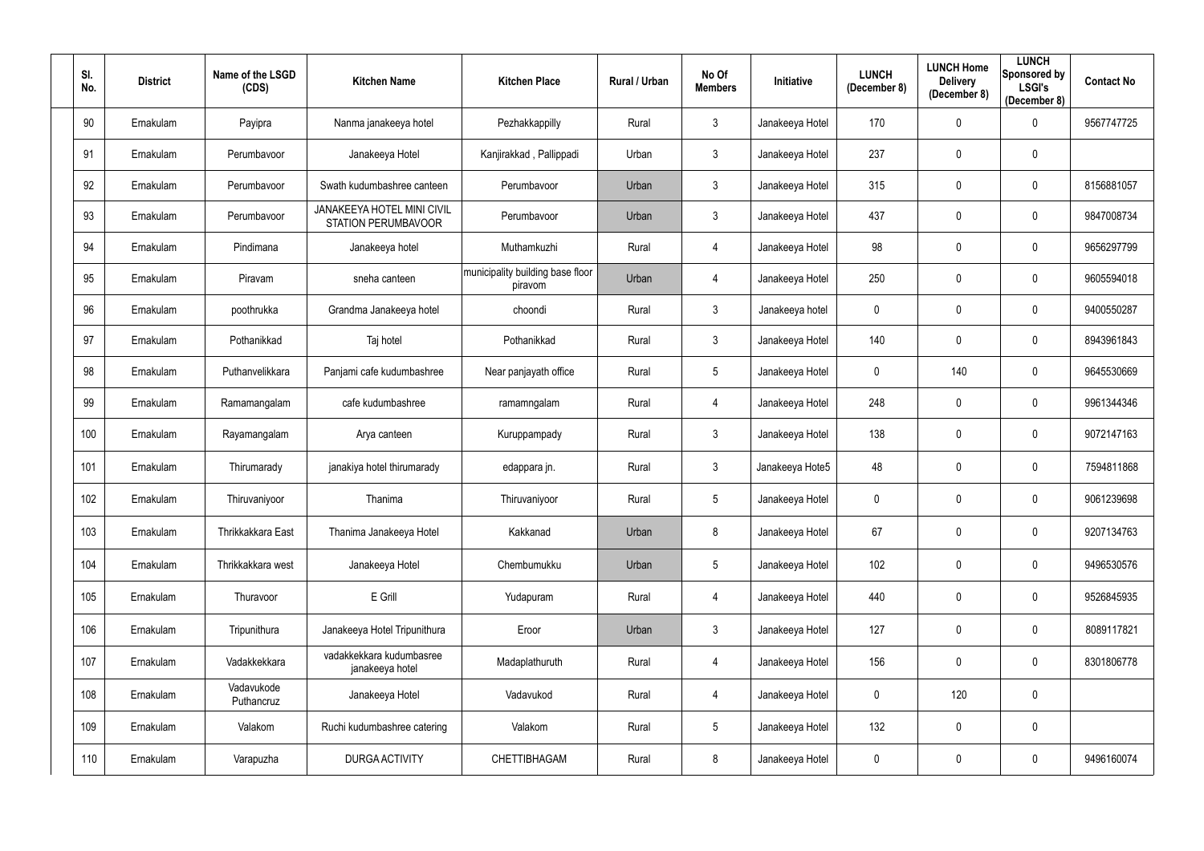| Sl. No. | District | Name of the LSGD (CDS) | Kitchen Name | Kitchen Place | Rural / Urban | No Of Members | Initiative | LUNCH (December 8) | LUNCH Home Delivery (December 8) | LUNCH Sponsored by LSGI's (December 8) | Contact No |
|---|---|---|---|---|---|---|---|---|---|---|---|
| 90 | Ernakulam | Payipra | Nanma janakeeya hotel | Pezhakkappilly | Rural | 3 | Janakeeya Hotel | 170 | 0 | 0 | 9567747725 |
| 91 | Ernakulam | Perumbavoor | Janakeeya Hotel | Kanjirakkad , Pallippadi | Urban | 3 | Janakeeya Hotel | 237 | 0 | 0 | |
| 92 | Ernakulam | Perumbavoor | Swath kudumbashree canteen | Perumbavoor | Urban | 3 | Janakeeya Hotel | 315 | 0 | 0 | 8156881057 |
| 93 | Ernakulam | Perumbavoor | JANAKEEYA HOTEL MINI CIVIL STATION PERUMBAVOOR | Perumbavoor | Urban | 3 | Janakeeya Hotel | 437 | 0 | 0 | 9847008734 |
| 94 | Ernakulam | Pindimana | Janakeeya hotel | Muthamkuzhi | Rural | 4 | Janakeeya Hotel | 98 | 0 | 0 | 9656297799 |
| 95 | Ernakulam | Piravam | sneha canteen | municipality building base floor piravom | Urban | 4 | Janakeeya Hotel | 250 | 0 | 0 | 9605594018 |
| 96 | Ernakulam | poothrukka | Grandma Janakeeya hotel | choondi | Rural | 3 | Janakeeya hotel | 0 | 0 | 0 | 9400550287 |
| 97 | Ernakulam | Pothanikkad | Taj hotel | Pothanikkad | Rural | 3 | Janakeeya Hotel | 140 | 0 | 0 | 8943961843 |
| 98 | Ernakulam | Puthanvelikkara | Panjami cafe kudumbashree | Near panjayath office | Rural | 5 | Janakeeya Hotel | 0 | 140 | 0 | 9645530669 |
| 99 | Ernakulam | Ramamangalam | cafe kudumbashree | ramamngalam | Rural | 4 | Janakeeya Hotel | 248 | 0 | 0 | 9961344346 |
| 100 | Ernakulam | Rayamangalam | Arya canteen | Kuruppampady | Rural | 3 | Janakeeya Hotel | 138 | 0 | 0 | 9072147163 |
| 101 | Ernakulam | Thirumarady | janakiya hotel thirumarady | edappara jn. | Rural | 3 | Janakeeya Hote5 | 48 | 0 | 0 | 7594811868 |
| 102 | Ernakulam | Thiruvaniyoor | Thanima | Thiruvaniyoor | Rural | 5 | Janakeeya Hotel | 0 | 0 | 0 | 9061239698 |
| 103 | Ernakulam | Thrikkakkara East | Thanima Janakeeya Hotel | Kakkanad | Urban | 8 | Janakeeya Hotel | 67 | 0 | 0 | 9207134763 |
| 104 | Ernakulam | Thrikkakkara west | Janakeeya Hotel | Chembumukku | Urban | 5 | Janakeeya Hotel | 102 | 0 | 0 | 9496530576 |
| 105 | Ernakulam | Thuravoor | E Grill | Yudapuram | Rural | 4 | Janakeeya Hotel | 440 | 0 | 0 | 9526845935 |
| 106 | Ernakulam | Tripunithura | Janakeeya Hotel Tripunithura | Eroor | Urban | 3 | Janakeeya Hotel | 127 | 0 | 0 | 8089117821 |
| 107 | Ernakulam | Vadakkekkara | vadakkekkara kudumbasree janakeeya hotel | Madaplathuruth | Rural | 4 | Janakeeya Hotel | 156 | 0 | 0 | 8301806778 |
| 108 | Ernakulam | Vadavukode Puthancruz | Janakeeya Hotel | Vadavukod | Rural | 4 | Janakeeya Hotel | 0 | 120 | 0 | |
| 109 | Ernakulam | Valakom | Ruchi kudumbashree catering | Valakom | Rural | 5 | Janakeeya Hotel | 132 | 0 | 0 | |
| 110 | Ernakulam | Varapuzha | DURGA ACTIVITY | CHETTIBHAGAM | Rural | 8 | Janakeeya Hotel | 0 | 0 | 0 | 9496160074 |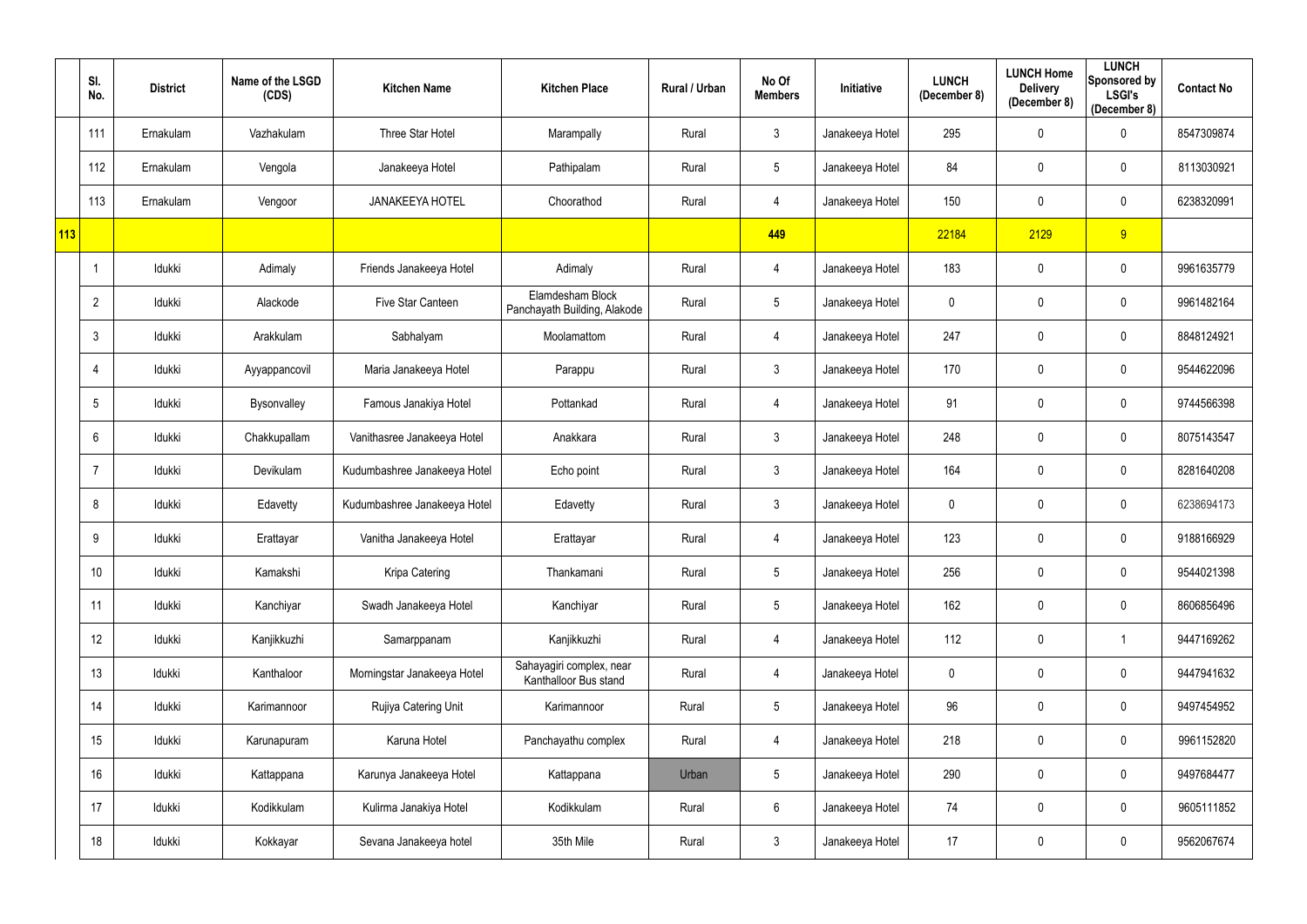| | Sl. No. | District | Name of the LSGD (CDS) | Kitchen Name | Kitchen Place | Rural / Urban | No Of Members | Initiative | LUNCH (December 8) | LUNCH Home Delivery (December 8) | LUNCH Sponsored by LSGI's (December 8) | Contact No |
|---|---|---|---|---|---|---|---|---|---|---|---|---|
| | 111 | Ernakulam | Vazhakulam | Three Star Hotel | Marampally | Rural | 3 | Janakeeya Hotel | 295 | 0 | 0 | 8547309874 |
| | 112 | Ernakulam | Vengola | Janakeeya Hotel | Pathipalam | Rural | 5 | Janakeeya Hotel | 84 | 0 | 0 | 8113030921 |
| | 113 | Ernakulam | Vengoor | JANAKEEYA HOTEL | Choorathod | Rural | 4 | Janakeeya Hotel | 150 | 0 | 0 | 6238320991 |
| 113 | | | | | | | 449 | | 22184 | 2129 | 9 | |
| | 1 | Idukki | Adimaly | Friends Janakeeya Hotel | Adimaly | Rural | 4 | Janakeeya Hotel | 183 | 0 | 0 | 9961635779 |
| | 2 | Idukki | Alackode | Five Star Canteen | Elamdesham Block Panchayath Building, Alakode | Rural | 5 | Janakeeya Hotel | 0 | 0 | 0 | 9961482164 |
| | 3 | Idukki | Arakkulam | Sabhalyam | Moolamattom | Rural | 4 | Janakeeya Hotel | 247 | 0 | 0 | 8848124921 |
| | 4 | Idukki | Ayyappancovil | Maria Janakeeya Hotel | Parappu | Rural | 3 | Janakeeya Hotel | 170 | 0 | 0 | 9544622096 |
| | 5 | Idukki | Bysonvalley | Famous Janakiya Hotel | Pottankad | Rural | 4 | Janakeeya Hotel | 91 | 0 | 0 | 9744566398 |
| | 6 | Idukki | Chakkupallam | Vanithasree Janakeeya Hotel | Anakkara | Rural | 3 | Janakeeya Hotel | 248 | 0 | 0 | 8075143547 |
| | 7 | Idukki | Devikulam | Kudumbashree Janakeeya Hotel | Echo point | Rural | 3 | Janakeeya Hotel | 164 | 0 | 0 | 8281640208 |
| | 8 | Idukki | Edavetty | Kudumbashree Janakeeya Hotel | Edavetty | Rural | 3 | Janakeeya Hotel | 0 | 0 | 0 | 6238694173 |
| | 9 | Idukki | Erattayar | Vanitha Janakeeya Hotel | Erattayar | Rural | 4 | Janakeeya Hotel | 123 | 0 | 0 | 9188166929 |
| | 10 | Idukki | Kamakshi | Kripa Catering | Thankamani | Rural | 5 | Janakeeya Hotel | 256 | 0 | 0 | 9544021398 |
| | 11 | Idukki | Kanchiyar | Swadh Janakeeya Hotel | Kanchiyar | Rural | 5 | Janakeeya Hotel | 162 | 0 | 0 | 8606856496 |
| | 12 | Idukki | Kanjikkuzhi | Samarppanam | Kanjikkuzhi | Rural | 4 | Janakeeya Hotel | 112 | 0 | 1 | 9447169262 |
| | 13 | Idukki | Kanthaloor | Morningstar Janakeeya Hotel | Sahayagiri complex, near Kanthalloor Bus stand | Rural | 4 | Janakeeya Hotel | 0 | 0 | 0 | 9447941632 |
| | 14 | Idukki | Karimannoor | Rujiya Catering Unit | Karimannoor | Rural | 5 | Janakeeya Hotel | 96 | 0 | 0 | 9497454952 |
| | 15 | Idukki | Karunapuram | Karuna Hotel | Panchayathu complex | Rural | 4 | Janakeeya Hotel | 218 | 0 | 0 | 9961152820 |
| | 16 | Idukki | Kattappana | Karunya Janakeeya Hotel | Kattappana | Urban | 5 | Janakeeya Hotel | 290 | 0 | 0 | 9497684477 |
| | 17 | Idukki | Kodikkulam | Kulirma Janakiya Hotel | Kodikkulam | Rural | 6 | Janakeeya Hotel | 74 | 0 | 0 | 9605111852 |
| | 18 | Idukki | Kokkayar | Sevana Janakeeya hotel | 35th Mile | Rural | 3 | Janakeeya Hotel | 17 | 0 | 0 | 9562067674 |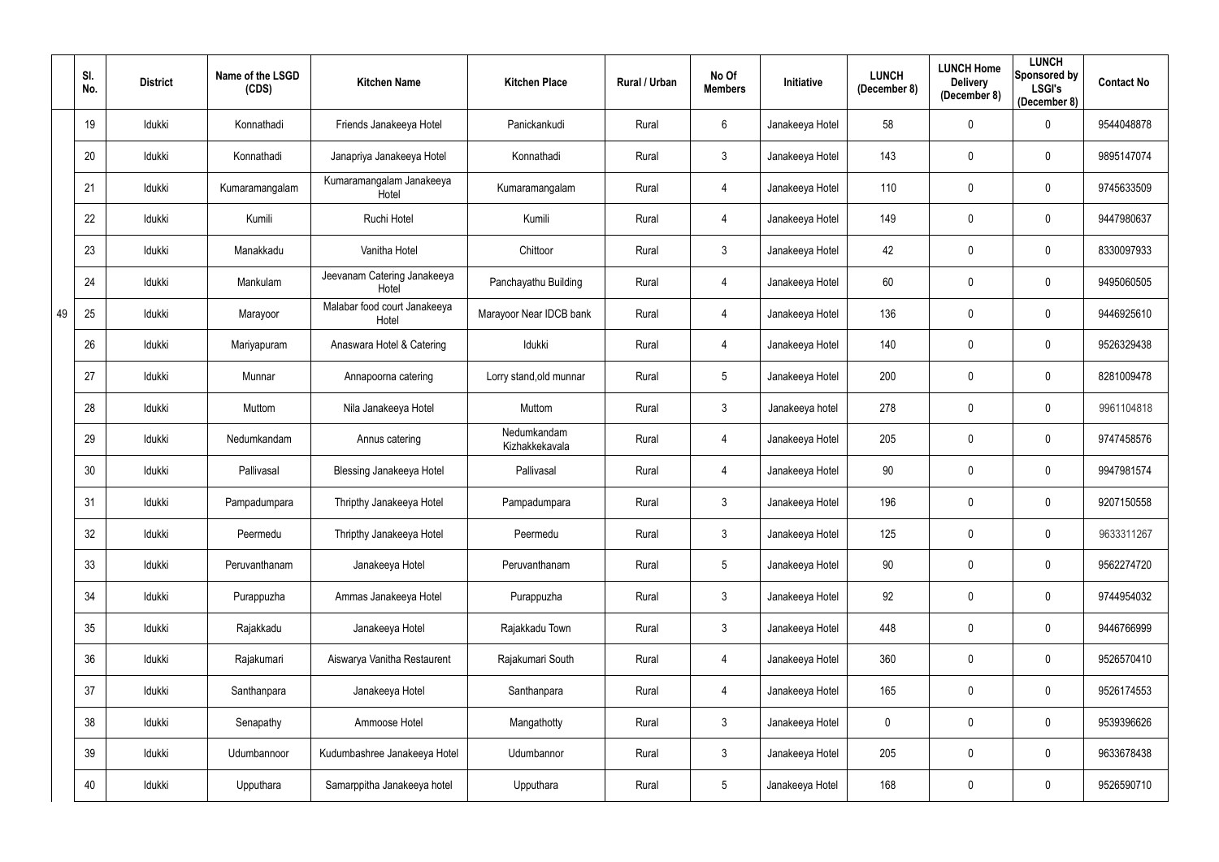| | Sl. No. | District | Name of the LSGD (CDS) | Kitchen Name | Kitchen Place | Rural / Urban | No Of Members | Initiative | LUNCH (December 8) | LUNCH Home Delivery (December 8) | LUNCH Sponsored by LSGI's (December 8) | Contact No |
|---|---|---|---|---|---|---|---|---|---|---|---|---|
| | 19 | Idukki | Konnathadi | Friends Janakeeya Hotel | Panickankudi | Rural | 6 | Janakeeya Hotel | 58 | 0 | 0 | 9544048878 |
| | 20 | Idukki | Konnathadi | Janapriya Janakeeya Hotel | Konnathadi | Rural | 3 | Janakeeya Hotel | 143 | 0 | 0 | 9895147074 |
| | 21 | Idukki | Kumaramangalam | Kumaramangalam Janakeeya Hotel | Kumaramangalam | Rural | 4 | Janakeeya Hotel | 110 | 0 | 0 | 9745633509 |
| | 22 | Idukki | Kumili | Ruchi Hotel | Kumili | Rural | 4 | Janakeeya Hotel | 149 | 0 | 0 | 9447980637 |
| | 23 | Idukki | Manakkadu | Vanitha Hotel | Chittoor | Rural | 3 | Janakeeya Hotel | 42 | 0 | 0 | 8330097933 |
| | 24 | Idukki | Mankulam | Jeevanam Catering Janakeeya Hotel | Panchayathu Building | Rural | 4 | Janakeeya Hotel | 60 | 0 | 0 | 9495060505 |
| 49 | 25 | Idukki | Marayoor | Malabar food court Janakeeya Hotel | Marayoor Near IDCB bank | Rural | 4 | Janakeeya Hotel | 136 | 0 | 0 | 9446925610 |
| | 26 | Idukki | Mariyapuram | Anaswara Hotel & Catering | Idukki | Rural | 4 | Janakeeya Hotel | 140 | 0 | 0 | 9526329438 |
| | 27 | Idukki | Munnar | Annapoorna catering | Lorry stand,old munnar | Rural | 5 | Janakeeya Hotel | 200 | 0 | 0 | 8281009478 |
| | 28 | Idukki | Muttom | Nila Janakeeya Hotel | Muttom | Rural | 3 | Janakeeya hotel | 278 | 0 | 0 | 9961104818 |
| | 29 | Idukki | Nedumkandam | Annus catering | Nedumkandam Kizhakkekavala | Rural | 4 | Janakeeya Hotel | 205 | 0 | 0 | 9747458576 |
| | 30 | Idukki | Pallivasal | Blessing Janakeeya Hotel | Pallivasal | Rural | 4 | Janakeeya Hotel | 90 | 0 | 0 | 9947981574 |
| | 31 | Idukki | Pampadumpara | Thripthy Janakeeya Hotel | Pampadumpara | Rural | 3 | Janakeeya Hotel | 196 | 0 | 0 | 9207150558 |
| | 32 | Idukki | Peermedu | Thripthy Janakeeya Hotel | Peermedu | Rural | 3 | Janakeeya Hotel | 125 | 0 | 0 | 9633311267 |
| | 33 | Idukki | Peruvanthanam | Janakeeya Hotel | Peruvanthanam | Rural | 5 | Janakeeya Hotel | 90 | 0 | 0 | 9562274720 |
| | 34 | Idukki | Purappuzha | Ammas Janakeeya Hotel | Purappuzha | Rural | 3 | Janakeeya Hotel | 92 | 0 | 0 | 9744954032 |
| | 35 | Idukki | Rajakkadu | Janakeeya Hotel | Rajakkadu Town | Rural | 3 | Janakeeya Hotel | 448 | 0 | 0 | 9446766999 |
| | 36 | Idukki | Rajakumari | Aiswarya Vanitha Restaurent | Rajakumari South | Rural | 4 | Janakeeya Hotel | 360 | 0 | 0 | 9526570410 |
| | 37 | Idukki | Santhanpara | Janakeeya Hotel | Santhanpara | Rural | 4 | Janakeeya Hotel | 165 | 0 | 0 | 9526174553 |
| | 38 | Idukki | Senapathy | Ammoose Hotel | Mangathotty | Rural | 3 | Janakeeya Hotel | 0 | 0 | 0 | 9539396626 |
| | 39 | Idukki | Udumbannoor | Kudumbashree Janakeeya Hotel | Udumbannor | Rural | 3 | Janakeeya Hotel | 205 | 0 | 0 | 9633678438 |
| | 40 | Idukki | Upputhara | Samarppitha Janakeeya hotel | Upputhara | Rural | 5 | Janakeeya Hotel | 168 | 0 | 0 | 9526590710 |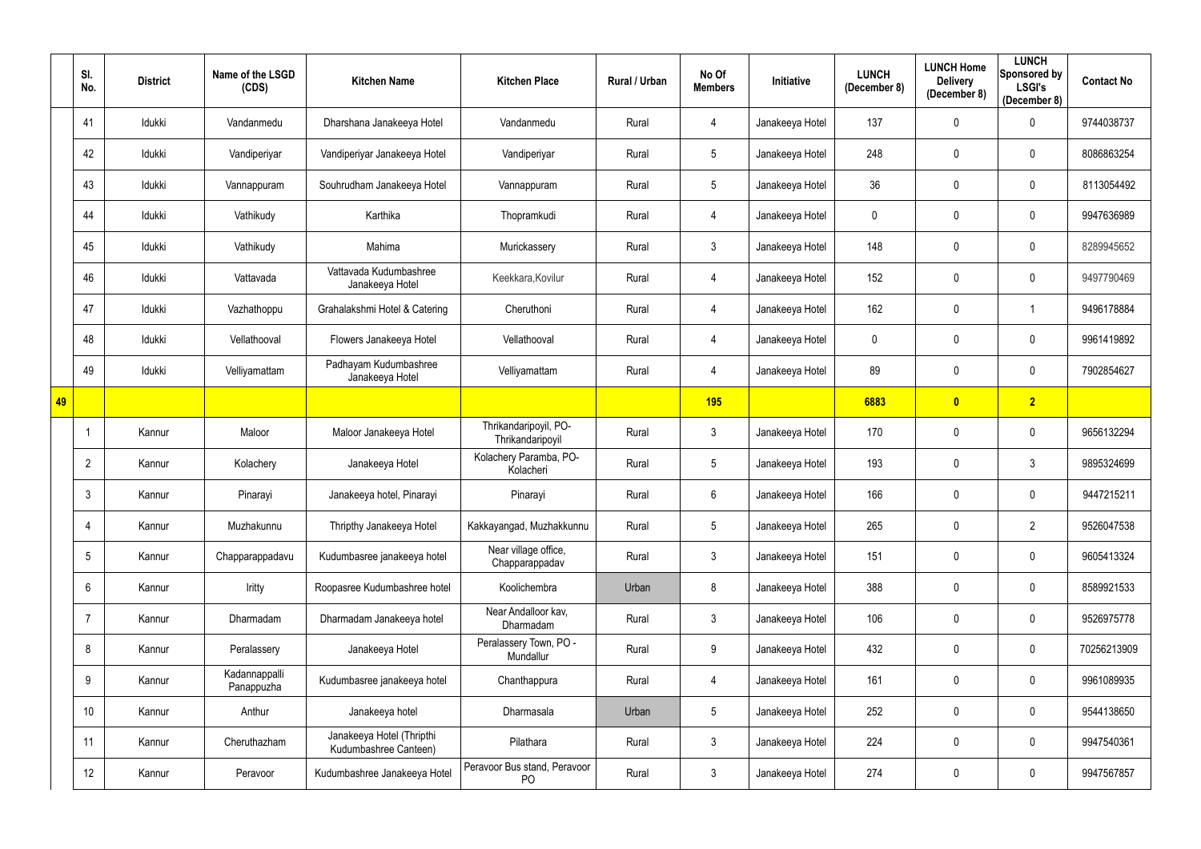| | Sl. No. | District | Name of the LSGD (CDS) | Kitchen Name | Kitchen Place | Rural / Urban | No Of Members | Initiative | LUNCH (December 8) | LUNCH Home Delivery (December 8) | LUNCH Sponsored by LSGI's (December 8) | Contact No |
|---|---|---|---|---|---|---|---|---|---|---|---|---|
| | 41 | Idukki | Vandanmedu | Dharshana Janakeeya Hotel | Vandanmedu | Rural | 4 | Janakeeya Hotel | 137 | 0 | 0 | 9744038737 |
| | 42 | Idukki | Vandiperiyar | Vandiperiyar Janakeeya Hotel | Vandiperiyar | Rural | 5 | Janakeeya Hotel | 248 | 0 | 0 | 8086863254 |
| | 43 | Idukki | Vannappuram | Souhrudham Janakeeya Hotel | Vannappuram | Rural | 5 | Janakeeya Hotel | 36 | 0 | 0 | 8113054492 |
| | 44 | Idukki | Vathikudy | Karthika | Thopramkudi | Rural | 4 | Janakeeya Hotel | 0 | 0 | 0 | 9947636989 |
| | 45 | Idukki | Vathikudy | Mahima | Murickassery | Rural | 3 | Janakeeya Hotel | 148 | 0 | 0 | 8289945652 |
| | 46 | Idukki | Vattavada | Vattavada Kudumbashree Janakeeya Hotel | Keekkara,Kovilur | Rural | 4 | Janakeeya Hotel | 152 | 0 | 0 | 9497790469 |
| | 47 | Idukki | Vazhathoppu | Grahalakshmi Hotel & Catering | Cheruthoni | Rural | 4 | Janakeeya Hotel | 162 | 0 | 1 | 9496178884 |
| | 48 | Idukki | Vellathooval | Flowers Janakeeya Hotel | Vellathooval | Rural | 4 | Janakeeya Hotel | 0 | 0 | 0 | 9961419892 |
| | 49 | Idukki | Velliyamattam | Padhayam Kudumbashree Janakeeya Hotel | Velliyamattam | Rural | 4 | Janakeeya Hotel | 89 | 0 | 0 | 7902854627 |
| **49** | | | | | | | **195** | | **6883** | **0** | **2** | |
| | 1 | Kannur | Maloor | Maloor Janakeeya Hotel | Thrikandaripoyil, PO-Thrikandaripoyil | Rural | 3 | Janakeeya Hotel | 170 | 0 | 0 | 9656132294 |
| | 2 | Kannur | Kolachery | Janakeeya Hotel | Kolachery Paramba, PO-Kolacheri | Rural | 5 | Janakeeya Hotel | 193 | 0 | 3 | 9895324699 |
| | 3 | Kannur | Pinarayi | Janakeeya hotel, Pinarayi | Pinarayi | Rural | 6 | Janakeeya Hotel | 166 | 0 | 0 | 9447215211 |
| | 4 | Kannur | Muzhakunnu | Thripthy Janakeeya Hotel | Kakkayangad, Muzhakkunnu | Rural | 5 | Janakeeya Hotel | 265 | 0 | 2 | 9526047538 |
| | 5 | Kannur | Chapparappadavu | Kudumbasree janakeeya hotel | Near village office, Chapparappadav | Rural | 3 | Janakeeya Hotel | 151 | 0 | 0 | 9605413324 |
| | 6 | Kannur | Iritty | Roopasree Kudumbashree hotel | Koolichembra | Urban | 8 | Janakeeya Hotel | 388 | 0 | 0 | 8589921533 |
| | 7 | Kannur | Dharmadam | Dharmadam Janakeeya hotel | Near Andalloor kav, Dharmadam | Rural | 3 | Janakeeya Hotel | 106 | 0 | 0 | 9526975778 |
| | 8 | Kannur | Peralassery | Janakeeya Hotel | Peralassery Town, PO - Mundallur | Rural | 9 | Janakeeya Hotel | 432 | 0 | 0 | 70256213909 |
| | 9 | Kannur | Kadannappalli Panappuzha | Kudumbasree janakeeya hotel | Chanthappura | Rural | 4 | Janakeeya Hotel | 161 | 0 | 0 | 9961089935 |
| | 10 | Kannur | Anthur | Janakeeya hotel | Dharmasala | Urban | 5 | Janakeeya Hotel | 252 | 0 | 0 | 9544138650 |
| | 11 | Kannur | Cheruthazham | Janakeeya Hotel (Thripthi Kudumbashree Canteen) | Pilathara | Rural | 3 | Janakeeya Hotel | 224 | 0 | 0 | 9947540361 |
| | 12 | Kannur | Peravoor | Kudumbashree Janakeeya Hotel | Peravoor Bus stand, Peravoor PO | Rural | 3 | Janakeeya Hotel | 274 | 0 | 0 | 9947567857 |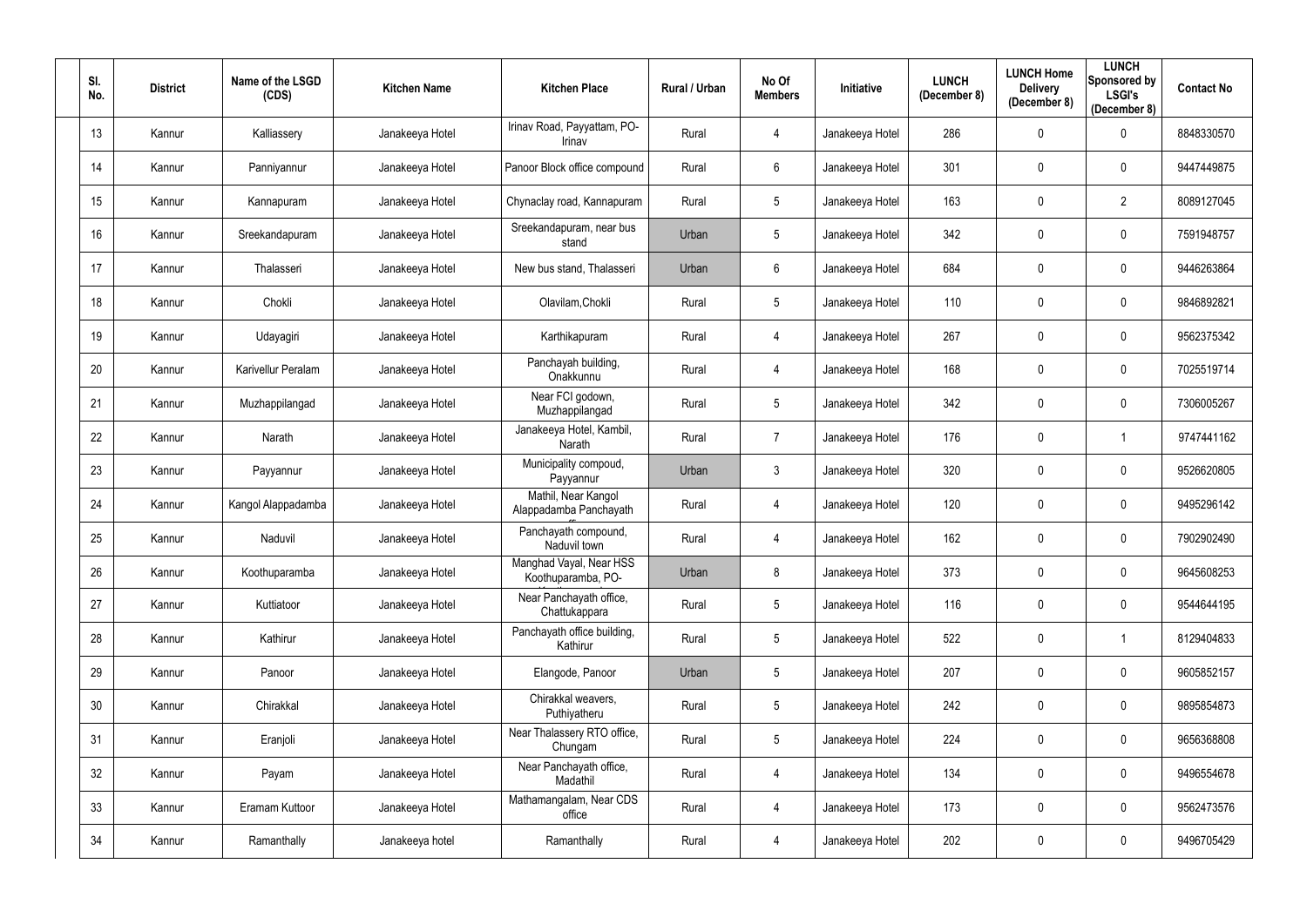| Sl. No. | District | Name of the LSGD (CDS) | Kitchen Name | Kitchen Place | Rural / Urban | No Of Members | Initiative | LUNCH (December 8) | LUNCH Home Delivery (December 8) | LUNCH Sponsored by LSGI's (December 8) | Contact No |
|---|---|---|---|---|---|---|---|---|---|---|---|
| 13 | Kannur | Kalliassery | Janakeeya Hotel | Irinav Road, Payyattam, PO-Irinav | Rural | 4 | Janakeeya Hotel | 286 | 0 | 0 | 8848330570 |
| 14 | Kannur | Panniyannur | Janakeeya Hotel | Panoor Block office compound | Rural | 6 | Janakeeya Hotel | 301 | 0 | 0 | 9447449875 |
| 15 | Kannur | Kannapuram | Janakeeya Hotel | Chynaclay road, Kannapuram | Rural | 5 | Janakeeya Hotel | 163 | 0 | 2 | 8089127045 |
| 16 | Kannur | Sreekandapuram | Janakeeya Hotel | Sreekandapuram, near bus stand | Urban | 5 | Janakeeya Hotel | 342 | 0 | 0 | 7591948757 |
| 17 | Kannur | Thalasseri | Janakeeya Hotel | New bus stand, Thalasseri | Urban | 6 | Janakeeya Hotel | 684 | 0 | 0 | 9446263864 |
| 18 | Kannur | Chokli | Janakeeya Hotel | Olavilam,Chokli | Rural | 5 | Janakeeya Hotel | 110 | 0 | 0 | 9846892821 |
| 19 | Kannur | Udayagiri | Janakeeya Hotel | Karthikapuram | Rural | 4 | Janakeeya Hotel | 267 | 0 | 0 | 9562375342 |
| 20 | Kannur | Karivellur Peralam | Janakeeya Hotel | Panchayah building, Onakkunnu | Rural | 4 | Janakeeya Hotel | 168 | 0 | 0 | 7025519714 |
| 21 | Kannur | Muzhappilangad | Janakeeya Hotel | Near FCI godown, Muzhappilangad | Rural | 5 | Janakeeya Hotel | 342 | 0 | 0 | 7306005267 |
| 22 | Kannur | Narath | Janakeeya Hotel | Janakeeya Hotel, Kambil, Narath | Rural | 7 | Janakeeya Hotel | 176 | 0 | 1 | 9747441162 |
| 23 | Kannur | Payyannur | Janakeeya Hotel | Municipality compoud, Payyannur | Urban | 3 | Janakeeya Hotel | 320 | 0 | 0 | 9526620805 |
| 24 | Kannur | Kangol Alappadamba | Janakeeya Hotel | Mathil, Near Kangol Alappadamba Panchayath | Rural | 4 | Janakeeya Hotel | 120 | 0 | 0 | 9495296142 |
| 25 | Kannur | Naduvil | Janakeeya Hotel | Panchayath compound, Naduvil town | Rural | 4 | Janakeeya Hotel | 162 | 0 | 0 | 7902902490 |
| 26 | Kannur | Koothuparamba | Janakeeya Hotel | Manghad Vayal, Near HSS Koothuparamba, PO- | Urban | 8 | Janakeeya Hotel | 373 | 0 | 0 | 9645608253 |
| 27 | Kannur | Kuttiatoor | Janakeeya Hotel | Near Panchayath office, Chattukappara | Rural | 5 | Janakeeya Hotel | 116 | 0 | 0 | 9544644195 |
| 28 | Kannur | Kathirur | Janakeeya Hotel | Panchayath office building, Kathirur | Rural | 5 | Janakeeya Hotel | 522 | 0 | 1 | 8129404833 |
| 29 | Kannur | Panoor | Janakeeya Hotel | Elangode, Panoor | Urban | 5 | Janakeeya Hotel | 207 | 0 | 0 | 9605852157 |
| 30 | Kannur | Chirakkal | Janakeeya Hotel | Chirakkal weavers, Puthiyatheru | Rural | 5 | Janakeeya Hotel | 242 | 0 | 0 | 9895854873 |
| 31 | Kannur | Eranjoli | Janakeeya Hotel | Near Thalassery RTO office, Chungam | Rural | 5 | Janakeeya Hotel | 224 | 0 | 0 | 9656368808 |
| 32 | Kannur | Payam | Janakeeya Hotel | Near Panchayath office, Madathil | Rural | 4 | Janakeeya Hotel | 134 | 0 | 0 | 9496554678 |
| 33 | Kannur | Eramam Kuttoor | Janakeeya Hotel | Mathamangalam, Near CDS office | Rural | 4 | Janakeeya Hotel | 173 | 0 | 0 | 9562473576 |
| 34 | Kannur | Ramanthally | Janakeeya hotel | Ramanthally | Rural | 4 | Janakeeya Hotel | 202 | 0 | 0 | 9496705429 |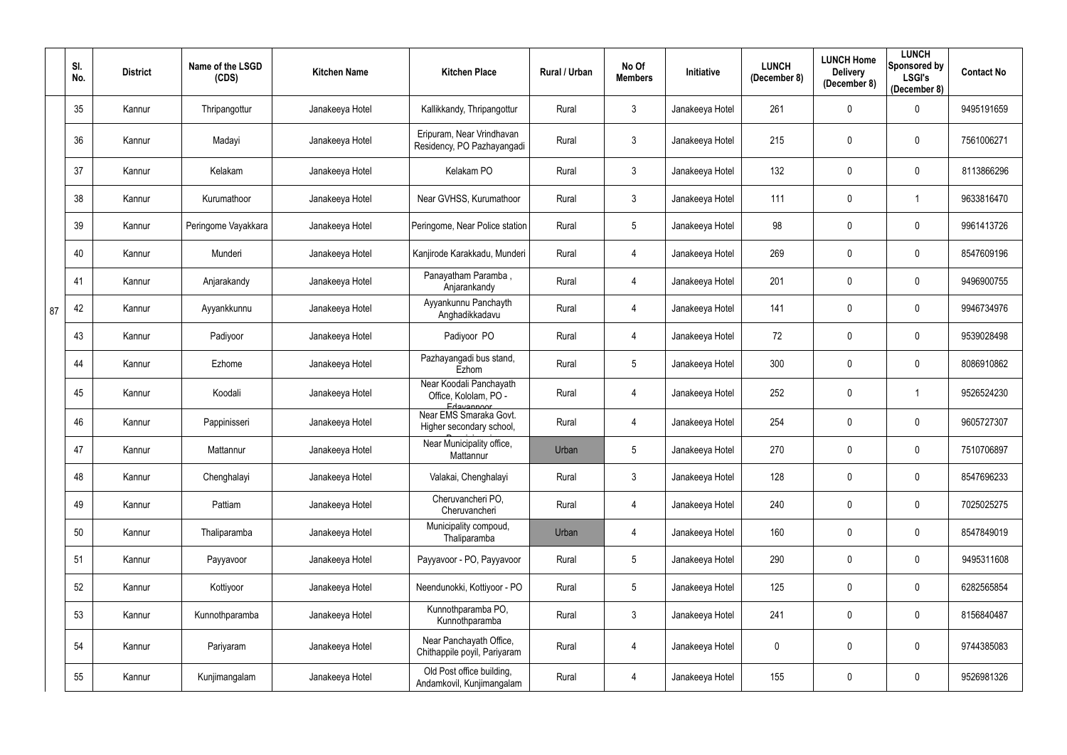| | Sl. No. | District | Name of the LSGD (CDS) | Kitchen Name | Kitchen Place | Rural / Urban | No Of Members | Initiative | LUNCH (December 8) | LUNCH Home Delivery (December 8) | LUNCH Sponsored by LSGI's (December 8) | Contact No |
|---|---|---|---|---|---|---|---|---|---|---|---|---|
| 87 | 35 | Kannur | Thripangottur | Janakeeya Hotel | Kallikkandy, Thripangottur | Rural | 3 | Janakeeya Hotel | 261 | 0 | 0 | 9495191659 |
| | 36 | Kannur | Madayi | Janakeeya Hotel | Eripuram, Near Vrindhavan Residency, PO Pazhayangadi | Rural | 3 | Janakeeya Hotel | 215 | 0 | 0 | 7561006271 |
| | 37 | Kannur | Kelakam | Janakeeya Hotel | Kelakam PO | Rural | 3 | Janakeeya Hotel | 132 | 0 | 0 | 8113866296 |
| | 38 | Kannur | Kurumathoor | Janakeeya Hotel | Near GVHSS, Kurumathoor | Rural | 3 | Janakeeya Hotel | 111 | 0 | 1 | 9633816470 |
| | 39 | Kannur | Peringome Vayakkara | Janakeeya Hotel | Peringome, Near Police station | Rural | 5 | Janakeeya Hotel | 98 | 0 | 0 | 9961413726 |
| | 40 | Kannur | Munderi | Janakeeya Hotel | Kanjirode Karakkadu, Munderi | Rural | 4 | Janakeeya Hotel | 269 | 0 | 0 | 8547609196 |
| | 41 | Kannur | Anjarakandy | Janakeeya Hotel | Panayatham Paramba , Anjarankandy | Rural | 4 | Janakeeya Hotel | 201 | 0 | 0 | 9496900755 |
| | 42 | Kannur | Ayyankkunnu | Janakeeya Hotel | Ayyankunnu Panchayth Anghadikkadavu | Rural | 4 | Janakeeya Hotel | 141 | 0 | 0 | 9946734976 |
| | 43 | Kannur | Padiyoor | Janakeeya Hotel | Padiyoor PO | Rural | 4 | Janakeeya Hotel | 72 | 0 | 0 | 9539028498 |
| | 44 | Kannur | Ezhome | Janakeeya Hotel | Pazhayangadi bus stand, Ezhom | Rural | 5 | Janakeeya Hotel | 300 | 0 | 0 | 8086910862 |
| | 45 | Kannur | Koodali | Janakeeya Hotel | Near Koodali Panchayath Office, Kololam, PO - Edayannoor | Rural | 4 | Janakeeya Hotel | 252 | 0 | 1 | 9526524230 |
| | 46 | Kannur | Pappinisseri | Janakeeya Hotel | Near EMS Smaraka Govt. Higher secondary school, | Rural | 4 | Janakeeya Hotel | 254 | 0 | 0 | 9605727307 |
| | 47 | Kannur | Mattannur | Janakeeya Hotel | Near Municipality office, Mattannur | Urban | 5 | Janakeeya Hotel | 270 | 0 | 0 | 7510706897 |
| | 48 | Kannur | Chenghalayi | Janakeeya Hotel | Valakai, Chenghalayi | Rural | 3 | Janakeeya Hotel | 128 | 0 | 0 | 8547696233 |
| | 49 | Kannur | Pattiam | Janakeeya Hotel | Cheruvancheri PO, Cheruvancheri | Rural | 4 | Janakeeya Hotel | 240 | 0 | 0 | 7025025275 |
| | 50 | Kannur | Thaliparamba | Janakeeya Hotel | Municipality compoud, Thaliparamba | Urban | 4 | Janakeeya Hotel | 160 | 0 | 0 | 8547849019 |
| | 51 | Kannur | Payyavoor | Janakeeya Hotel | Payyavoor - PO, Payyavoor | Rural | 5 | Janakeeya Hotel | 290 | 0 | 0 | 9495311608 |
| | 52 | Kannur | Kottiyoor | Janakeeya Hotel | Neendunokki, Kottiyoor - PO | Rural | 5 | Janakeeya Hotel | 125 | 0 | 0 | 6282565854 |
| | 53 | Kannur | Kunnothparamba | Janakeeya Hotel | Kunnothparamba PO, Kunnothparamba | Rural | 3 | Janakeeya Hotel | 241 | 0 | 0 | 8156840487 |
| | 54 | Kannur | Pariyaram | Janakeeya Hotel | Near Panchayath Office, Chithappile poyil, Pariyaram | Rural | 4 | Janakeeya Hotel | 0 | 0 | 0 | 9744385083 |
| | 55 | Kannur | Kunjimangalam | Janakeeya Hotel | Old Post office building, Andamkovil, Kunjimangalam | Rural | 4 | Janakeeya Hotel | 155 | 0 | 0 | 9526981326 |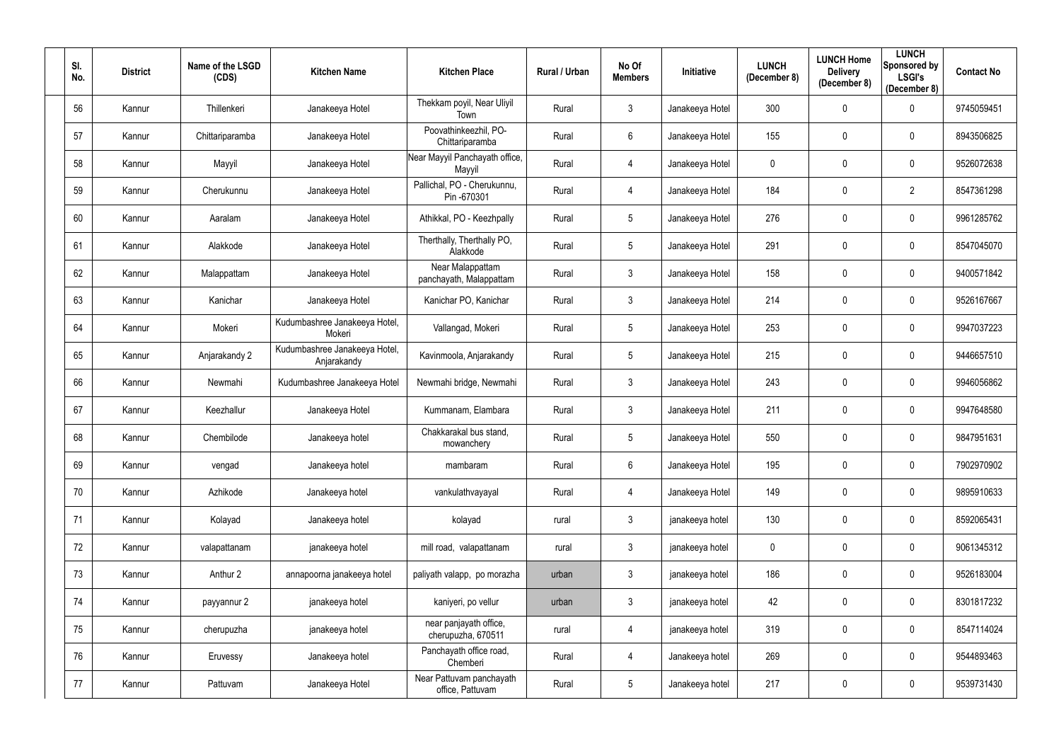| Sl. No. | District | Name of the LSGD (CDS) | Kitchen Name | Kitchen Place | Rural / Urban | No Of Members | Initiative | LUNCH (December 8) | LUNCH Home Delivery (December 8) | LUNCH Sponsored by LSGI's (December 8) | Contact No |
|---|---|---|---|---|---|---|---|---|---|---|---|
| 56 | Kannur | Thillenkeri | Janakeeya Hotel | Thekkam poyil, Near Uliyil Town | Rural | 3 | Janakeeya Hotel | 300 | 0 | 0 | 9745059451 |
| 57 | Kannur | Chittariparamba | Janakeeya Hotel | Poovathinkeezhil, PO-Chittariparamba | Rural | 6 | Janakeeya Hotel | 155 | 0 | 0 | 8943506825 |
| 58 | Kannur | Mayyil | Janakeeya Hotel | Near Mayyil Panchayath office, Mayyil | Rural | 4 | Janakeeya Hotel | 0 | 0 | 0 | 9526072638 |
| 59 | Kannur | Cherukunnu | Janakeeya Hotel | Pallichal, PO - Cherukunnu, Pin -670301 | Rural | 4 | Janakeeya Hotel | 184 | 0 | 2 | 8547361298 |
| 60 | Kannur | Aaralam | Janakeeya Hotel | Athikkal, PO - Keezhpally | Rural | 5 | Janakeeya Hotel | 276 | 0 | 0 | 9961285762 |
| 61 | Kannur | Alakkode | Janakeeya Hotel | Therthally, Therthally PO, Alakkode | Rural | 5 | Janakeeya Hotel | 291 | 0 | 0 | 8547045070 |
| 62 | Kannur | Malappattam | Janakeeya Hotel | Near Malappattam panchayath, Malappattam | Rural | 3 | Janakeeya Hotel | 158 | 0 | 0 | 9400571842 |
| 63 | Kannur | Kanichar | Janakeeya Hotel | Kanichar PO, Kanichar | Rural | 3 | Janakeeya Hotel | 214 | 0 | 0 | 9526167667 |
| 64 | Kannur | Mokeri | Kudumbashree Janakeeya Hotel, Mokeri | Vallangad, Mokeri | Rural | 5 | Janakeeya Hotel | 253 | 0 | 0 | 9947037223 |
| 65 | Kannur | Anjarakandy 2 | Kudumbashree Janakeeya Hotel, Anjarakandy | Kavinmoola, Anjarakandy | Rural | 5 | Janakeeya Hotel | 215 | 0 | 0 | 9446657510 |
| 66 | Kannur | Newmahi | Kudumbashree Janakeeya Hotel | Newmahi bridge, Newmahi | Rural | 3 | Janakeeya Hotel | 243 | 0 | 0 | 9946056862 |
| 67 | Kannur | Keezhallur | Janakeeya Hotel | Kummanam, Elambara | Rural | 3 | Janakeeya Hotel | 211 | 0 | 0 | 9947648580 |
| 68 | Kannur | Chembilode | Janakeeya hotel | Chakkarakal bus stand, mowanchery | Rural | 5 | Janakeeya Hotel | 550 | 0 | 0 | 9847951631 |
| 69 | Kannur | vengad | Janakeeya hotel | mambaram | Rural | 6 | Janakeeya Hotel | 195 | 0 | 0 | 7902970902 |
| 70 | Kannur | Azhikode | Janakeeya hotel | vankulathvayayal | Rural | 4 | Janakeeya Hotel | 149 | 0 | 0 | 9895910633 |
| 71 | Kannur | Kolayad | Janakeeya hotel | kolayad | rural | 3 | janakeeya hotel | 130 | 0 | 0 | 8592065431 |
| 72 | Kannur | valapattanam | janakeeya hotel | mill road, valapattanam | rural | 3 | janakeeya hotel | 0 | 0 | 0 | 9061345312 |
| 73 | Kannur | Anthur 2 | annapoorna janakeeya hotel | paliyath valapp, po morazha | urban | 3 | janakeeya hotel | 186 | 0 | 0 | 9526183004 |
| 74 | Kannur | payyannur 2 | janakeeya hotel | kaniyeri, po vellur | urban | 3 | janakeeya hotel | 42 | 0 | 0 | 8301817232 |
| 75 | Kannur | cherupuzha | janakeeya hotel | near panjayath office, cherupuzha, 670511 | rural | 4 | janakeeya hotel | 319 | 0 | 0 | 8547114024 |
| 76 | Kannur | Eruvessy | Janakeeya hotel | Panchayath office road, Chemberi | Rural | 4 | Janakeeya hotel | 269 | 0 | 0 | 9544893463 |
| 77 | Kannur | Pattuvam | Janakeeya Hotel | Near Pattuvam panchayath office, Pattuvam | Rural | 5 | Janakeeya hotel | 217 | 0 | 0 | 9539731430 |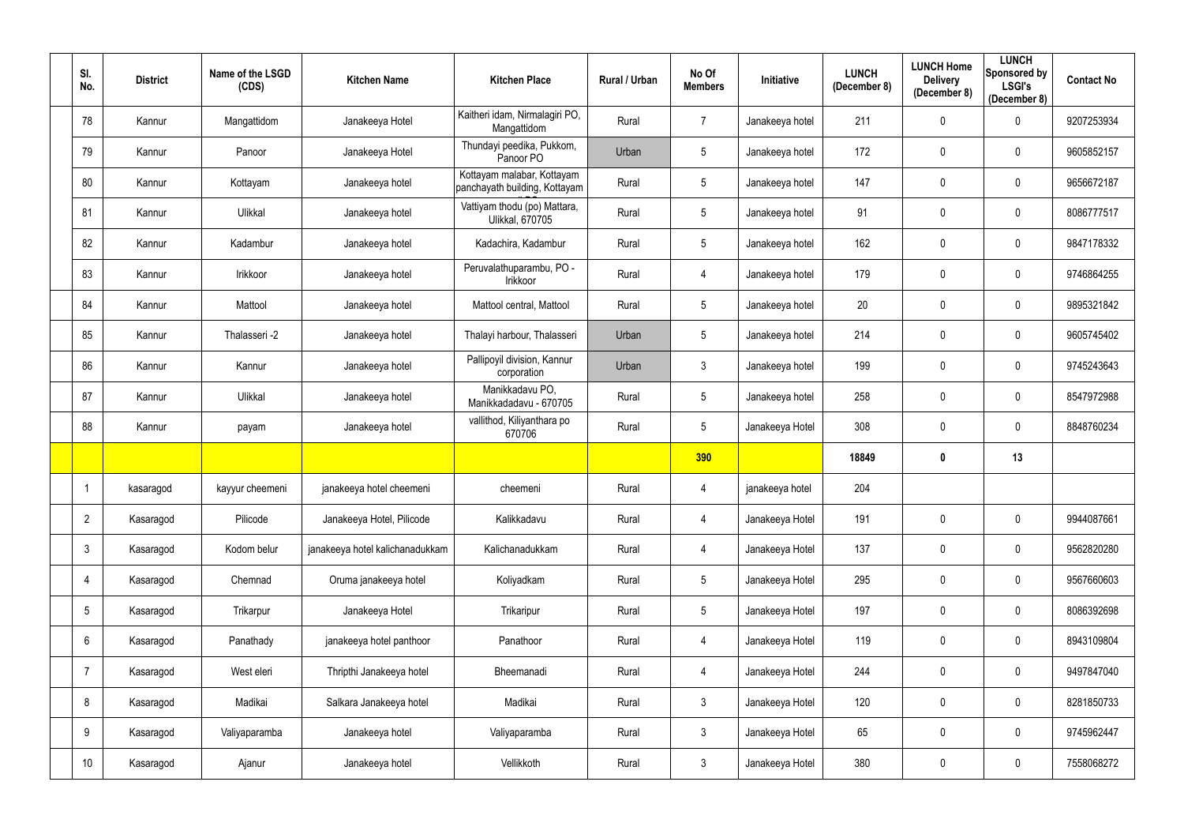| Sl. No. | District | Name of the LSGD (CDS) | Kitchen Name | Kitchen Place | Rural / Urban | No Of Members | Initiative | LUNCH (December 8) | LUNCH Home Delivery (December 8) | LUNCH Sponsored by LSGI's (December 8) | Contact No |
|---|---|---|---|---|---|---|---|---|---|---|---|
| 78 | Kannur | Mangattidom | Janakeeya Hotel | Kaitheri idam, Nirmalagiri PO, Mangattidom | Rural | 7 | Janakeeya hotel | 211 | 0 | 0 | 9207253934 |
| 79 | Kannur | Panoor | Janakeeya Hotel | Thundayi peedika, Pukkom, Panoor PO | Urban | 5 | Janakeeya hotel | 172 | 0 | 0 | 9605852157 |
| 80 | Kannur | Kottayam | Janakeeya hotel | Kottayam malabar, Kottayam panchayath building, Kottayam | Rural | 5 | Janakeeya hotel | 147 | 0 | 0 | 9656672187 |
| 81 | Kannur | Ulikkal | Janakeeya hotel | Vattiyam thodu (po) Mattara, Ulikkal, 670705 | Rural | 5 | Janakeeya hotel | 91 | 0 | 0 | 8086777517 |
| 82 | Kannur | Kadambur | Janakeeya hotel | Kadachira, Kadambur | Rural | 5 | Janakeeya hotel | 162 | 0 | 0 | 9847178332 |
| 83 | Kannur | Irikkoor | Janakeeya hotel | Peruvalathuparambu, PO - Irikkoor | Rural | 4 | Janakeeya hotel | 179 | 0 | 0 | 9746864255 |
| 84 | Kannur | Mattool | Janakeeya hotel | Mattool central, Mattool | Rural | 5 | Janakeeya hotel | 20 | 0 | 0 | 9895321842 |
| 85 | Kannur | Thalasseri -2 | Janakeeya hotel | Thalayi harbour, Thalasseri | Urban | 5 | Janakeeya hotel | 214 | 0 | 0 | 9605745402 |
| 86 | Kannur | Kannur | Janakeeya hotel | Pallipoyil division, Kannur corporation | Urban | 3 | Janakeeya hotel | 199 | 0 | 0 | 9745243643 |
| 87 | Kannur | Ulikkal | Janakeeya hotel | Manikkadavu PO, Manikkadadavu - 670705 | Rural | 5 | Janakeeya hotel | 258 | 0 | 0 | 8547972988 |
| 88 | Kannur | payam | Janakeeya hotel | vallithod, Kiliyanthara po 670706 | Rural | 5 | Janakeeya Hotel | 308 | 0 | 0 | 8848760234 |
| | | | | | | **390** | | **18849** | **0** | **13** | |
| 1 | kasaragod | kayyur cheemeni | janakeeya hotel cheemeni | cheemeni | Rural | 4 | janakeeya hotel | 204 | | | |
| 2 | Kasaragod | Pilicode | Janakeeya Hotel, Pilicode | Kalikkadavu | Rural | 4 | Janakeeya Hotel | 191 | 0 | 0 | 9944087661 |
| 3 | Kasaragod | Kodom belur | janakeeya hotel kalichanadukkam | Kalichanadukkam | Rural | 4 | Janakeeya Hotel | 137 | 0 | 0 | 9562820280 |
| 4 | Kasaragod | Chemnad | Oruma janakeeya hotel | Koliyadkam | Rural | 5 | Janakeeya Hotel | 295 | 0 | 0 | 9567660603 |
| 5 | Kasaragod | Trikarpur | Janakeeya Hotel | Trikaripur | Rural | 5 | Janakeeya Hotel | 197 | 0 | 0 | 8086392698 |
| 6 | Kasaragod | Panathady | janakeeya hotel panthoor | Panathoor | Rural | 4 | Janakeeya Hotel | 119 | 0 | 0 | 8943109804 |
| 7 | Kasaragod | West eleri | Thripthi Janakeeya hotel | Bheemanadi | Rural | 4 | Janakeeya Hotel | 244 | 0 | 0 | 9497847040 |
| 8 | Kasaragod | Madikai | Salkara Janakeeya hotel | Madikai | Rural | 3 | Janakeeya Hotel | 120 | 0 | 0 | 8281850733 |
| 9 | Kasaragod | Valiyaparamba | Janakeeya hotel | Valiyaparamba | Rural | 3 | Janakeeya Hotel | 65 | 0 | 0 | 9745962447 |
| 10 | Kasaragod | Ajanur | Janakeeya hotel | Vellikkoth | Rural | 3 | Janakeeya Hotel | 380 | 0 | 0 | 7558068272 |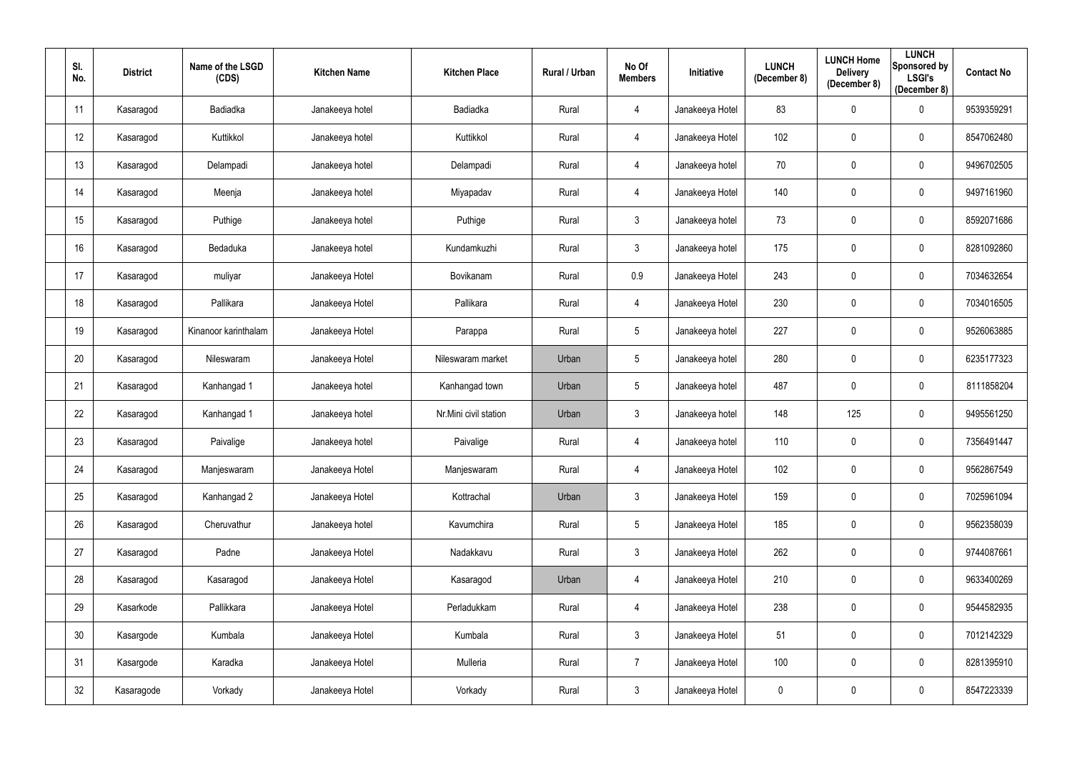| Sl. No. | District | Name of the LSGD (CDS) | Kitchen Name | Kitchen Place | Rural / Urban | No Of Members | Initiative | LUNCH (December 8) | LUNCH Home Delivery (December 8) | LUNCH Sponsored by LSGI's (December 8) | Contact No |
|---|---|---|---|---|---|---|---|---|---|---|---|
| 11 | Kasaragod | Badiadka | Janakeeya hotel | Badiadka | Rural | 4 | Janakeeya Hotel | 83 | 0 | 0 | 9539359291 |
| 12 | Kasaragod | Kuttikkol | Janakeeya hotel | Kuttikkol | Rural | 4 | Janakeeya Hotel | 102 | 0 | 0 | 8547062480 |
| 13 | Kasaragod | Delampadi | Janakeeya hotel | Delampadi | Rural | 4 | Janakeeya hotel | 70 | 0 | 0 | 9496702505 |
| 14 | Kasaragod | Meenja | Janakeeya hotel | Miyapadav | Rural | 4 | Janakeeya Hotel | 140 | 0 | 0 | 9497161960 |
| 15 | Kasaragod | Puthige | Janakeeya hotel | Puthige | Rural | 3 | Janakeeya hotel | 73 | 0 | 0 | 8592071686 |
| 16 | Kasaragod | Bedaduka | Janakeeya hotel | Kundamkuzhi | Rural | 3 | Janakeeya hotel | 175 | 0 | 0 | 8281092860 |
| 17 | Kasaragod | muliyar | Janakeeya Hotel | Bovikanam | Rural | 0.9 | Janakeeya Hotel | 243 | 0 | 0 | 7034632654 |
| 18 | Kasaragod | Pallikara | Janakeeya Hotel | Pallikara | Rural | 4 | Janakeeya Hotel | 230 | 0 | 0 | 7034016505 |
| 19 | Kasaragod | Kinanoor karinthalam | Janakeeya Hotel | Parappa | Rural | 5 | Janakeeya hotel | 227 | 0 | 0 | 9526063885 |
| 20 | Kasaragod | Nileswaram | Janakeeya Hotel | Nileswaram market | Urban | 5 | Janakeeya hotel | 280 | 0 | 0 | 6235177323 |
| 21 | Kasaragod | Kanhangad 1 | Janakeeya hotel | Kanhangad town | Urban | 5 | Janakeeya hotel | 487 | 0 | 0 | 8111858204 |
| 22 | Kasaragod | Kanhangad 1 | Janakeeya hotel | Nr.Mini civil station | Urban | 3 | Janakeeya hotel | 148 | 125 | 0 | 9495561250 |
| 23 | Kasaragod | Paivalige | Janakeeya hotel | Paivalige | Rural | 4 | Janakeeya hotel | 110 | 0 | 0 | 7356491447 |
| 24 | Kasaragod | Manjeswaram | Janakeeya Hotel | Manjeswaram | Rural | 4 | Janakeeya Hotel | 102 | 0 | 0 | 9562867549 |
| 25 | Kasaragod | Kanhangad 2 | Janakeeya Hotel | Kottrachal | Urban | 3 | Janakeeya Hotel | 159 | 0 | 0 | 7025961094 |
| 26 | Kasaragod | Cheruvathur | Janakeeya hotel | Kavumchira | Rural | 5 | Janakeeya Hotel | 185 | 0 | 0 | 9562358039 |
| 27 | Kasaragod | Padne | Janakeeya Hotel | Nadakkavu | Rural | 3 | Janakeeya Hotel | 262 | 0 | 0 | 9744087661 |
| 28 | Kasaragod | Kasaragod | Janakeeya Hotel | Kasaragod | Urban | 4 | Janakeeya Hotel | 210 | 0 | 0 | 9633400269 |
| 29 | Kasarkode | Pallikkara | Janakeeya Hotel | Perladukkam | Rural | 4 | Janakeeya Hotel | 238 | 0 | 0 | 9544582935 |
| 30 | Kasargode | Kumbala | Janakeeya Hotel | Kumbala | Rural | 3 | Janakeeya Hotel | 51 | 0 | 0 | 7012142329 |
| 31 | Kasargode | Karadka | Janakeeya Hotel | Mulleria | Rural | 7 | Janakeeya Hotel | 100 | 0 | 0 | 8281395910 |
| 32 | Kasaragode | Vorkady | Janakeeya Hotel | Vorkady | Rural | 3 | Janakeeya Hotel | 0 | 0 | 0 | 8547223339 |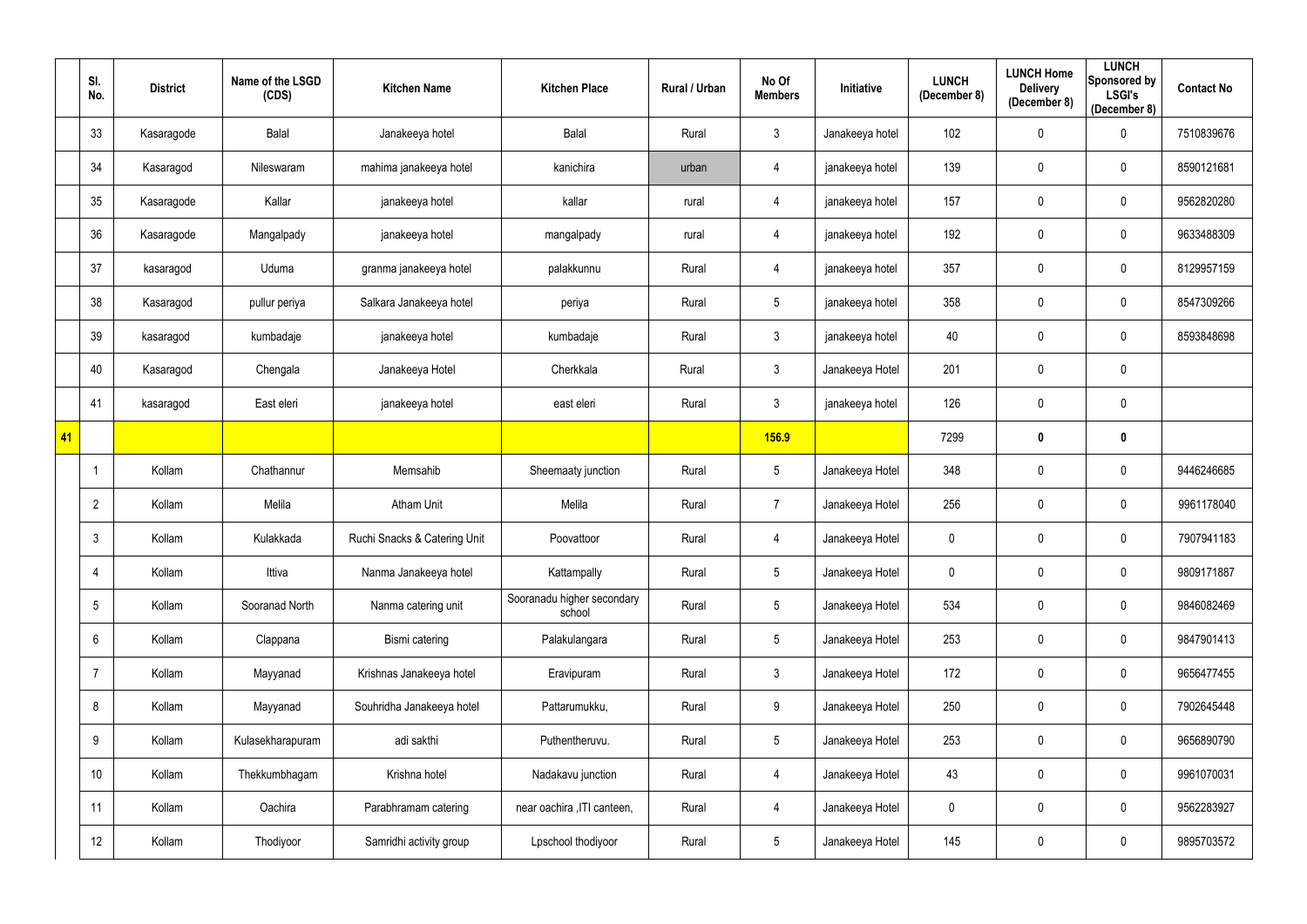|  | Sl. No. | District | Name of the LSGD (CDS) | Kitchen Name | Kitchen Place | Rural / Urban | No Of Members | Initiative | LUNCH (December 8) | LUNCH Home Delivery (December 8) | LUNCH Sponsored by LSGI's (December 8) | Contact No |
|---|---|---|---|---|---|---|---|---|---|---|---|---|
|  | 33 | Kasaragode | Balal | Janakeeya hotel | Balal | Rural | 3 | Janakeeya hotel | 102 | 0 | 0 | 7510839676 |
|  | 34 | Kasaragod | Nileswaram | mahima janakeeya hotel | kanichira | urban | 4 | janakeeya hotel | 139 | 0 | 0 | 8590121681 |
|  | 35 | Kasaragode | Kallar | janakeeya hotel | kallar | rural | 4 | janakeeya hotel | 157 | 0 | 0 | 9562820280 |
|  | 36 | Kasaragode | Mangalpady | janakeeya hotel | mangalpady | rural | 4 | janakeeya hotel | 192 | 0 | 0 | 9633488309 |
|  | 37 | kasaragod | Uduma | granma janakeeya hotel | palakkunnu | Rural | 4 | janakeeya hotel | 357 | 0 | 0 | 8129957159 |
|  | 38 | Kasaragod | pullur periya | Salkara Janakeeya hotel | periya | Rural | 5 | janakeeya hotel | 358 | 0 | 0 | 8547309266 |
|  | 39 | kasaragod | kumbadaje | janakeeya hotel | kumbadaje | Rural | 3 | janakeeya hotel | 40 | 0 | 0 | 8593848698 |
|  | 40 | Kasaragod | Chengala | Janakeeya Hotel | Cherkkala | Rural | 3 | Janakeeya Hotel | 201 | 0 | 0 |  |
|  | 41 | kasaragod | East eleri | janakeeya hotel | east eleri | Rural | 3 | janakeeya hotel | 126 | 0 | 0 |  |
| **41** |  |  |  |  |  |  | **156.9** |  | 7299 | **0** | **0** |  |
|  | 1 | Kollam | Chathannur | Memsahib | Sheemaaty junction | Rural | 5 | Janakeeya Hotel | 348 | 0 | 0 | 9446246685 |
|  | 2 | Kollam | Melila | Atham Unit | Melila | Rural | 7 | Janakeeya Hotel | 256 | 0 | 0 | 9961178040 |
|  | 3 | Kollam | Kulakkada | Ruchi Snacks & Catering Unit | Poovattoor | Rural | 4 | Janakeeya Hotel | 0 | 0 | 0 | 7907941183 |
|  | 4 | Kollam | Ittiva | Nanma Janakeeya hotel | Kattampally | Rural | 5 | Janakeeya Hotel | 0 | 0 | 0 | 9809171887 |
|  | 5 | Kollam | Sooranad North | Nanma catering unit | Sooranadu higher secondary school | Rural | 5 | Janakeeya Hotel | 534 | 0 | 0 | 9846082469 |
|  | 6 | Kollam | Clappana | Bismi catering | Palakulangara | Rural | 5 | Janakeeya Hotel | 253 | 0 | 0 | 9847901413 |
|  | 7 | Kollam | Mayyanad | Krishnas Janakeeya hotel | Eravipuram | Rural | 3 | Janakeeya Hotel | 172 | 0 | 0 | 9656477455 |
|  | 8 | Kollam | Mayyanad | Souhridha Janakeeya hotel | Pattarumukku, | Rural | 9 | Janakeeya Hotel | 250 | 0 | 0 | 7902645448 |
|  | 9 | Kollam | Kulasekharapuram | adi sakthi | Puthentheruvu. | Rural | 5 | Janakeeya Hotel | 253 | 0 | 0 | 9656890790 |
|  | 10 | Kollam | Thekkumbhagam | Krishna hotel | Nadakavu junction | Rural | 4 | Janakeeya Hotel | 43 | 0 | 0 | 9961070031 |
|  | 11 | Kollam | Oachira | Parabhramam catering | near oachira ,ITI canteen, | Rural | 4 | Janakeeya Hotel | 0 | 0 | 0 | 9562283927 |
|  | 12 | Kollam | Thodiyoor | Samridhi activity group | Lpschool thodiyoor | Rural | 5 | Janakeeya Hotel | 145 | 0 | 0 | 9895703572 |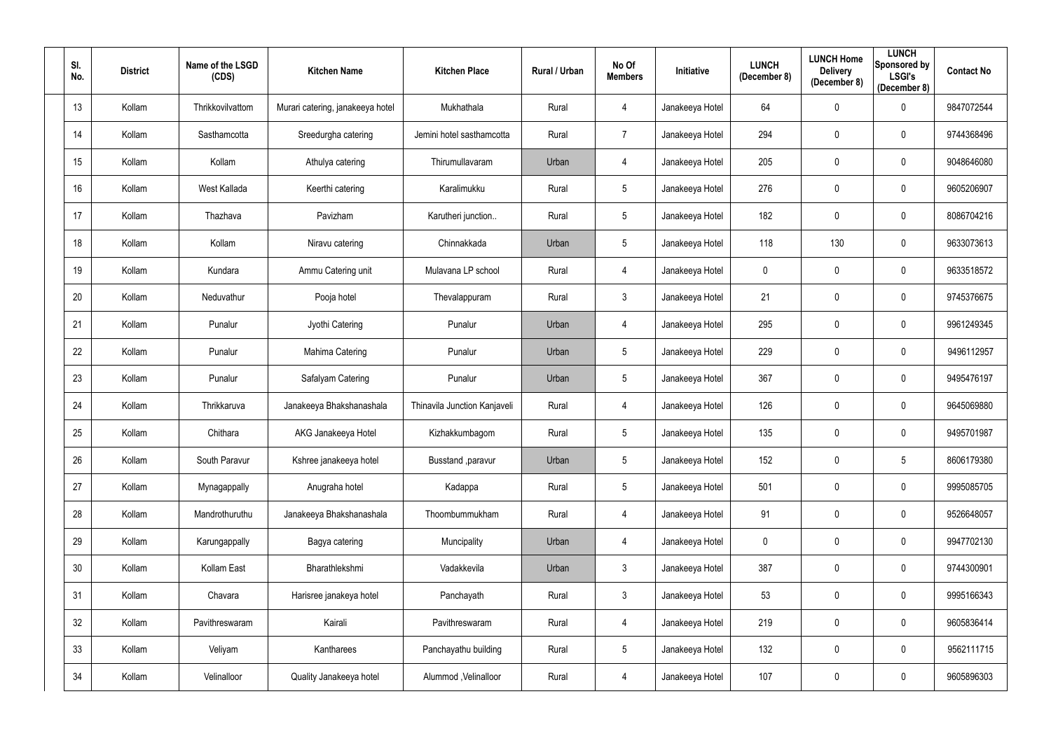| Sl. No. | District | Name of the LSGD (CDS) | Kitchen Name | Kitchen Place | Rural / Urban | No Of Members | Initiative | LUNCH (December 8) | LUNCH Home Delivery (December 8) | LUNCH Sponsored by LSGI's (December 8) | Contact No |
|---|---|---|---|---|---|---|---|---|---|---|---|
| 13 | Kollam | Thrikkovilvattom | Murari catering, janakeeya hotel | Mukhathala | Rural | 4 | Janakeeya Hotel | 64 | 0 | 0 | 9847072544 |
| 14 | Kollam | Sasthamcotta | Sreedurgha catering | Jemini hotel sasthamcotta | Rural | 7 | Janakeeya Hotel | 294 | 0 | 0 | 9744368496 |
| 15 | Kollam | Kollam | Athulya catering | Thirumullavaram | Urban | 4 | Janakeeya Hotel | 205 | 0 | 0 | 9048646080 |
| 16 | Kollam | West Kallada | Keerthi catering | Karalimukku | Rural | 5 | Janakeeya Hotel | 276 | 0 | 0 | 9605206907 |
| 17 | Kollam | Thazhava | Pavizham | Karutheri junction.. | Rural | 5 | Janakeeya Hotel | 182 | 0 | 0 | 8086704216 |
| 18 | Kollam | Kollam | Niravu catering | Chinnakkada | Urban | 5 | Janakeeya Hotel | 118 | 130 | 0 | 9633073613 |
| 19 | Kollam | Kundara | Ammu Catering unit | Mulavana LP school | Rural | 4 | Janakeeya Hotel | 0 | 0 | 0 | 9633518572 |
| 20 | Kollam | Neduvathur | Pooja hotel | Thevalappuram | Rural | 3 | Janakeeya Hotel | 21 | 0 | 0 | 9745376675 |
| 21 | Kollam | Punalur | Jyothi Catering | Punalur | Urban | 4 | Janakeeya Hotel | 295 | 0 | 0 | 9961249345 |
| 22 | Kollam | Punalur | Mahima Catering | Punalur | Urban | 5 | Janakeeya Hotel | 229 | 0 | 0 | 9496112957 |
| 23 | Kollam | Punalur | Safalyam Catering | Punalur | Urban | 5 | Janakeeya Hotel | 367 | 0 | 0 | 9495476197 |
| 24 | Kollam | Thrikkaruva | Janakeeya Bhakshanashala | Thinavila Junction Kanjaveli | Rural | 4 | Janakeeya Hotel | 126 | 0 | 0 | 9645069880 |
| 25 | Kollam | Chithara | AKG Janakeeya Hotel | Kizhakkumbagom | Rural | 5 | Janakeeya Hotel | 135 | 0 | 0 | 9495701987 |
| 26 | Kollam | South Paravur | Kshree janakeeya hotel | Busstand ,paravur | Urban | 5 | Janakeeya Hotel | 152 | 0 | 5 | 8606179380 |
| 27 | Kollam | Mynagappally | Anugraha hotel | Kadappa | Rural | 5 | Janakeeya Hotel | 501 | 0 | 0 | 9995085705 |
| 28 | Kollam | Mandrothuruthu | Janakeeya Bhakshanashala | Thoombummukham | Rural | 4 | Janakeeya Hotel | 91 | 0 | 0 | 9526648057 |
| 29 | Kollam | Karungappally | Bagya catering | Muncipality | Urban | 4 | Janakeeya Hotel | 0 | 0 | 0 | 9947702130 |
| 30 | Kollam | Kollam East | Bharathlekshmi | Vadakkevila | Urban | 3 | Janakeeya Hotel | 387 | 0 | 0 | 9744300901 |
| 31 | Kollam | Chavara | Harisree janakeya hotel | Panchayath | Rural | 3 | Janakeeya Hotel | 53 | 0 | 0 | 9995166343 |
| 32 | Kollam | Pavithreswaram | Kairali | Pavithreswaram | Rural | 4 | Janakeeya Hotel | 219 | 0 | 0 | 9605836414 |
| 33 | Kollam | Veliyam | Kantharees | Panchayathu building | Rural | 5 | Janakeeya Hotel | 132 | 0 | 0 | 9562111715 |
| 34 | Kollam | Velinalloor | Quality Janakeeya hotel | Alummod ,Velinalloor | Rural | 4 | Janakeeya Hotel | 107 | 0 | 0 | 9605896303 |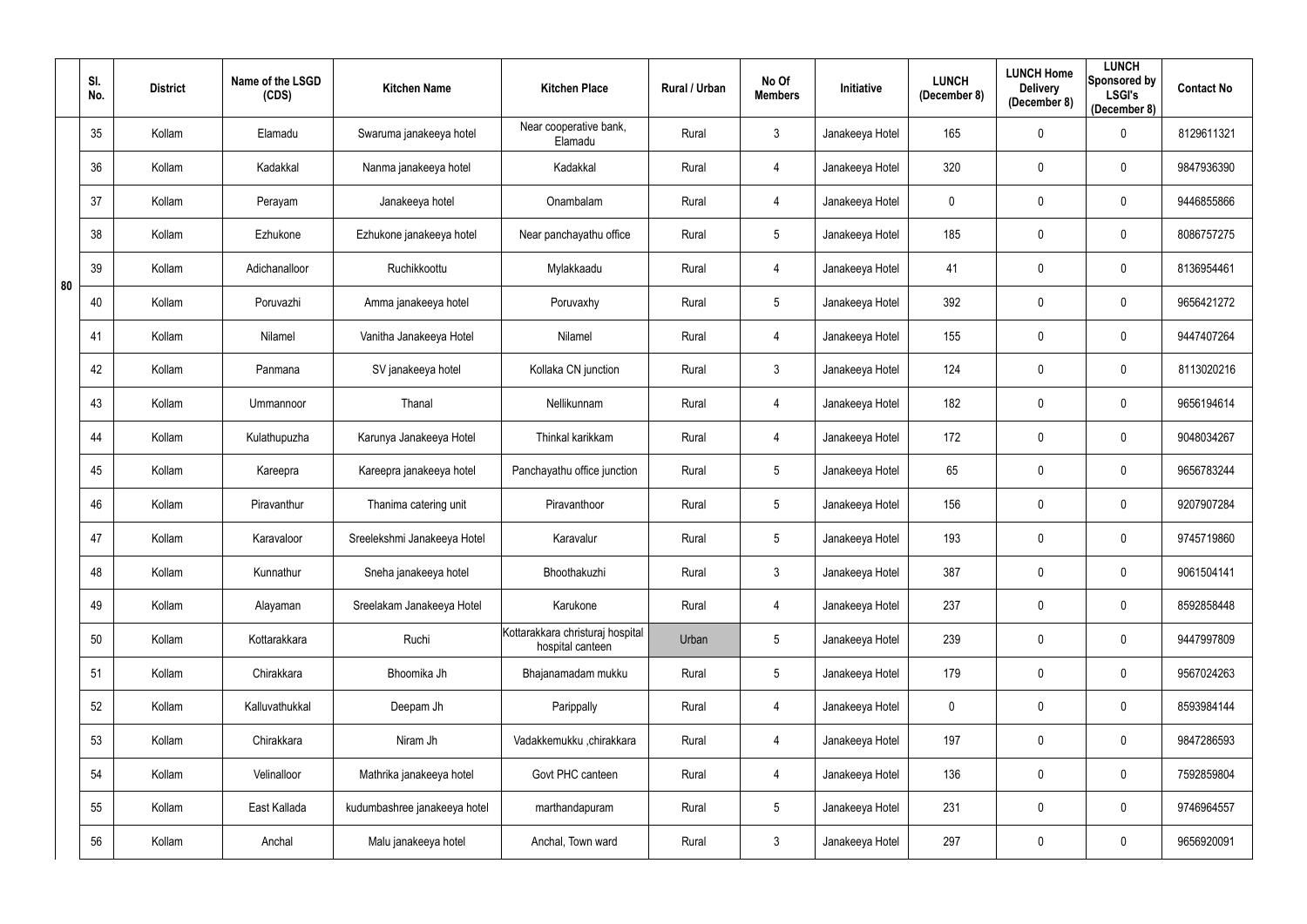|  | Sl. No. | District | Name of the LSGD (CDS) | Kitchen Name | Kitchen Place | Rural / Urban | No Of Members | Initiative | LUNCH (December 8) | LUNCH Home Delivery (December 8) | LUNCH Sponsored by LSGI's (December 8) | Contact No |
|---|---|---|---|---|---|---|---|---|---|---|---|---|
| 80 | 35 | Kollam | Elamadu | Swaruma janakeeya hotel | Near cooperative bank, Elamadu | Rural | 3 | Janakeeya Hotel | 165 | 0 | 0 | 8129611321 |
|  | 36 | Kollam | Kadakkal | Nanma janakeeya hotel | Kadakkal | Rural | 4 | Janakeeya Hotel | 320 | 0 | 0 | 9847936390 |
|  | 37 | Kollam | Perayam | Janakeeya hotel | Onambalam | Rural | 4 | Janakeeya Hotel | 0 | 0 | 0 | 9446855866 |
|  | 38 | Kollam | Ezhukone | Ezhukone janakeeya hotel | Near panchayathu office | Rural | 5 | Janakeeya Hotel | 185 | 0 | 0 | 8086757275 |
|  | 39 | Kollam | Adichanalloor | Ruchikkoottu | Mylakkaadu | Rural | 4 | Janakeeya Hotel | 41 | 0 | 0 | 8136954461 |
|  | 40 | Kollam | Poruvazhi | Amma janakeeya hotel | Poruvaxhy | Rural | 5 | Janakeeya Hotel | 392 | 0 | 0 | 9656421272 |
|  | 41 | Kollam | Nilamel | Vanitha Janakeeya Hotel | Nilamel | Rural | 4 | Janakeeya Hotel | 155 | 0 | 0 | 9447407264 |
|  | 42 | Kollam | Panmana | SV janakeeya hotel | Kollaka CN junction | Rural | 3 | Janakeeya Hotel | 124 | 0 | 0 | 8113020216 |
|  | 43 | Kollam | Ummannoor | Thanal | Nellikunnam | Rural | 4 | Janakeeya Hotel | 182 | 0 | 0 | 9656194614 |
|  | 44 | Kollam | Kulathupuzha | Karunya Janakeeya Hotel | Thinkal karikkam | Rural | 4 | Janakeeya Hotel | 172 | 0 | 0 | 9048034267 |
|  | 45 | Kollam | Kareepra | Kareepra janakeeya hotel | Panchayathu office junction | Rural | 5 | Janakeeya Hotel | 65 | 0 | 0 | 9656783244 |
|  | 46 | Kollam | Piravanthur | Thanima catering unit | Piravanthoor | Rural | 5 | Janakeeya Hotel | 156 | 0 | 0 | 9207907284 |
|  | 47 | Kollam | Karavaloor | Sreelekshmi Janakeeya Hotel | Karavalur | Rural | 5 | Janakeeya Hotel | 193 | 0 | 0 | 9745719860 |
|  | 48 | Kollam | Kunnathur | Sneha janakeeya hotel | Bhoothakuzhi | Rural | 3 | Janakeeya Hotel | 387 | 0 | 0 | 9061504141 |
|  | 49 | Kollam | Alayaman | Sreelakam Janakeeya Hotel | Karukone | Rural | 4 | Janakeeya Hotel | 237 | 0 | 0 | 8592858448 |
|  | 50 | Kollam | Kottarakkara | Ruchi | Kottarakkara christuraj hospital hospital canteen | Urban | 5 | Janakeeya Hotel | 239 | 0 | 0 | 9447997809 |
|  | 51 | Kollam | Chirakkara | Bhoomika Jh | Bhajanamadam mukku | Rural | 5 | Janakeeya Hotel | 179 | 0 | 0 | 9567024263 |
|  | 52 | Kollam | Kalluvathukkal | Deepam Jh | Parippally | Rural | 4 | Janakeeya Hotel | 0 | 0 | 0 | 8593984144 |
|  | 53 | Kollam | Chirakkara | Niram Jh | Vadakkemukku ,chirakkara | Rural | 4 | Janakeeya Hotel | 197 | 0 | 0 | 9847286593 |
|  | 54 | Kollam | Velinalloor | Mathrika janakeeya hotel | Govt PHC canteen | Rural | 4 | Janakeeya Hotel | 136 | 0 | 0 | 7592859804 |
|  | 55 | Kollam | East Kallada | kudumbashree janakeeya hotel | marthandapuram | Rural | 5 | Janakeeya Hotel | 231 | 0 | 0 | 9746964557 |
|  | 56 | Kollam | Anchal | Malu janakeeya hotel | Anchal, Town ward | Rural | 3 | Janakeeya Hotel | 297 | 0 | 0 | 9656920091 |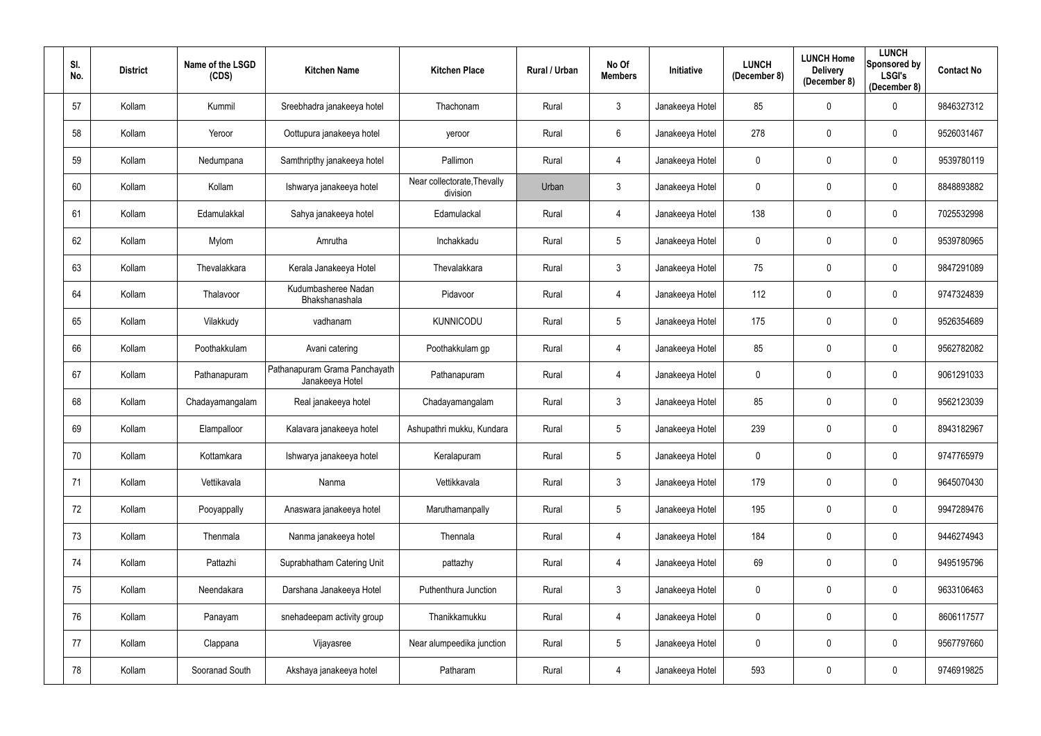| Sl. No. | District | Name of the LSGD (CDS) | Kitchen Name | Kitchen Place | Rural / Urban | No Of Members | Initiative | LUNCH (December 8) | LUNCH Home Delivery (December 8) | LUNCH Sponsored by LSGI's (December 8) | Contact No |
|---|---|---|---|---|---|---|---|---|---|---|---|
| 57 | Kollam | Kummil | Sreebhadra janakeeya hotel | Thachonam | Rural | 3 | Janakeeya Hotel | 85 | 0 | 0 | 9846327312 |
| 58 | Kollam | Yeroor | Oottupura janakeeya hotel | yeroor | Rural | 6 | Janakeeya Hotel | 278 | 0 | 0 | 9526031467 |
| 59 | Kollam | Nedumpana | Samthripthy janakeeya hotel | Pallimon | Rural | 4 | Janakeeya Hotel | 0 | 0 | 0 | 9539780119 |
| 60 | Kollam | Kollam | Ishwarya janakeeya hotel | Near collectorate,Thevally division | Urban | 3 | Janakeeya Hotel | 0 | 0 | 0 | 8848893882 |
| 61 | Kollam | Edamulakkal | Sahya janakeeya hotel | Edamulackal | Rural | 4 | Janakeeya Hotel | 138 | 0 | 0 | 7025532998 |
| 62 | Kollam | Mylom | Amrutha | Inchakkadu | Rural | 5 | Janakeeya Hotel | 0 | 0 | 0 | 9539780965 |
| 63 | Kollam | Thevalakkara | Kerala Janakeeya Hotel | Thevalakkara | Rural | 3 | Janakeeya Hotel | 75 | 0 | 0 | 9847291089 |
| 64 | Kollam | Thalavoor | Kudumbasheree Nadan Bhakshanashala | Pidavoor | Rural | 4 | Janakeeya Hotel | 112 | 0 | 0 | 9747324839 |
| 65 | Kollam | Vilakkudy | vadhanam | KUNNICODU | Rural | 5 | Janakeeya Hotel | 175 | 0 | 0 | 9526354689 |
| 66 | Kollam | Poothakkulam | Avani catering | Poothakkulam gp | Rural | 4 | Janakeeya Hotel | 85 | 0 | 0 | 9562782082 |
| 67 | Kollam | Pathanapuram | Pathanapuram Grama Panchayath Janakeeya Hotel | Pathanapuram | Rural | 4 | Janakeeya Hotel | 0 | 0 | 0 | 9061291033 |
| 68 | Kollam | Chadayamangalam | Real janakeeya hotel | Chadayamangalam | Rural | 3 | Janakeeya Hotel | 85 | 0 | 0 | 9562123039 |
| 69 | Kollam | Elampalloor | Kalavara janakeeya hotel | Ashupathri mukku, Kundara | Rural | 5 | Janakeeya Hotel | 239 | 0 | 0 | 8943182967 |
| 70 | Kollam | Kottamkara | Ishwarya janakeeya hotel | Keralapuram | Rural | 5 | Janakeeya Hotel | 0 | 0 | 0 | 9747765979 |
| 71 | Kollam | Vettikavala | Nanma | Vettikkavala | Rural | 3 | Janakeeya Hotel | 179 | 0 | 0 | 9645070430 |
| 72 | Kollam | Pooyappally | Anaswara janakeeya hotel | Maruthamanpally | Rural | 5 | Janakeeya Hotel | 195 | 0 | 0 | 9947289476 |
| 73 | Kollam | Thenmala | Nanma janakeeya hotel | Thennala | Rural | 4 | Janakeeya Hotel | 184 | 0 | 0 | 9446274943 |
| 74 | Kollam | Pattazhi | Suprabhatham Catering Unit | pattazhy | Rural | 4 | Janakeeya Hotel | 69 | 0 | 0 | 9495195796 |
| 75 | Kollam | Neendakara | Darshana Janakeeya Hotel | Puthenthura Junction | Rural | 3 | Janakeeya Hotel | 0 | 0 | 0 | 9633106463 |
| 76 | Kollam | Panayam | snehadeepam activity group | Thanikkamukku | Rural | 4 | Janakeeya Hotel | 0 | 0 | 0 | 8606117577 |
| 77 | Kollam | Clappana | Vijayasree | Near alumpeedika junction | Rural | 5 | Janakeeya Hotel | 0 | 0 | 0 | 9567797660 |
| 78 | Kollam | Sooranad South | Akshaya janakeeya hotel | Patharam | Rural | 4 | Janakeeya Hotel | 593 | 0 | 0 | 9746919825 |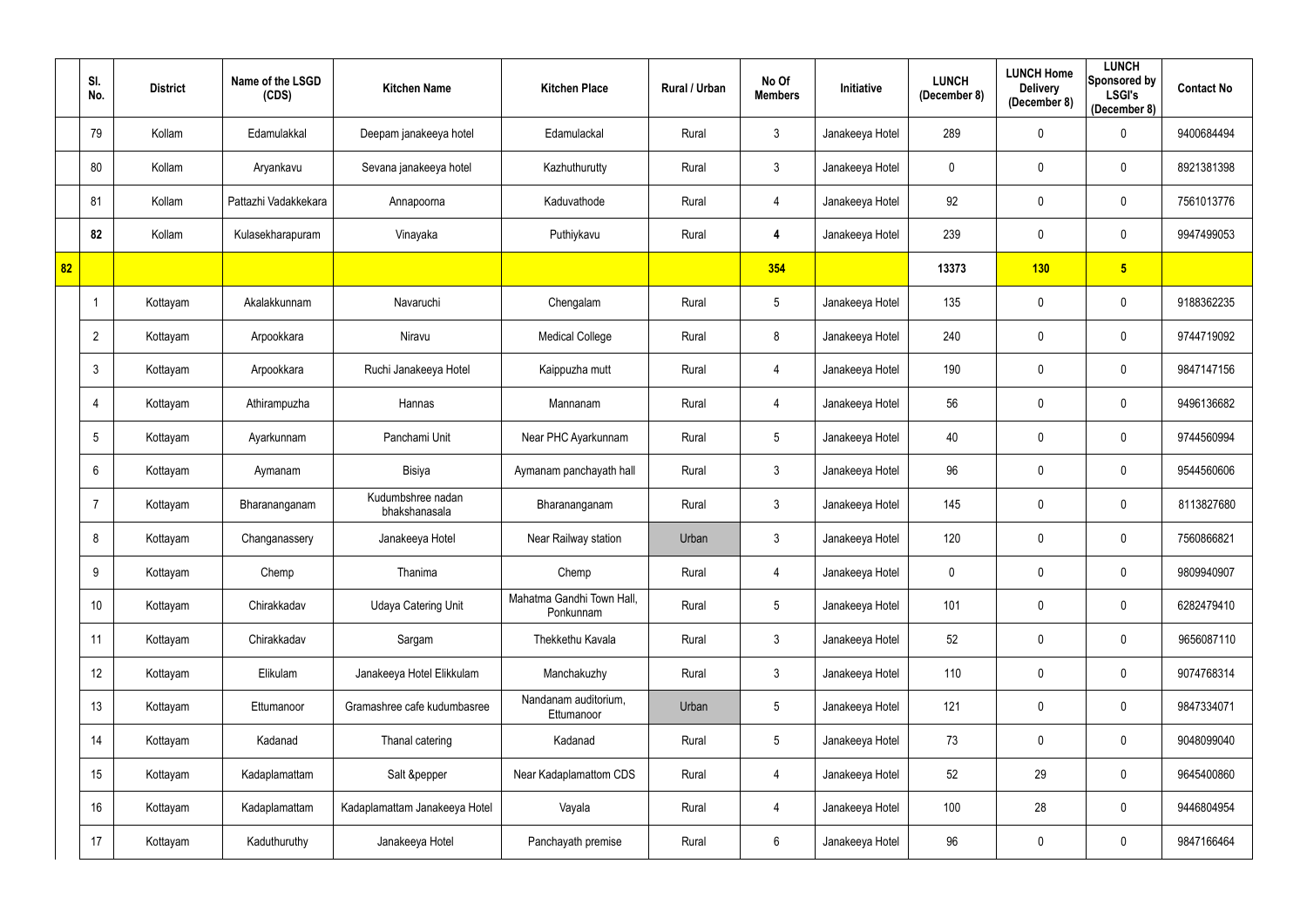| | Sl. No. | District | Name of the LSGD (CDS) | Kitchen Name | Kitchen Place | Rural / Urban | No Of Members | Initiative | LUNCH (December 8) | LUNCH Home Delivery (December 8) | LUNCH Sponsored by LSGI's (December 8) | Contact No |
|---|---|---|---|---|---|---|---|---|---|---|---|---|
| | 79 | Kollam | Edamulakkal | Deepam janakeeya hotel | Edamulackal | Rural | 3 | Janakeeya Hotel | 289 | 0 | 0 | 9400684494 |
| | 80 | Kollam | Aryankavu | Sevana janakeeya hotel | Kazhuthurutty | Rural | 3 | Janakeeya Hotel | 0 | 0 | 0 | 8921381398 |
| | 81 | Kollam | Pattazhi Vadakkekara | Annapoorna | Kaduvathode | Rural | 4 | Janakeeya Hotel | 92 | 0 | 0 | 7561013776 |
| | **82** | Kollam | Kulasekharapuram | Vinayaka | Puthiykavu | Rural | **4** | Janakeeya Hotel | 239 | 0 | 0 | 9947499053 |
| **82** | | | | | | | **354** | | **13373** | **130** | **5** | |
| | 1 | Kottayam | Akalakkunnam | Navaruchi | Chengalam | Rural | 5 | Janakeeya Hotel | 135 | 0 | 0 | 9188362235 |
| | 2 | Kottayam | Arpookkara | Niravu | Medical College | Rural | 8 | Janakeeya Hotel | 240 | 0 | 0 | 9744719092 |
| | 3 | Kottayam | Arpookkara | Ruchi Janakeeya Hotel | Kaippuzha mutt | Rural | 4 | Janakeeya Hotel | 190 | 0 | 0 | 9847147156 |
| | 4 | Kottayam | Athirampuzha | Hannas | Mannanam | Rural | 4 | Janakeeya Hotel | 56 | 0 | 0 | 9496136682 |
| | 5 | Kottayam | Ayarkunnam | Panchami Unit | Near PHC Ayarkunnam | Rural | 5 | Janakeeya Hotel | 40 | 0 | 0 | 9744560994 |
| | 6 | Kottayam | Aymanam | Bisiya | Aymanam panchayath hall | Rural | 3 | Janakeeya Hotel | 96 | 0 | 0 | 9544560606 |
| | 7 | Kottayam | Bharananganam | Kudumbshree nadan bhakshanasala | Bharananganam | Rural | 3 | Janakeeya Hotel | 145 | 0 | 0 | 8113827680 |
| | 8 | Kottayam | Changanassery | Janakeeya Hotel | Near Railway station | Urban | 3 | Janakeeya Hotel | 120 | 0 | 0 | 7560866821 |
| | 9 | Kottayam | Chemp | Thanima | Chemp | Rural | 4 | Janakeeya Hotel | 0 | 0 | 0 | 9809940907 |
| | 10 | Kottayam | Chirakkadav | Udaya Catering Unit | Mahatma Gandhi Town Hall, Ponkunnam | Rural | 5 | Janakeeya Hotel | 101 | 0 | 0 | 6282479410 |
| | 11 | Kottayam | Chirakkadav | Sargam | Thekkethu Kavala | Rural | 3 | Janakeeya Hotel | 52 | 0 | 0 | 9656087110 |
| | 12 | Kottayam | Elikulam | Janakeeya Hotel Elikkulam | Manchakuzhy | Rural | 3 | Janakeeya Hotel | 110 | 0 | 0 | 9074768314 |
| | 13 | Kottayam | Ettumanoor | Gramashree cafe kudumbasree | Nandanam auditorium, Ettumanoor | Urban | 5 | Janakeeya Hotel | 121 | 0 | 0 | 9847334071 |
| | 14 | Kottayam | Kadanad | Thanal catering | Kadanad | Rural | 5 | Janakeeya Hotel | 73 | 0 | 0 | 9048099040 |
| | 15 | Kottayam | Kadaplamattam | Salt &pepper | Near Kadaplamattom CDS | Rural | 4 | Janakeeya Hotel | 52 | 29 | 0 | 9645400860 |
| | 16 | Kottayam | Kadaplamattam | Kadaplamattam Janakeeya Hotel | Vayala | Rural | 4 | Janakeeya Hotel | 100 | 28 | 0 | 9446804954 |
| | 17 | Kottayam | Kaduthuruthy | Janakeeya Hotel | Panchayath premise | Rural | 6 | Janakeeya Hotel | 96 | 0 | 0 | 9847166464 |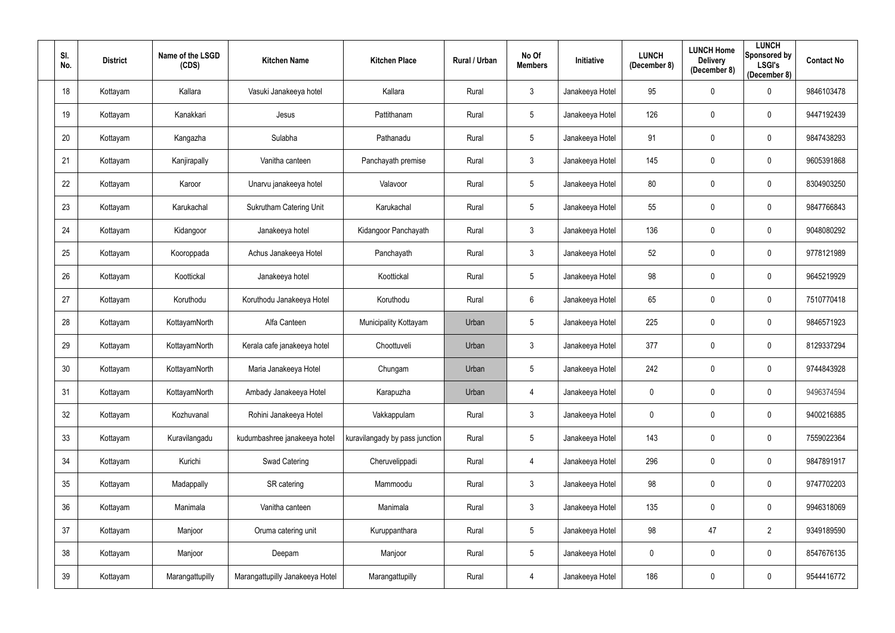| Sl. No. | District | Name of the LSGD (CDS) | Kitchen Name | Kitchen Place | Rural / Urban | No Of Members | Initiative | LUNCH (December 8) | LUNCH Home Delivery (December 8) | LUNCH Sponsored by LSGI's (December 8) | Contact No |
|---|---|---|---|---|---|---|---|---|---|---|---|
| 18 | Kottayam | Kallara | Vasuki Janakeeya hotel | Kallara | Rural | 3 | Janakeeya Hotel | 95 | 0 | 0 | 9846103478 |
| 19 | Kottayam | Kanakkari | Jesus | Pattithanam | Rural | 5 | Janakeeya Hotel | 126 | 0 | 0 | 9447192439 |
| 20 | Kottayam | Kangazha | Sulabha | Pathanadu | Rural | 5 | Janakeeya Hotel | 91 | 0 | 0 | 9847438293 |
| 21 | Kottayam | Kanjirapally | Vanitha canteen | Panchayath premise | Rural | 3 | Janakeeya Hotel | 145 | 0 | 0 | 9605391868 |
| 22 | Kottayam | Karoor | Unarvu janakeeya hotel | Valavoor | Rural | 5 | Janakeeya Hotel | 80 | 0 | 0 | 8304903250 |
| 23 | Kottayam | Karukachal | Sukrutham Catering Unit | Karukachal | Rural | 5 | Janakeeya Hotel | 55 | 0 | 0 | 9847766843 |
| 24 | Kottayam | Kidangoor | Janakeeya hotel | Kidangoor Panchayath | Rural | 3 | Janakeeya Hotel | 136 | 0 | 0 | 9048080292 |
| 25 | Kottayam | Kooroppada | Achus Janakeeya Hotel | Panchayath | Rural | 3 | Janakeeya Hotel | 52 | 0 | 0 | 9778121989 |
| 26 | Kottayam | Koottickal | Janakeeya hotel | Koottickal | Rural | 5 | Janakeeya Hotel | 98 | 0 | 0 | 9645219929 |
| 27 | Kottayam | Koruthodu | Koruthodu Janakeeya Hotel | Koruthodu | Rural | 6 | Janakeeya Hotel | 65 | 0 | 0 | 7510770418 |
| 28 | Kottayam | KottayamNorth | Alfa Canteen | Municipality Kottayam | Urban | 5 | Janakeeya Hotel | 225 | 0 | 0 | 9846571923 |
| 29 | Kottayam | KottayamNorth | Kerala cafe janakeeya hotel | Choottuveli | Urban | 3 | Janakeeya Hotel | 377 | 0 | 0 | 8129337294 |
| 30 | Kottayam | KottayamNorth | Maria Janakeeya Hotel | Chungam | Urban | 5 | Janakeeya Hotel | 242 | 0 | 0 | 9744843928 |
| 31 | Kottayam | KottayamNorth | Ambady Janakeeya Hotel | Karapuzha | Urban | 4 | Janakeeya Hotel | 0 | 0 | 0 | 9496374594 |
| 32 | Kottayam | Kozhuvanal | Rohini Janakeeya Hotel | Vakkappulam | Rural | 3 | Janakeeya Hotel | 0 | 0 | 0 | 9400216885 |
| 33 | Kottayam | Kuravilangadu | kudumbashree janakeeya hotel | kuravilangady by pass junction | Rural | 5 | Janakeeya Hotel | 143 | 0 | 0 | 7559022364 |
| 34 | Kottayam | Kurichi | Swad Catering | Cheruvelippadi | Rural | 4 | Janakeeya Hotel | 296 | 0 | 0 | 9847891917 |
| 35 | Kottayam | Madappally | SR catering | Mammoodu | Rural | 3 | Janakeeya Hotel | 98 | 0 | 0 | 9747702203 |
| 36 | Kottayam | Manimala | Vanitha canteen | Manimala | Rural | 3 | Janakeeya Hotel | 135 | 0 | 0 | 9946318069 |
| 37 | Kottayam | Manjoor | Oruma catering unit | Kuruppanthara | Rural | 5 | Janakeeya Hotel | 98 | 47 | 2 | 9349189590 |
| 38 | Kottayam | Manjoor | Deepam | Manjoor | Rural | 5 | Janakeeya Hotel | 0 | 0 | 0 | 8547676135 |
| 39 | Kottayam | Marangattupilly | Marangattupilly Janakeeya Hotel | Marangattupilly | Rural | 4 | Janakeeya Hotel | 186 | 0 | 0 | 9544416772 |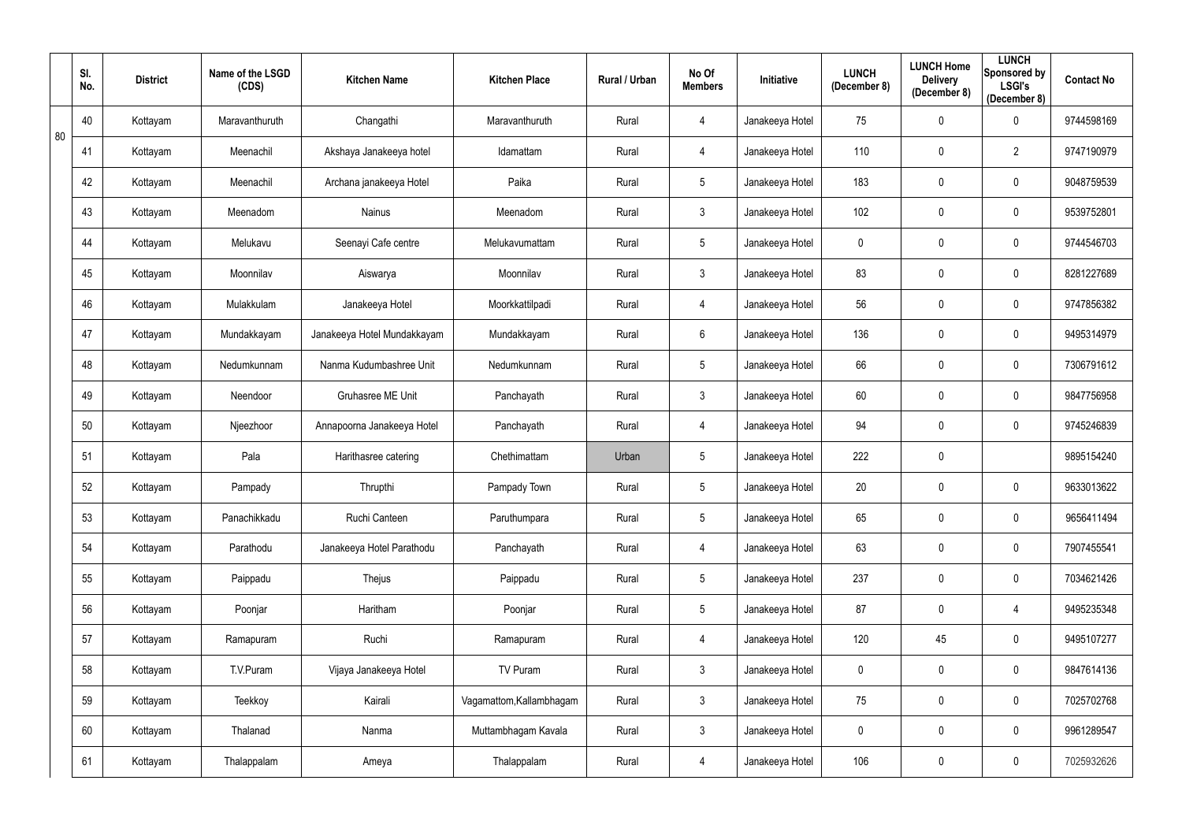|  | Sl. No. | District | Name of the LSGD (CDS) | Kitchen Name | Kitchen Place | Rural / Urban | No Of Members | Initiative | LUNCH (December 8) | LUNCH Home Delivery (December 8) | LUNCH Sponsored by LSGI's (December 8) | Contact No |
|---|---|---|---|---|---|---|---|---|---|---|---|---|
| 80 | 40 | Kottayam | Maravanthuruth | Changathi | Maravanthuruth | Rural | 4 | Janakeeya Hotel | 75 | 0 | 0 | 9744598169 |
|  | 41 | Kottayam | Meenachil | Akshaya Janakeeya hotel | Idamattam | Rural | 4 | Janakeeya Hotel | 110 | 0 | 2 | 9747190979 |
|  | 42 | Kottayam | Meenachil | Archana janakeeya Hotel | Paika | Rural | 5 | Janakeeya Hotel | 183 | 0 | 0 | 9048759539 |
|  | 43 | Kottayam | Meenadom | Nainus | Meenadom | Rural | 3 | Janakeeya Hotel | 102 | 0 | 0 | 9539752801 |
|  | 44 | Kottayam | Melukavu | Seenayi Cafe centre | Melukavumattam | Rural | 5 | Janakeeya Hotel | 0 | 0 | 0 | 9744546703 |
|  | 45 | Kottayam | Moonnilav | Aiswarya | Moonnilav | Rural | 3 | Janakeeya Hotel | 83 | 0 | 0 | 8281227689 |
|  | 46 | Kottayam | Mulakkulam | Janakeeya Hotel | Moorkkattilpadi | Rural | 4 | Janakeeya Hotel | 56 | 0 | 0 | 9747856382 |
|  | 47 | Kottayam | Mundakkayam | Janakeeya Hotel Mundakkayam | Mundakkayam | Rural | 6 | Janakeeya Hotel | 136 | 0 | 0 | 9495314979 |
|  | 48 | Kottayam | Nedumkunnam | Nanma Kudumbashree Unit | Nedumkunnam | Rural | 5 | Janakeeya Hotel | 66 | 0 | 0 | 7306791612 |
|  | 49 | Kottayam | Neendoor | Gruhasree ME Unit | Panchayath | Rural | 3 | Janakeeya Hotel | 60 | 0 | 0 | 9847756958 |
|  | 50 | Kottayam | Njeezhoor | Annapoorna Janakeeya Hotel | Panchayath | Rural | 4 | Janakeeya Hotel | 94 | 0 | 0 | 9745246839 |
|  | 51 | Kottayam | Pala | Harithasree catering | Chethimattam | Urban | 5 | Janakeeya Hotel | 222 | 0 |  | 9895154240 |
|  | 52 | Kottayam | Pampady | Thrupthi | Pampady Town | Rural | 5 | Janakeeya Hotel | 20 | 0 | 0 | 9633013622 |
|  | 53 | Kottayam | Panachikkadu | Ruchi Canteen | Paruthumpara | Rural | 5 | Janakeeya Hotel | 65 | 0 | 0 | 9656411494 |
|  | 54 | Kottayam | Parathodu | Janakeeya Hotel Parathodu | Panchayath | Rural | 4 | Janakeeya Hotel | 63 | 0 | 0 | 7907455541 |
|  | 55 | Kottayam | Paippadu | Thejus | Paippadu | Rural | 5 | Janakeeya Hotel | 237 | 0 | 0 | 7034621426 |
|  | 56 | Kottayam | Poonjar | Haritham | Poonjar | Rural | 5 | Janakeeya Hotel | 87 | 0 | 4 | 9495235348 |
|  | 57 | Kottayam | Ramapuram | Ruchi | Ramapuram | Rural | 4 | Janakeeya Hotel | 120 | 45 | 0 | 9495107277 |
|  | 58 | Kottayam | T.V.Puram | Vijaya Janakeeya Hotel | TV Puram | Rural | 3 | Janakeeya Hotel | 0 | 0 | 0 | 9847614136 |
|  | 59 | Kottayam | Teekkoy | Kairali | Vagamattom,Kallambhagam | Rural | 3 | Janakeeya Hotel | 75 | 0 | 0 | 7025702768 |
|  | 60 | Kottayam | Thalanad | Nanma | Muttambhagam Kavala | Rural | 3 | Janakeeya Hotel | 0 | 0 | 0 | 9961289547 |
|  | 61 | Kottayam | Thalappalam | Ameya | Thalappalam | Rural | 4 | Janakeeya Hotel | 106 | 0 | 0 | 7025932626 |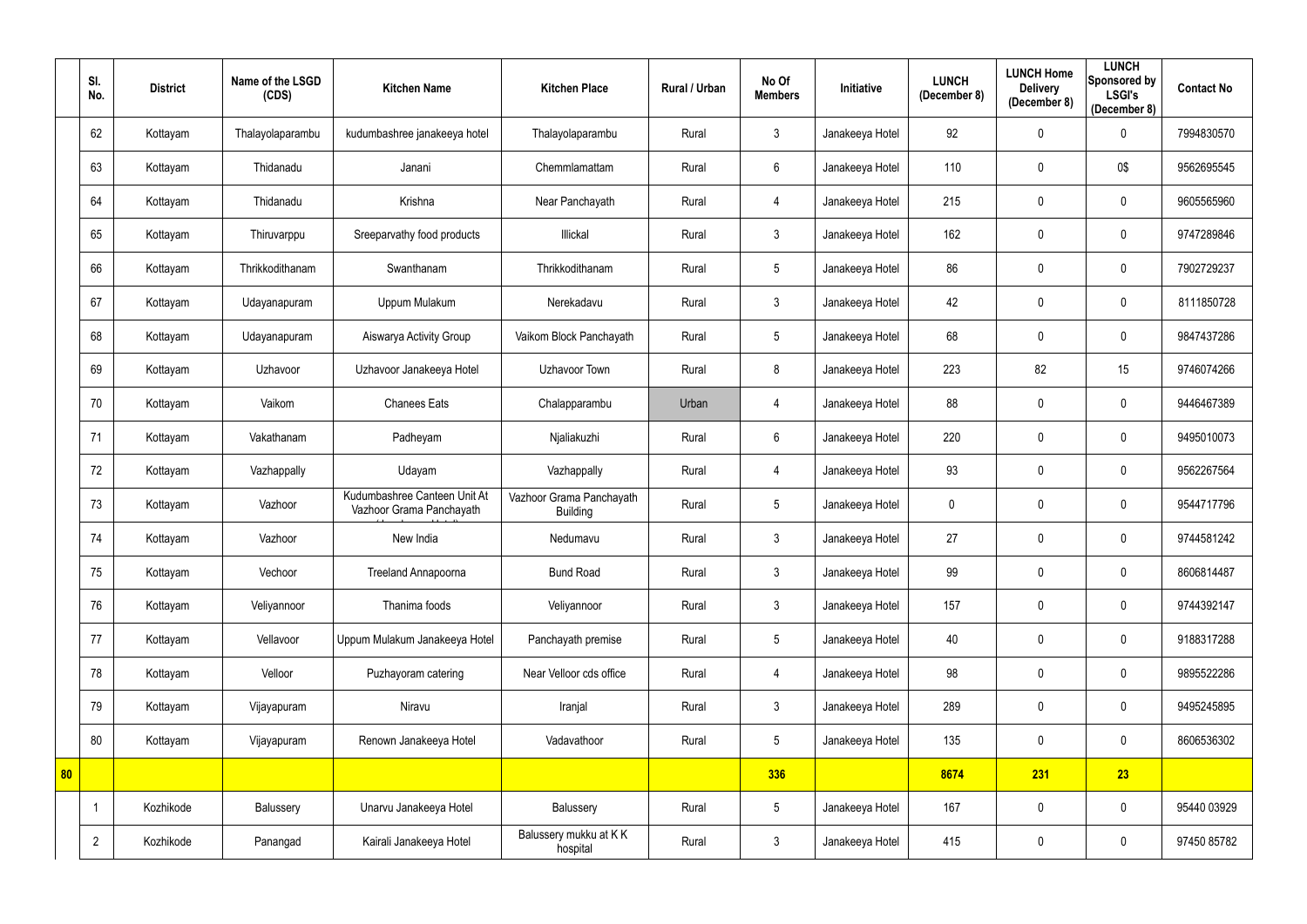| | Sl. No. | District | Name of the LSGD (CDS) | Kitchen Name | Kitchen Place | Rural / Urban | No Of Members | Initiative | LUNCH (December 8) | LUNCH Home Delivery (December 8) | LUNCH Sponsored by LSGI's (December 8) | Contact No |
|---|---|---|---|---|---|---|---|---|---|---|---|---|
| | 62 | Kottayam | Thalayolaparambu | kudumbashree janakeeya hotel | Thalayolaparambu | Rural | 3 | Janakeeya Hotel | 92 | 0 | 0 | 7994830570 |
| | 63 | Kottayam | Thidanadu | Janani | Chemmlamattam | Rural | 6 | Janakeeya Hotel | 110 | 0 | 0$ | 9562695545 |
| | 64 | Kottayam | Thidanadu | Krishna | Near Panchayath | Rural | 4 | Janakeeya Hotel | 215 | 0 | 0 | 9605565960 |
| | 65 | Kottayam | Thiruvarppu | Sreeparvathy food products | Illickal | Rural | 3 | Janakeeya Hotel | 162 | 0 | 0 | 9747289846 |
| | 66 | Kottayam | Thrikkodithanam | Swanthanam | Thrikkodithanam | Rural | 5 | Janakeeya Hotel | 86 | 0 | 0 | 7902729237 |
| | 67 | Kottayam | Udayanapuram | Uppum Mulakum | Nerekadavu | Rural | 3 | Janakeeya Hotel | 42 | 0 | 0 | 8111850728 |
| | 68 | Kottayam | Udayanapuram | Aiswarya Activity Group | Vaikom Block Panchayath | Rural | 5 | Janakeeya Hotel | 68 | 0 | 0 | 9847437286 |
| | 69 | Kottayam | Uzhavoor | Uzhavoor Janakeeya Hotel | Uzhavoor Town | Rural | 8 | Janakeeya Hotel | 223 | 82 | 15 | 9746074266 |
| | 70 | Kottayam | Vaikom | Chanees Eats | Chalapparambu | Urban | 4 | Janakeeya Hotel | 88 | 0 | 0 | 9446467389 |
| | 71 | Kottayam | Vakathanam | Padheyam | Njaliakuzhi | Rural | 6 | Janakeeya Hotel | 220 | 0 | 0 | 9495010073 |
| | 72 | Kottayam | Vazhappally | Udayam | Vazhappally | Rural | 4 | Janakeeya Hotel | 93 | 0 | 0 | 9562267564 |
| | 73 | Kottayam | Vazhoor | Kudumbashree Canteen Unit At Vazhoor Grama Panchayath | Vazhoor Grama Panchayath Building | Rural | 5 | Janakeeya Hotel | 0 | 0 | 0 | 9544717796 |
| | 74 | Kottayam | Vazhoor | New India | Nedumavu | Rural | 3 | Janakeeya Hotel | 27 | 0 | 0 | 9744581242 |
| | 75 | Kottayam | Vechoor | Treeland Annapoorna | Bund Road | Rural | 3 | Janakeeya Hotel | 99 | 0 | 0 | 8606814487 |
| | 76 | Kottayam | Veliyannoor | Thanima foods | Veliyannoor | Rural | 3 | Janakeeya Hotel | 157 | 0 | 0 | 9744392147 |
| | 77 | Kottayam | Vellavoor | Uppum Mulakum Janakeeya Hotel | Panchayath premise | Rural | 5 | Janakeeya Hotel | 40 | 0 | 0 | 9188317288 |
| | 78 | Kottayam | Velloor | Puzhayoram catering | Near Velloor cds office | Rural | 4 | Janakeeya Hotel | 98 | 0 | 0 | 9895522286 |
| | 79 | Kottayam | Vijayapuram | Niravu | Iranjal | Rural | 3 | Janakeeya Hotel | 289 | 0 | 0 | 9495245895 |
| | 80 | Kottayam | Vijayapuram | Renown Janakeeya Hotel | Vadavathoor | Rural | 5 | Janakeeya Hotel | 135 | 0 | 0 | 8606536302 |
| **80** | | | | | | | **336** | | **8674** | **231** | **23** | |
| | 1 | Kozhikode | Balussery | Unarvu Janakeeya Hotel | Balussery | Rural | 5 | Janakeeya Hotel | 167 | 0 | 0 | 95440 03929 |
| | 2 | Kozhikode | Panangad | Kairali Janakeeya Hotel | Balussery mukku at K K hospital | Rural | 3 | Janakeeya Hotel | 415 | 0 | 0 | 97450 85782 |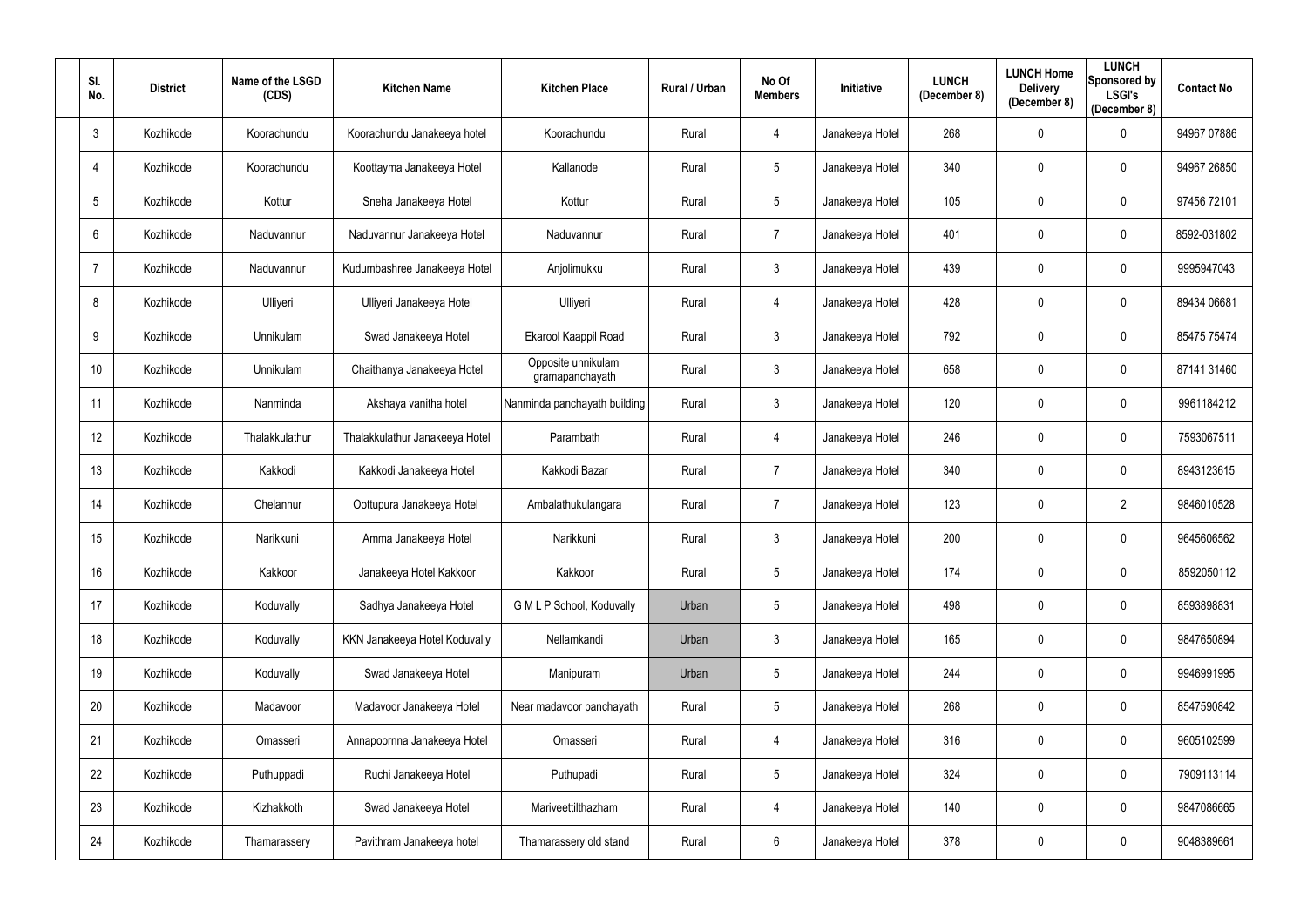| Sl. No. | District | Name of the LSGD (CDS) | Kitchen Name | Kitchen Place | Rural / Urban | No Of Members | Initiative | LUNCH (December 8) | LUNCH Home Delivery (December 8) | LUNCH Sponsored by LSGI's (December 8) | Contact No |
|---|---|---|---|---|---|---|---|---|---|---|---|
| 3 | Kozhikode | Koorachundu | Koorachundu Janakeeya hotel | Koorachundu | Rural | 4 | Janakeeya Hotel | 268 | 0 | 0 | 94967 07886 |
| 4 | Kozhikode | Koorachundu | Koottayma Janakeeya Hotel | Kallanode | Rural | 5 | Janakeeya Hotel | 340 | 0 | 0 | 94967 26850 |
| 5 | Kozhikode | Kottur | Sneha Janakeeya Hotel | Kottur | Rural | 5 | Janakeeya Hotel | 105 | 0 | 0 | 97456 72101 |
| 6 | Kozhikode | Naduvannur | Naduvannur Janakeeya Hotel | Naduvannur | Rural | 7 | Janakeeya Hotel | 401 | 0 | 0 | 8592-031802 |
| 7 | Kozhikode | Naduvannur | Kudumbashree Janakeeya Hotel | Anjolimukku | Rural | 3 | Janakeeya Hotel | 439 | 0 | 0 | 9995947043 |
| 8 | Kozhikode | Ulliyeri | Ulliyeri Janakeeya Hotel | Ulliyeri | Rural | 4 | Janakeeya Hotel | 428 | 0 | 0 | 89434 06681 |
| 9 | Kozhikode | Unnikulam | Swad Janakeeya Hotel | Ekarool Kaappil Road | Rural | 3 | Janakeeya Hotel | 792 | 0 | 0 | 85475 75474 |
| 10 | Kozhikode | Unnikulam | Chaithanya Janakeeya Hotel | Opposite unnikulam gramapanchayath | Rural | 3 | Janakeeya Hotel | 658 | 0 | 0 | 87141 31460 |
| 11 | Kozhikode | Nanminda | Akshaya vanitha hotel | Nanminda panchayath building | Rural | 3 | Janakeeya Hotel | 120 | 0 | 0 | 9961184212 |
| 12 | Kozhikode | Thalakkulathur | Thalakkulathur Janakeeya Hotel | Parambath | Rural | 4 | Janakeeya Hotel | 246 | 0 | 0 | 7593067511 |
| 13 | Kozhikode | Kakkodi | Kakkodi Janakeeya Hotel | Kakkodi Bazar | Rural | 7 | Janakeeya Hotel | 340 | 0 | 0 | 8943123615 |
| 14 | Kozhikode | Chelannur | Oottupura Janakeeya Hotel | Ambalathukulangara | Rural | 7 | Janakeeya Hotel | 123 | 0 | 2 | 9846010528 |
| 15 | Kozhikode | Narikkuni | Amma Janakeeya Hotel | Narikkuni | Rural | 3 | Janakeeya Hotel | 200 | 0 | 0 | 9645606562 |
| 16 | Kozhikode | Kakkoor | Janakeeya Hotel Kakkoor | Kakkoor | Rural | 5 | Janakeeya Hotel | 174 | 0 | 0 | 8592050112 |
| 17 | Kozhikode | Koduvally | Sadhya Janakeeya Hotel | G M L P School, Koduvally | Urban | 5 | Janakeeya Hotel | 498 | 0 | 0 | 8593898831 |
| 18 | Kozhikode | Koduvally | KKN Janakeeya Hotel Koduvally | Nellamkandi | Urban | 3 | Janakeeya Hotel | 165 | 0 | 0 | 9847650894 |
| 19 | Kozhikode | Koduvally | Swad Janakeeya Hotel | Manipuram | Urban | 5 | Janakeeya Hotel | 244 | 0 | 0 | 9946991995 |
| 20 | Kozhikode | Madavoor | Madavoor Janakeeya Hotel | Near madavoor panchayath | Rural | 5 | Janakeeya Hotel | 268 | 0 | 0 | 8547590842 |
| 21 | Kozhikode | Omasseri | Annapoornna Janakeeya Hotel | Omasseri | Rural | 4 | Janakeeya Hotel | 316 | 0 | 0 | 9605102599 |
| 22 | Kozhikode | Puthuppadi | Ruchi Janakeeya Hotel | Puthupadi | Rural | 5 | Janakeeya Hotel | 324 | 0 | 0 | 7909113114 |
| 23 | Kozhikode | Kizhakkoth | Swad Janakeeya Hotel | Mariveettilthazham | Rural | 4 | Janakeeya Hotel | 140 | 0 | 0 | 9847086665 |
| 24 | Kozhikode | Thamarassery | Pavithram Janakeeya hotel | Thamarassery old stand | Rural | 6 | Janakeeya Hotel | 378 | 0 | 0 | 9048389661 |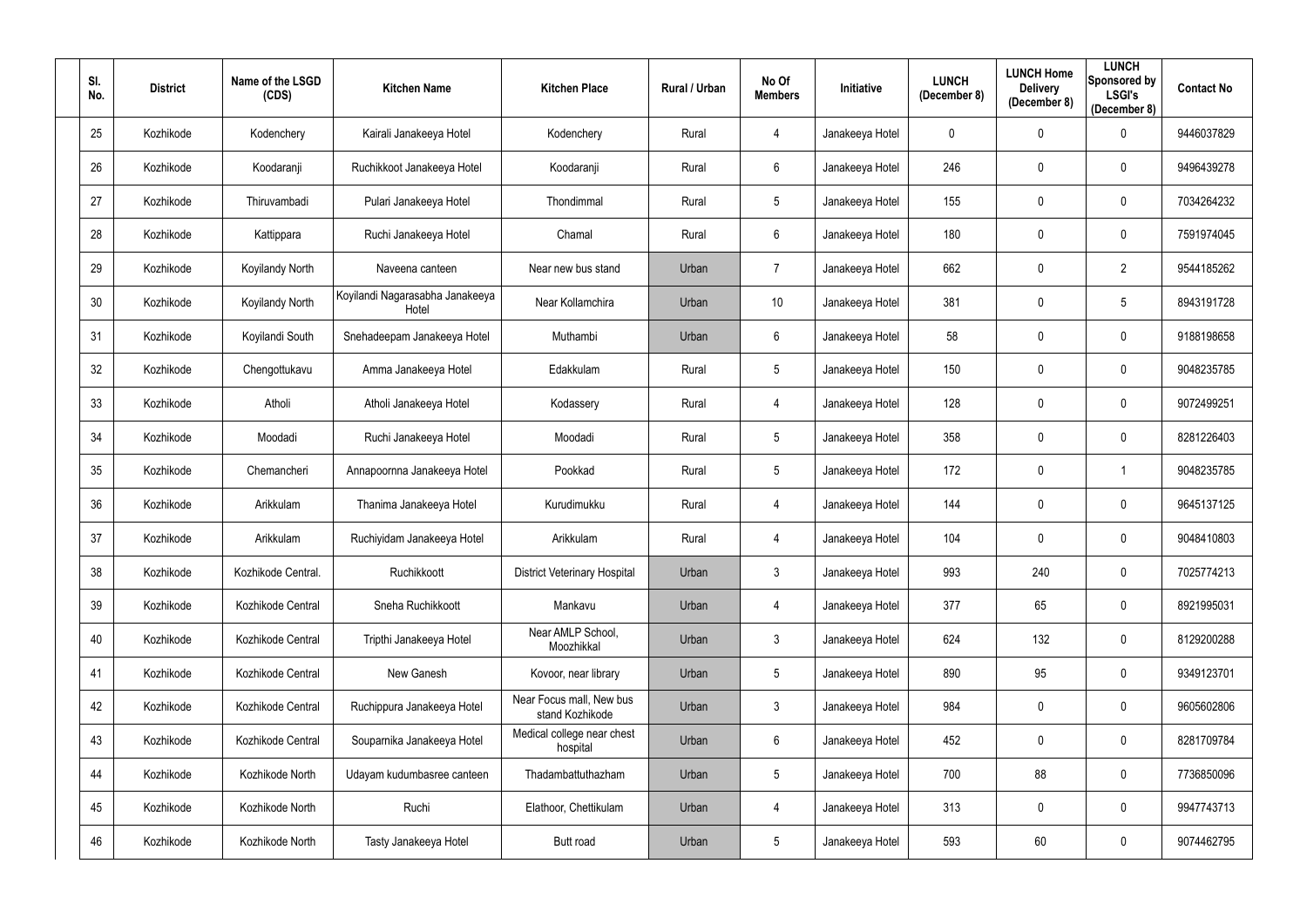| Sl. No. | District | Name of the LSGD (CDS) | Kitchen Name | Kitchen Place | Rural / Urban | No Of Members | Initiative | LUNCH (December 8) | LUNCH Home Delivery (December 8) | LUNCH Sponsored by LSGI's (December 8) | Contact No |
|---|---|---|---|---|---|---|---|---|---|---|---|
| 25 | Kozhikode | Kodenchery | Kairali Janakeeya Hotel | Kodenchery | Rural | 4 | Janakeeya Hotel | 0 | 0 | 0 | 9446037829 |
| 26 | Kozhikode | Koodaranji | Ruchikkoot Janakeeya Hotel | Koodaranji | Rural | 6 | Janakeeya Hotel | 246 | 0 | 0 | 9496439278 |
| 27 | Kozhikode | Thiruvambadi | Pulari Janakeeya Hotel | Thondimmal | Rural | 5 | Janakeeya Hotel | 155 | 0 | 0 | 7034264232 |
| 28 | Kozhikode | Kattippara | Ruchi Janakeeya Hotel | Chamal | Rural | 6 | Janakeeya Hotel | 180 | 0 | 0 | 7591974045 |
| 29 | Kozhikode | Koyilandy North | Naveena canteen | Near new bus stand | Urban | 7 | Janakeeya Hotel | 662 | 0 | 2 | 9544185262 |
| 30 | Kozhikode | Koyilandy North | Koyilandi Nagarasabha Janakeeya Hotel | Near Kollamchira | Urban | 10 | Janakeeya Hotel | 381 | 0 | 5 | 8943191728 |
| 31 | Kozhikode | Koyilandi South | Snehadeepam Janakeeya Hotel | Muthambi | Urban | 6 | Janakeeya Hotel | 58 | 0 | 0 | 9188198658 |
| 32 | Kozhikode | Chengottukavu | Amma Janakeeya Hotel | Edakkulam | Rural | 5 | Janakeeya Hotel | 150 | 0 | 0 | 9048235785 |
| 33 | Kozhikode | Atholi | Atholi Janakeeya Hotel | Kodassery | Rural | 4 | Janakeeya Hotel | 128 | 0 | 0 | 9072499251 |
| 34 | Kozhikode | Moodadi | Ruchi Janakeeya Hotel | Moodadi | Rural | 5 | Janakeeya Hotel | 358 | 0 | 0 | 8281226403 |
| 35 | Kozhikode | Chemancheri | Annapoornna Janakeeya Hotel | Pookkad | Rural | 5 | Janakeeya Hotel | 172 | 0 | 1 | 9048235785 |
| 36 | Kozhikode | Arikkulam | Thanima Janakeeya Hotel | Kurudimukku | Rural | 4 | Janakeeya Hotel | 144 | 0 | 0 | 9645137125 |
| 37 | Kozhikode | Arikkulam | Ruchiyidam Janakeeya Hotel | Arikkulam | Rural | 4 | Janakeeya Hotel | 104 | 0 | 0 | 9048410803 |
| 38 | Kozhikode | Kozhikode Central. | Ruchikkoott | District Veterinary Hospital | Urban | 3 | Janakeeya Hotel | 993 | 240 | 0 | 7025774213 |
| 39 | Kozhikode | Kozhikode Central | Sneha Ruchikkoott | Mankavu | Urban | 4 | Janakeeya Hotel | 377 | 65 | 0 | 8921995031 |
| 40 | Kozhikode | Kozhikode Central | Tripthi Janakeeya Hotel | Near AMLP School, Moozhikkal | Urban | 3 | Janakeeya Hotel | 624 | 132 | 0 | 8129200288 |
| 41 | Kozhikode | Kozhikode Central | New Ganesh | Kovoor, near library | Urban | 5 | Janakeeya Hotel | 890 | 95 | 0 | 9349123701 |
| 42 | Kozhikode | Kozhikode Central | Ruchippura Janakeeya Hotel | Near Focus mall, New bus stand Kozhikode | Urban | 3 | Janakeeya Hotel | 984 | 0 | 0 | 9605602806 |
| 43 | Kozhikode | Kozhikode Central | Souparnika Janakeeya Hotel | Medical college near chest hospital | Urban | 6 | Janakeeya Hotel | 452 | 0 | 0 | 8281709784 |
| 44 | Kozhikode | Kozhikode North | Udayam kudumbasree canteen | Thadambattuthazham | Urban | 5 | Janakeeya Hotel | 700 | 88 | 0 | 7736850096 |
| 45 | Kozhikode | Kozhikode North | Ruchi | Elathoor, Chettikulam | Urban | 4 | Janakeeya Hotel | 313 | 0 | 0 | 9947743713 |
| 46 | Kozhikode | Kozhikode North | Tasty Janakeeya Hotel | Butt road | Urban | 5 | Janakeeya Hotel | 593 | 60 | 0 | 9074462795 |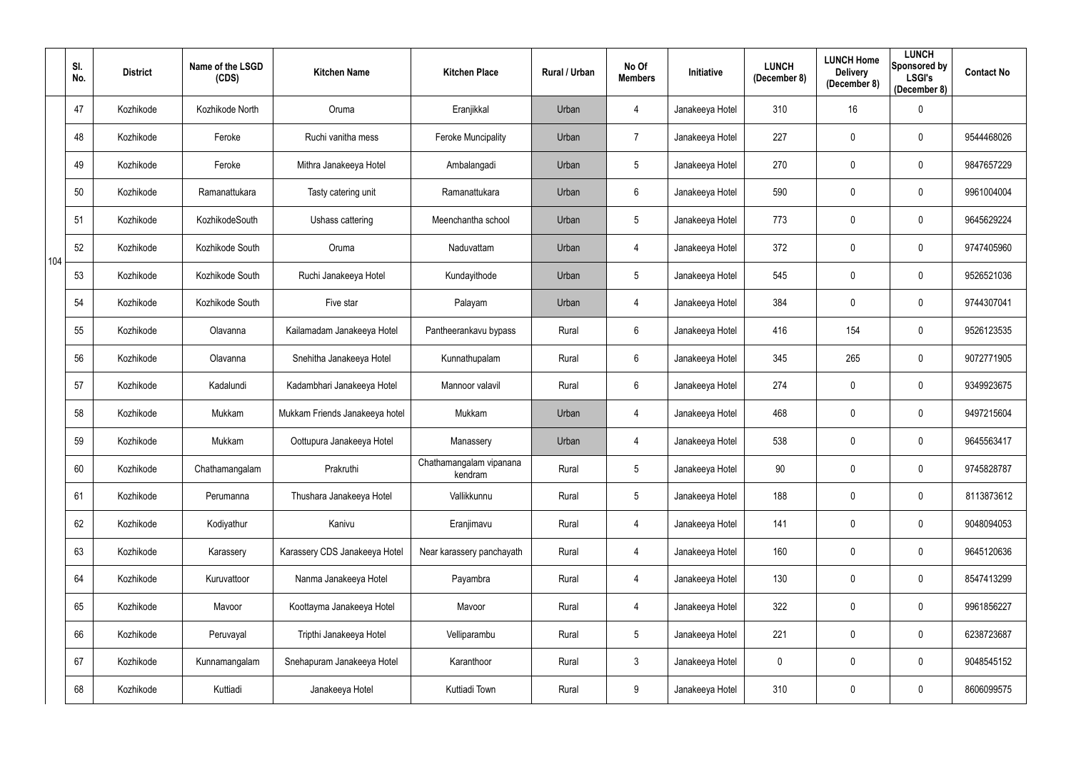|  | Sl. No. | District | Name of the LSGD (CDS) | Kitchen Name | Kitchen Place | Rural / Urban | No Of Members | Initiative | LUNCH (December 8) | LUNCH Home Delivery (December 8) | LUNCH Sponsored by LSGI's (December 8) | Contact No |
|---|---|---|---|---|---|---|---|---|---|---|---|---|
| 104 | 47 | Kozhikode | Kozhikode North | Oruma | Eranjikkal | Urban | 4 | Janakeeya Hotel | 310 | 16 | 0 |  |
|  | 48 | Kozhikode | Feroke | Ruchi vanitha mess | Feroke Muncipality | Urban | 7 | Janakeeya Hotel | 227 | 0 | 0 | 9544468026 |
|  | 49 | Kozhikode | Feroke | Mithra Janakeeya Hotel | Ambalangadi | Urban | 5 | Janakeeya Hotel | 270 | 0 | 0 | 9847657229 |
|  | 50 | Kozhikode | Ramanattukara | Tasty catering unit | Ramanattukara | Urban | 6 | Janakeeya Hotel | 590 | 0 | 0 | 9961004004 |
|  | 51 | Kozhikode | KozhikodeSouth | Ushass cattering | Meenchantha school | Urban | 5 | Janakeeya Hotel | 773 | 0 | 0 | 9645629224 |
|  | 52 | Kozhikode | Kozhikode South | Oruma | Naduvattam | Urban | 4 | Janakeeya Hotel | 372 | 0 | 0 | 9747405960 |
|  | 53 | Kozhikode | Kozhikode South | Ruchi Janakeeya Hotel | Kundayithode | Urban | 5 | Janakeeya Hotel | 545 | 0 | 0 | 9526521036 |
|  | 54 | Kozhikode | Kozhikode South | Five star | Palayam | Urban | 4 | Janakeeya Hotel | 384 | 0 | 0 | 9744307041 |
|  | 55 | Kozhikode | Olavanna | Kailamadam Janakeeya Hotel | Pantheerankavu bypass | Rural | 6 | Janakeeya Hotel | 416 | 154 | 0 | 9526123535 |
|  | 56 | Kozhikode | Olavanna | Snehitha Janakeeya Hotel | Kunnathupalam | Rural | 6 | Janakeeya Hotel | 345 | 265 | 0 | 9072771905 |
|  | 57 | Kozhikode | Kadalundi | Kadambhari Janakeeya Hotel | Mannoor valavil | Rural | 6 | Janakeeya Hotel | 274 | 0 | 0 | 9349923675 |
|  | 58 | Kozhikode | Mukkam | Mukkam Friends Janakeeya hotel | Mukkam | Urban | 4 | Janakeeya Hotel | 468 | 0 | 0 | 9497215604 |
|  | 59 | Kozhikode | Mukkam | Oottupura Janakeeya Hotel | Manassery | Urban | 4 | Janakeeya Hotel | 538 | 0 | 0 | 9645563417 |
|  | 60 | Kozhikode | Chathamangalam | Prakruthi | Chathamangalam vipanana kendram | Rural | 5 | Janakeeya Hotel | 90 | 0 | 0 | 9745828787 |
|  | 61 | Kozhikode | Perumanna | Thushara Janakeeya Hotel | Vallikkunnu | Rural | 5 | Janakeeya Hotel | 188 | 0 | 0 | 8113873612 |
|  | 62 | Kozhikode | Kodiyathur | Kanivu | Eranjimavu | Rural | 4 | Janakeeya Hotel | 141 | 0 | 0 | 9048094053 |
|  | 63 | Kozhikode | Karassery | Karassery CDS Janakeeya Hotel | Near karassery panchayath | Rural | 4 | Janakeeya Hotel | 160 | 0 | 0 | 9645120636 |
|  | 64 | Kozhikode | Kuruvattoor | Nanma Janakeeya Hotel | Payambra | Rural | 4 | Janakeeya Hotel | 130 | 0 | 0 | 8547413299 |
|  | 65 | Kozhikode | Mavoor | Koottayma Janakeeya Hotel | Mavoor | Rural | 4 | Janakeeya Hotel | 322 | 0 | 0 | 9961856227 |
|  | 66 | Kozhikode | Peruvayal | Tripthi Janakeeya Hotel | Velliparambu | Rural | 5 | Janakeeya Hotel | 221 | 0 | 0 | 6238723687 |
|  | 67 | Kozhikode | Kunnamangalam | Snehapuram Janakeeya Hotel | Karanthoor | Rural | 3 | Janakeeya Hotel | 0 | 0 | 0 | 9048545152 |
|  | 68 | Kozhikode | Kuttiadi | Janakeeya Hotel | Kuttiadi Town | Rural | 9 | Janakeeya Hotel | 310 | 0 | 0 | 8606099575 |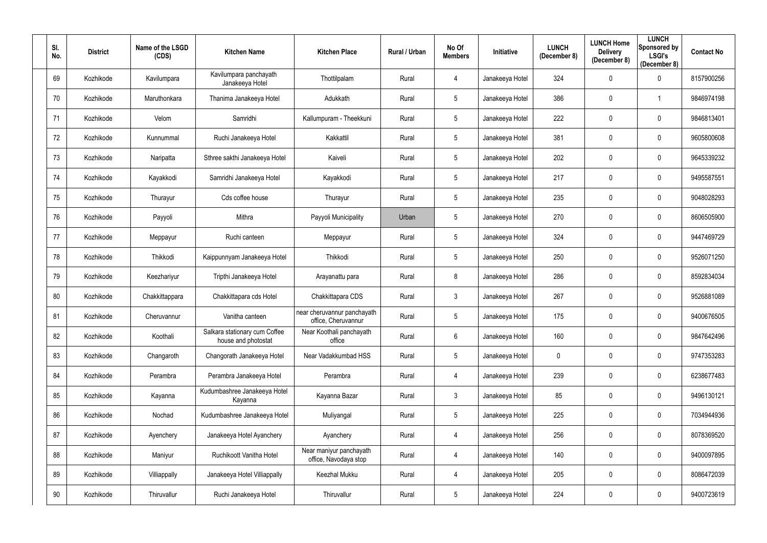| Sl. No. | District | Name of the LSGD (CDS) | Kitchen Name | Kitchen Place | Rural / Urban | No Of Members | Initiative | LUNCH (December 8) | LUNCH Home Delivery (December 8) | LUNCH Sponsored by LSGI's (December 8) | Contact No |
|---|---|---|---|---|---|---|---|---|---|---|---|
| 69 | Kozhikode | Kavilumpara | Kavilumpara panchayath Janakeeya Hotel | Thottilpalam | Rural | 4 | Janakeeya Hotel | 324 | 0 | 0 | 8157900256 |
| 70 | Kozhikode | Maruthonkara | Thanima Janakeeya Hotel | Adukkath | Rural | 5 | Janakeeya Hotel | 386 | 0 | 1 | 9846974198 |
| 71 | Kozhikode | Velom | Samridhi | Kallumpuram - Theekkuni | Rural | 5 | Janakeeya Hotel | 222 | 0 | 0 | 9846813401 |
| 72 | Kozhikode | Kunnummal | Ruchi Janakeeya Hotel | Kakkattil | Rural | 5 | Janakeeya Hotel | 381 | 0 | 0 | 9605800608 |
| 73 | Kozhikode | Naripatta | Sthree sakthi Janakeeya Hotel | Kaiveli | Rural | 5 | Janakeeya Hotel | 202 | 0 | 0 | 9645339232 |
| 74 | Kozhikode | Kayakkodi | Samridhi Janakeeya Hotel | Kayakkodi | Rural | 5 | Janakeeya Hotel | 217 | 0 | 0 | 9495587551 |
| 75 | Kozhikode | Thurayur | Cds coffee house | Thurayur | Rural | 5 | Janakeeya Hotel | 235 | 0 | 0 | 9048028293 |
| 76 | Kozhikode | Payyoli | Mithra | Payyoli Municipality | Urban | 5 | Janakeeya Hotel | 270 | 0 | 0 | 8606505900 |
| 77 | Kozhikode | Meppayur | Ruchi canteen | Meppayur | Rural | 5 | Janakeeya Hotel | 324 | 0 | 0 | 9447469729 |
| 78 | Kozhikode | Thikkodi | Kaippunnyam Janakeeya Hotel | Thikkodi | Rural | 5 | Janakeeya Hotel | 250 | 0 | 0 | 9526071250 |
| 79 | Kozhikode | Keezhariyur | Tripthi Janakeeya Hotel | Arayanattu para | Rural | 8 | Janakeeya Hotel | 286 | 0 | 0 | 8592834034 |
| 80 | Kozhikode | Chakkittappara | Chakkittapara cds Hotel | Chakkittapara CDS | Rural | 3 | Janakeeya Hotel | 267 | 0 | 0 | 9526881089 |
| 81 | Kozhikode | Cheruvannur | Vanitha canteen | near cheruvannur panchayath office, Cheruvannur | Rural | 5 | Janakeeya Hotel | 175 | 0 | 0 | 9400676505 |
| 82 | Kozhikode | Koothali | Salkara stationary cum Coffee house and photostat | Near Koothali panchayath office | Rural | 6 | Janakeeya Hotel | 160 | 0 | 0 | 9847642496 |
| 83 | Kozhikode | Changaroth | Changorath Janakeeya Hotel | Near Vadakkumbad HSS | Rural | 5 | Janakeeya Hotel | 0 | 0 | 0 | 9747353283 |
| 84 | Kozhikode | Perambra | Perambra Janakeeya Hotel | Perambra | Rural | 4 | Janakeeya Hotel | 239 | 0 | 0 | 6238677483 |
| 85 | Kozhikode | Kayanna | Kudumbashree Janakeeya Hotel Kayanna | Kayanna Bazar | Rural | 3 | Janakeeya Hotel | 85 | 0 | 0 | 9496130121 |
| 86 | Kozhikode | Nochad | Kudumbashree Janakeeya Hotel | Muliyangal | Rural | 5 | Janakeeya Hotel | 225 | 0 | 0 | 7034944936 |
| 87 | Kozhikode | Ayenchery | Janakeeya Hotel Ayanchery | Ayanchery | Rural | 4 | Janakeeya Hotel | 256 | 0 | 0 | 8078369520 |
| 88 | Kozhikode | Maniyur | Ruchikoott Vanitha Hotel | Near maniyur panchayath office, Navodaya stop | Rural | 4 | Janakeeya Hotel | 140 | 0 | 0 | 9400097895 |
| 89 | Kozhikode | Villiappally | Janakeeya Hotel Villiappally | Keezhal Mukku | Rural | 4 | Janakeeya Hotel | 205 | 0 | 0 | 8086472039 |
| 90 | Kozhikode | Thiruvallur | Ruchi Janakeeya Hotel | Thiruvallur | Rural | 5 | Janakeeya Hotel | 224 | 0 | 0 | 9400723619 |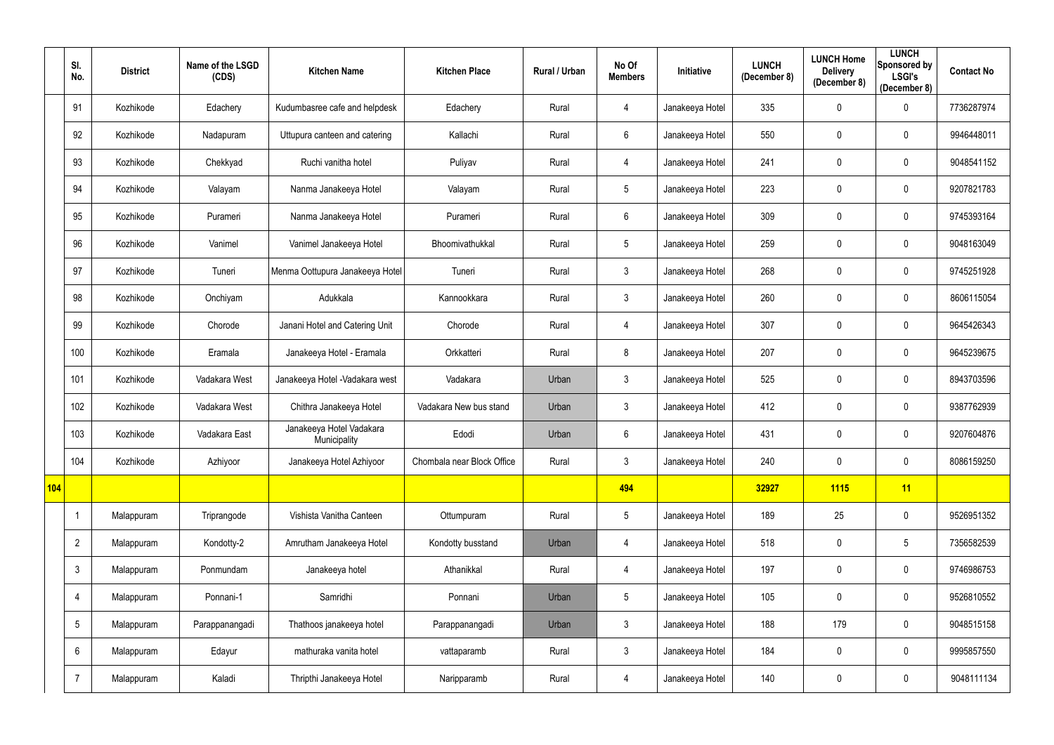| | Sl. No. | District | Name of the LSGD (CDS) | Kitchen Name | Kitchen Place | Rural / Urban | No Of Members | Initiative | LUNCH (December 8) | LUNCH Home Delivery (December 8) | LUNCH Sponsored by LSGI's (December 8) | Contact No |
|---|---|---|---|---|---|---|---|---|---|---|---|---|
| | 91 | Kozhikode | Edachery | Kudumbasree cafe and helpdesk | Edachery | Rural | 4 | Janakeeya Hotel | 335 | 0 | 0 | 7736287974 |
| | 92 | Kozhikode | Nadapuram | Uttupura canteen and catering | Kallachi | Rural | 6 | Janakeeya Hotel | 550 | 0 | 0 | 9946448011 |
| | 93 | Kozhikode | Chekkyad | Ruchi vanitha hotel | Puliyav | Rural | 4 | Janakeeya Hotel | 241 | 0 | 0 | 9048541152 |
| | 94 | Kozhikode | Valayam | Nanma Janakeeya Hotel | Valayam | Rural | 5 | Janakeeya Hotel | 223 | 0 | 0 | 9207821783 |
| | 95 | Kozhikode | Purameri | Nanma Janakeeya Hotel | Purameri | Rural | 6 | Janakeeya Hotel | 309 | 0 | 0 | 9745393164 |
| | 96 | Kozhikode | Vanimel | Vanimel Janakeeya Hotel | Bhoomivathukkal | Rural | 5 | Janakeeya Hotel | 259 | 0 | 0 | 9048163049 |
| | 97 | Kozhikode | Tuneri | Menma Oottupura Janakeeya Hotel | Tuneri | Rural | 3 | Janakeeya Hotel | 268 | 0 | 0 | 9745251928 |
| | 98 | Kozhikode | Onchiyam | Adukkala | Kannookkara | Rural | 3 | Janakeeya Hotel | 260 | 0 | 0 | 8606115054 |
| | 99 | Kozhikode | Chorode | Janani Hotel and Catering Unit | Chorode | Rural | 4 | Janakeeya Hotel | 307 | 0 | 0 | 9645426343 |
| | 100 | Kozhikode | Eramala | Janakeeya Hotel - Eramala | Orkkatteri | Rural | 8 | Janakeeya Hotel | 207 | 0 | 0 | 9645239675 |
| | 101 | Kozhikode | Vadakara West | Janakeeya Hotel -Vadakara west | Vadakara | Urban | 3 | Janakeeya Hotel | 525 | 0 | 0 | 8943703596 |
| | 102 | Kozhikode | Vadakara West | Chithra Janakeeya Hotel | Vadakara New bus stand | Urban | 3 | Janakeeya Hotel | 412 | 0 | 0 | 9387762939 |
| | 103 | Kozhikode | Vadakara East | Janakeeya Hotel Vadakara Municipality | Edodi | Urban | 6 | Janakeeya Hotel | 431 | 0 | 0 | 9207604876 |
| | 104 | Kozhikode | Azhiyoor | Janakeeya Hotel Azhiyoor | Chombala near Block Office | Rural | 3 | Janakeeya Hotel | 240 | 0 | 0 | 8086159250 |
| **104** | | | | | | | **494** | | **32927** | **1115** | **11** | |
| | 1 | Malappuram | Triprangode | Vishista Vanitha Canteen | Ottumpuram | Rural | 5 | Janakeeya Hotel | 189 | 25 | 0 | 9526951352 |
| | 2 | Malappuram | Kondotty-2 | Amrutham Janakeeya Hotel | Kondotty busstand | Urban | 4 | Janakeeya Hotel | 518 | 0 | 5 | 7356582539 |
| | 3 | Malappuram | Ponmundam | Janakeeya hotel | Athanikkal | Rural | 4 | Janakeeya Hotel | 197 | 0 | 0 | 9746986753 |
| | 4 | Malappuram | Ponnani-1 | Samridhi | Ponnani | Urban | 5 | Janakeeya Hotel | 105 | 0 | 0 | 9526810552 |
| | 5 | Malappuram | Parappanangadi | Thathoos janakeeya hotel | Parappanangadi | Urban | 3 | Janakeeya Hotel | 188 | 179 | 0 | 9048515158 |
| | 6 | Malappuram | Edayur | mathuraka vanita hotel | vattaparamb | Rural | 3 | Janakeeya Hotel | 184 | 0 | 0 | 9995857550 |
| | 7 | Malappuram | Kaladi | Thripthi Janakeeya Hotel | Naripparamb | Rural | 4 | Janakeeya Hotel | 140 | 0 | 0 | 9048111134 |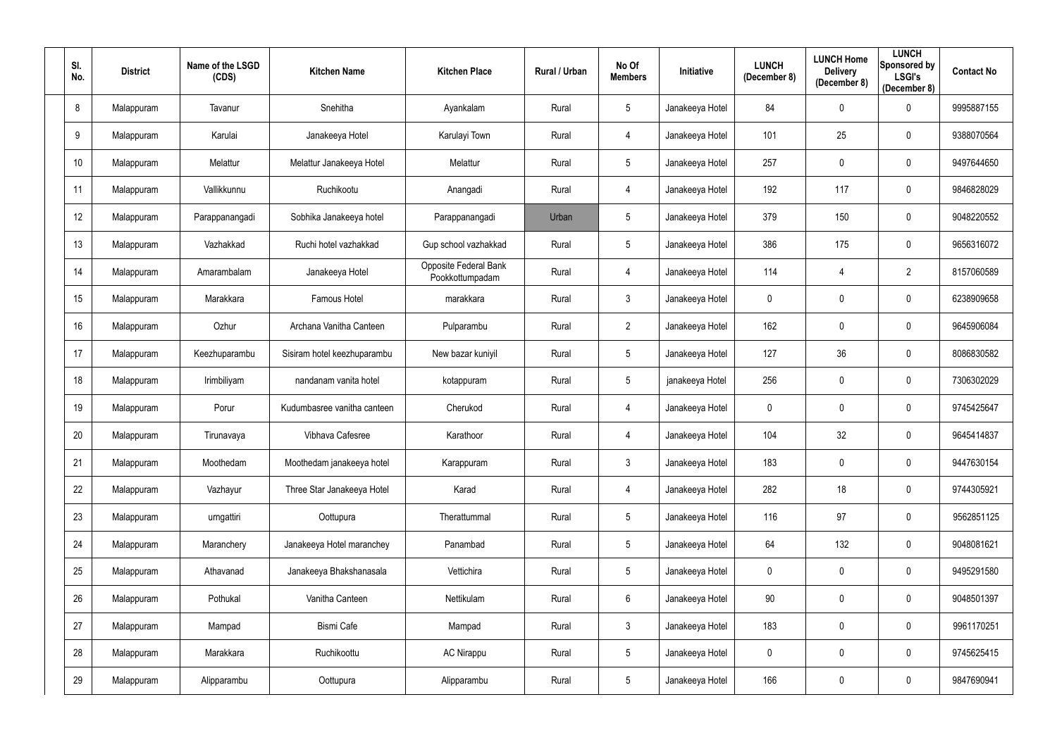| Sl. No. | District | Name of the LSGD (CDS) | Kitchen Name | Kitchen Place | Rural / Urban | No Of Members | Initiative | LUNCH (December 8) | LUNCH Home Delivery (December 8) | LUNCH Sponsored by LSGI's (December 8) | Contact No |
|---|---|---|---|---|---|---|---|---|---|---|---|
| 8 | Malappuram | Tavanur | Snehitha | Ayankalam | Rural | 5 | Janakeeya Hotel | 84 | 0 | 0 | 9995887155 |
| 9 | Malappuram | Karulai | Janakeeya Hotel | Karulayi Town | Rural | 4 | Janakeeya Hotel | 101 | 25 | 0 | 9388070564 |
| 10 | Malappuram | Melattur | Melattur Janakeeya Hotel | Melattur | Rural | 5 | Janakeeya Hotel | 257 | 0 | 0 | 9497644650 |
| 11 | Malappuram | Vallikkunnu | Ruchikootu | Anangadi | Rural | 4 | Janakeeya Hotel | 192 | 117 | 0 | 9846828029 |
| 12 | Malappuram | Parappanangadi | Sobhika Janakeeya hotel | Parappanangadi | Urban | 5 | Janakeeya Hotel | 379 | 150 | 0 | 9048220552 |
| 13 | Malappuram | Vazhakkad | Ruchi hotel vazhakkad | Gup school vazhakkad | Rural | 5 | Janakeeya Hotel | 386 | 175 | 0 | 9656316072 |
| 14 | Malappuram | Amarambalam | Janakeeya Hotel | Opposite Federal Bank Pookkottumpadam | Rural | 4 | Janakeeya Hotel | 114 | 4 | 2 | 8157060589 |
| 15 | Malappuram | Marakkara | Famous Hotel | marakkara | Rural | 3 | Janakeeya Hotel | 0 | 0 | 0 | 6238909658 |
| 16 | Malappuram | Ozhur | Archana Vanitha Canteen | Pulparambu | Rural | 2 | Janakeeya Hotel | 162 | 0 | 0 | 9645906084 |
| 17 | Malappuram | Keezhuparambu | Sisiram hotel keezhuparambu | New bazar kuniyil | Rural | 5 | Janakeeya Hotel | 127 | 36 | 0 | 8086830582 |
| 18 | Malappuram | Irimbiliyam | nandanam vanita hotel | kotappuram | Rural | 5 | janakeeya Hotel | 256 | 0 | 0 | 7306302029 |
| 19 | Malappuram | Porur | Kudumbasree vanitha canteen | Cherukod | Rural | 4 | Janakeeya Hotel | 0 | 0 | 0 | 9745425647 |
| 20 | Malappuram | Tirunavaya | Vibhava Cafesree | Karathoor | Rural | 4 | Janakeeya Hotel | 104 | 32 | 0 | 9645414837 |
| 21 | Malappuram | Moothedam | Moothedam janakeeya hotel | Karappuram | Rural | 3 | Janakeeya Hotel | 183 | 0 | 0 | 9447630154 |
| 22 | Malappuram | Vazhayur | Three Star Janakeeya Hotel | Karad | Rural | 4 | Janakeeya Hotel | 282 | 18 | 0 | 9744305921 |
| 23 | Malappuram | urngattiri | Oottupura | Therattummal | Rural | 5 | Janakeeya Hotel | 116 | 97 | 0 | 9562851125 |
| 24 | Malappuram | Maranchery | Janakeeya Hotel maranchey | Panambad | Rural | 5 | Janakeeya Hotel | 64 | 132 | 0 | 9048081621 |
| 25 | Malappuram | Athavanad | Janakeeya Bhakshanasala | Vettichira | Rural | 5 | Janakeeya Hotel | 0 | 0 | 0 | 9495291580 |
| 26 | Malappuram | Pothukal | Vanitha Canteen | Nettikulam | Rural | 6 | Janakeeya Hotel | 90 | 0 | 0 | 9048501397 |
| 27 | Malappuram | Mampad | Bismi Cafe | Mampad | Rural | 3 | Janakeeya Hotel | 183 | 0 | 0 | 9961170251 |
| 28 | Malappuram | Marakkara | Ruchikoottu | AC Nirappu | Rural | 5 | Janakeeya Hotel | 0 | 0 | 0 | 9745625415 |
| 29 | Malappuram | Alipparambu | Oottupura | Alipparambu | Rural | 5 | Janakeeya Hotel | 166 | 0 | 0 | 9847690941 |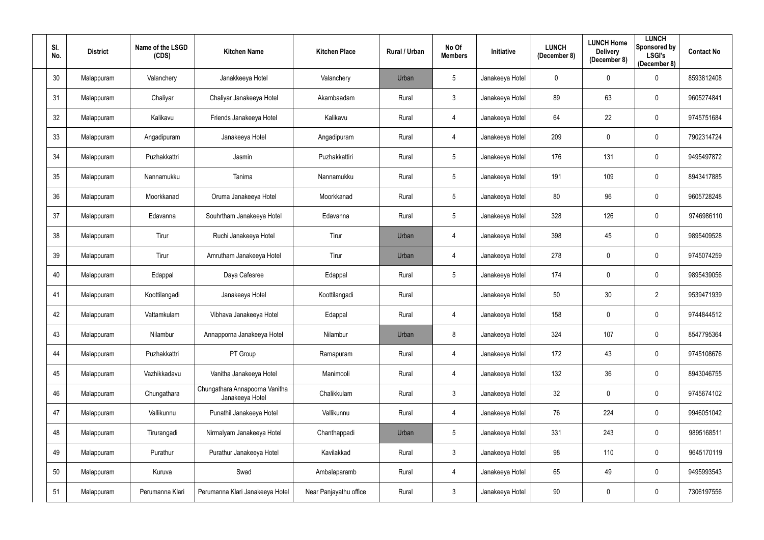| Sl. No. | District | Name of the LSGD (CDS) | Kitchen Name | Kitchen Place | Rural / Urban | No Of Members | Initiative | LUNCH (December 8) | LUNCH Home Delivery (December 8) | LUNCH Sponsored by LSGI's (December 8) | Contact No |
|---|---|---|---|---|---|---|---|---|---|---|---|
| 30 | Malappuram | Valanchery | Janakkeeya Hotel | Valanchery | Urban | 5 | Janakeeya Hotel | 0 | 0 | 0 | 8593812408 |
| 31 | Malappuram | Chaliyar | Chaliyar Janakeeya Hotel | Akambaadam | Rural | 3 | Janakeeya Hotel | 89 | 63 | 0 | 9605274841 |
| 32 | Malappuram | Kalikavu | Friends Janakeeya Hotel | Kalikavu | Rural | 4 | Janakeeya Hotel | 64 | 22 | 0 | 9745751684 |
| 33 | Malappuram | Angadipuram | Janakeeya Hotel | Angadipuram | Rural | 4 | Janakeeya Hotel | 209 | 0 | 0 | 7902314724 |
| 34 | Malappuram | Puzhakkattri | Jasmin | Puzhakkattiri | Rural | 5 | Janakeeya Hotel | 176 | 131 | 0 | 9495497872 |
| 35 | Malappuram | Nannamukku | Tanima | Nannamukku | Rural | 5 | Janakeeya Hotel | 191 | 109 | 0 | 8943417885 |
| 36 | Malappuram | Moorkkanad | Oruma Janakeeya Hotel | Moorkkanad | Rural | 5 | Janakeeya Hotel | 80 | 96 | 0 | 9605728248 |
| 37 | Malappuram | Edavanna | Souhrtham Janakeeya Hotel | Edavanna | Rural | 5 | Janakeeya Hotel | 328 | 126 | 0 | 9746986110 |
| 38 | Malappuram | Tirur | Ruchi Janakeeya Hotel | Tirur | Urban | 4 | Janakeeya Hotel | 398 | 45 | 0 | 9895409528 |
| 39 | Malappuram | Tirur | Amrutham Janakeeya Hotel | Tirur | Urban | 4 | Janakeeya Hotel | 278 | 0 | 0 | 9745074259 |
| 40 | Malappuram | Edappal | Daya Cafesree | Edappal | Rural | 5 | Janakeeya Hotel | 174 | 0 | 0 | 9895439056 |
| 41 | Malappuram | Koottilangadi | Janakeeya Hotel | Koottilangadi | Rural | | Janakeeya Hotel | 50 | 30 | 2 | 9539471939 |
| 42 | Malappuram | Vattamkulam | Vibhava Janakeeya Hotel | Edappal | Rural | 4 | Janakeeya Hotel | 158 | 0 | 0 | 9744844512 |
| 43 | Malappuram | Nilambur | Annapporna Janakeeya Hotel | Nilambur | Urban | 8 | Janakeeya Hotel | 324 | 107 | 0 | 8547795364 |
| 44 | Malappuram | Puzhakkattri | PT Group | Ramapuram | Rural | 4 | Janakeeya Hotel | 172 | 43 | 0 | 9745108676 |
| 45 | Malappuram | Vazhikkadavu | Vanitha Janakeeya Hotel | Manimooli | Rural | 4 | Janakeeya Hotel | 132 | 36 | 0 | 8943046755 |
| 46 | Malappuram | Chungathara | Chungathara Annapoorna Vanitha Janakeeya Hotel | Chalikkulam | Rural | 3 | Janakeeya Hotel | 32 | 0 | 0 | 9745674102 |
| 47 | Malappuram | Vallikunnu | Punathil Janakeeya Hotel | Vallikunnu | Rural | 4 | Janakeeya Hotel | 76 | 224 | 0 | 9946051042 |
| 48 | Malappuram | Tirurangadi | Nirmalyam Janakeeya Hotel | Chanthappadi | Urban | 5 | Janakeeya Hotel | 331 | 243 | 0 | 9895168511 |
| 49 | Malappuram | Purathur | Purathur Janakeeya Hotel | Kavilakkad | Rural | 3 | Janakeeya Hotel | 98 | 110 | 0 | 9645170119 |
| 50 | Malappuram | Kuruva | Swad | Ambalaparamb | Rural | 4 | Janakeeya Hotel | 65 | 49 | 0 | 9495993543 |
| 51 | Malappuram | Perumanna Klari | Perumanna Klari Janakeeya Hotel | Near Panjayathu office | Rural | 3 | Janakeeya Hotel | 90 | 0 | 0 | 7306197556 |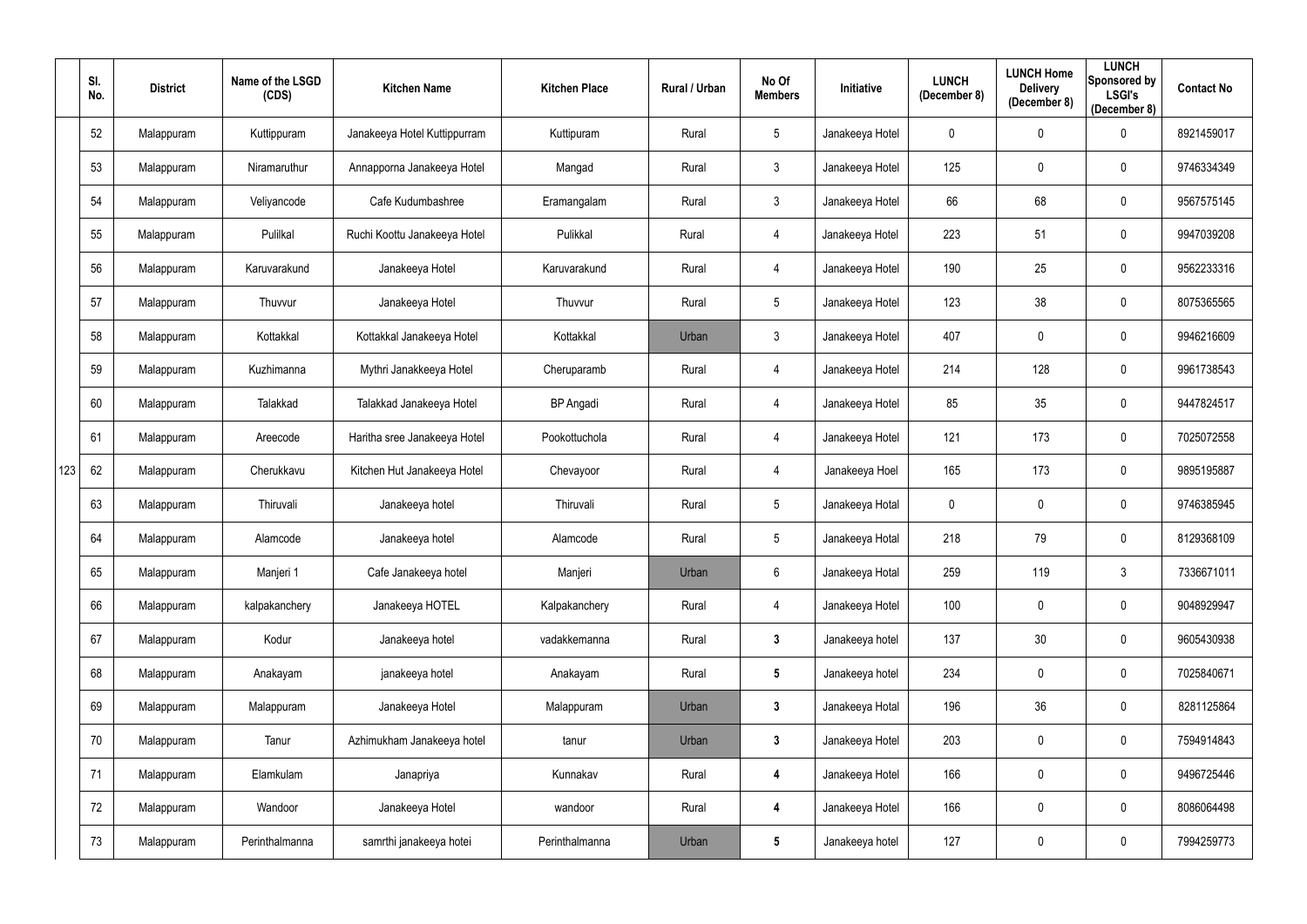| | Sl. No. | District | Name of the LSGD (CDS) | Kitchen Name | Kitchen Place | Rural / Urban | No Of Members | Initiative | LUNCH (December 8) | LUNCH Home Delivery (December 8) | LUNCH Sponsored by LSGI's (December 8) | Contact No |
|---|---|---|---|---|---|---|---|---|---|---|---|---|
| | 52 | Malappuram | Kuttippuram | Janakeeya Hotel Kuttippurram | Kuttipuram | Rural | 5 | Janakeeya Hotel | 0 | 0 | 0 | 8921459017 |
| | 53 | Malappuram | Niramaruthur | Annapporna Janakeeya Hotel | Mangad | Rural | 3 | Janakeeya Hotel | 125 | 0 | 0 | 9746334349 |
| | 54 | Malappuram | Veliyancode | Cafe Kudumbashree | Eramangalam | Rural | 3 | Janakeeya Hotel | 66 | 68 | 0 | 9567575145 |
| | 55 | Malappuram | Pulilkal | Ruchi Koottu Janakeeya Hotel | Pulikkal | Rural | 4 | Janakeeya Hotel | 223 | 51 | 0 | 9947039208 |
| | 56 | Malappuram | Karuvarakund | Janakeeya Hotel | Karuvarakund | Rural | 4 | Janakeeya Hotel | 190 | 25 | 0 | 9562233316 |
| | 57 | Malappuram | Thuvvur | Janakeeya Hotel | Thuvvur | Rural | 5 | Janakeeya Hotel | 123 | 38 | 0 | 8075365565 |
| | 58 | Malappuram | Kottakkal | Kottakkal Janakeeya Hotel | Kottakkal | Urban | 3 | Janakeeya Hotel | 407 | 0 | 0 | 9946216609 |
| | 59 | Malappuram | Kuzhimanna | Mythri Janakkeeya Hotel | Cheruparamb | Rural | 4 | Janakeeya Hotel | 214 | 128 | 0 | 9961738543 |
| | 60 | Malappuram | Talakkad | Talakkad Janakeeya Hotel | BP Angadi | Rural | 4 | Janakeeya Hotel | 85 | 35 | 0 | 9447824517 |
| | 61 | Malappuram | Areecode | Haritha sree Janakeeya Hotel | Pookottuchola | Rural | 4 | Janakeeya Hotel | 121 | 173 | 0 | 7025072558 |
| 123 | 62 | Malappuram | Cherukkavu | Kitchen Hut Janakeeya Hotel | Chevayoor | Rural | 4 | Janakeeya Hoel | 165 | 173 | 0 | 9895195887 |
| | 63 | Malappuram | Thiruvali | Janakeeya hotel | Thiruvali | Rural | 5 | Janakeeya Hotal | 0 | 0 | 0 | 9746385945 |
| | 64 | Malappuram | Alamcode | Janakeeya hotel | Alamcode | Rural | 5 | Janakeeya Hotal | 218 | 79 | 0 | 8129368109 |
| | 65 | Malappuram | Manjeri 1 | Cafe Janakeeya hotel | Manjeri | Urban | 6 | Janakeeya Hotal | 259 | 119 | 3 | 7336671011 |
| | 66 | Malappuram | kalpakanchery | Janakeeya HOTEL | Kalpakanchery | Rural | 4 | Janakeeya Hotel | 100 | 0 | 0 | 9048929947 |
| | 67 | Malappuram | Kodur | Janakeeya hotel | vadakkemanna | Rural | **3** | Janakeeya hotel | 137 | 30 | 0 | 9605430938 |
| | 68 | Malappuram | Anakayam | janakeeya hotel | Anakayam | Rural | **5** | Janakeeya hotel | 234 | 0 | 0 | 7025840671 |
| | 69 | Malappuram | Malappuram | Janakeeya Hotel | Malappuram | Urban | **3** | Janakeeya Hotal | 196 | 36 | 0 | 8281125864 |
| | 70 | Malappuram | Tanur | Azhimukham Janakeeya hotel | tanur | Urban | **3** | Janakeeya Hotel | 203 | 0 | 0 | 7594914843 |
| | 71 | Malappuram | Elamkulam | Janapriya | Kunnakav | Rural | **4** | Janakeeya Hotel | 166 | 0 | 0 | 9496725446 |
| | 72 | Malappuram | Wandoor | Janakeeya Hotel | wandoor | Rural | **4** | Janakeeya Hotel | 166 | 0 | 0 | 8086064498 |
| | 73 | Malappuram | Perinthalmanna | samrthi janakeeya hotei | Perinthalmanna | Urban | **5** | Janakeeya hotel | 127 | 0 | 0 | 7994259773 |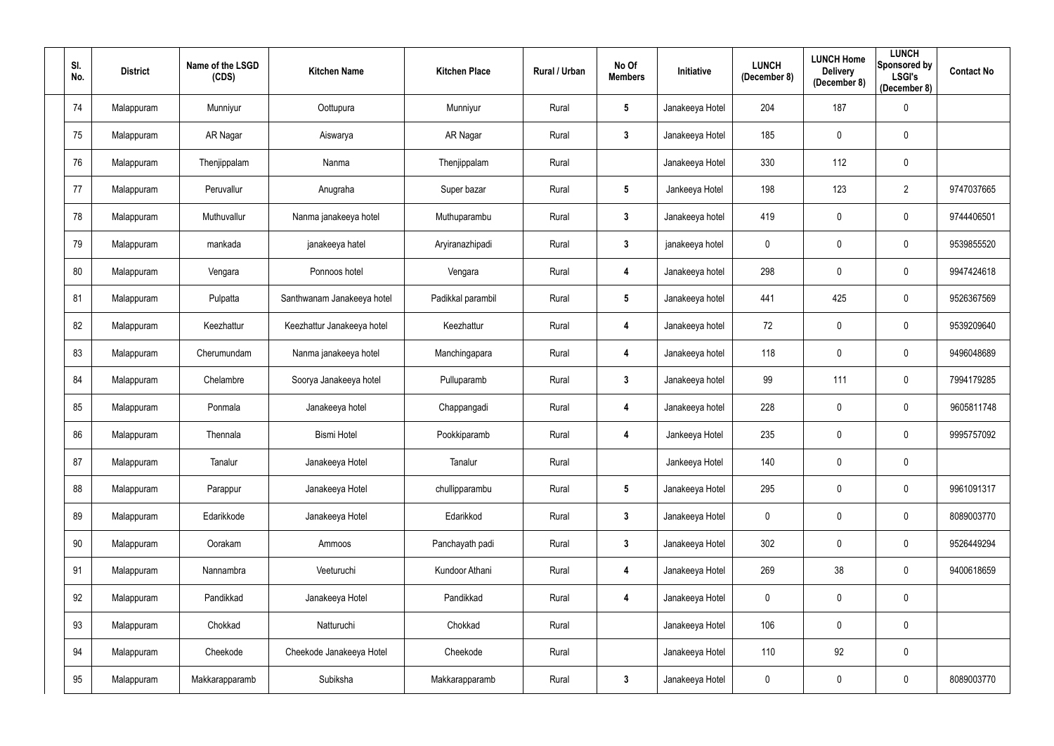| Sl. No. | District | Name of the LSGD (CDS) | Kitchen Name | Kitchen Place | Rural / Urban | No Of Members | Initiative | LUNCH (December 8) | LUNCH Home Delivery (December 8) | LUNCH Sponsored by LSGI's (December 8) | Contact No |
|---|---|---|---|---|---|---|---|---|---|---|---|
| 74 | Malappuram | Munniyur | Oottupura | Munniyur | Rural | 5 | Janakeeya Hotel | 204 | 187 | 0 | |
| 75 | Malappuram | AR Nagar | Aiswarya | AR Nagar | Rural | 3 | Janakeeya Hotel | 185 | 0 | 0 | |
| 76 | Malappuram | Thenjippalam | Nanma | Thenjippalam | Rural | | Janakeeya Hotel | 330 | 112 | 0 | |
| 77 | Malappuram | Peruvallur | Anugraha | Super bazar | Rural | 5 | Jankeeya Hotel | 198 | 123 | 2 | 9747037665 |
| 78 | Malappuram | Muthuvallur | Nanma janakeeya hotel | Muthuparambu | Rural | 3 | Janakeeya hotel | 419 | 0 | 0 | 9744406501 |
| 79 | Malappuram | mankada | janakeeya hatel | Aryiranazhipadi | Rural | 3 | janakeeya hotel | 0 | 0 | 0 | 9539855520 |
| 80 | Malappuram | Vengara | Ponnoos hotel | Vengara | Rural | 4 | Janakeeya hotel | 298 | 0 | 0 | 9947424618 |
| 81 | Malappuram | Pulpatta | Santhwanam Janakeeya hotel | Padikkal parambil | Rural | 5 | Janakeeya hotel | 441 | 425 | 0 | 9526367569 |
| 82 | Malappuram | Keezhattur | Keezhattur Janakeeya hotel | Keezhattur | Rural | 4 | Janakeeya hotel | 72 | 0 | 0 | 9539209640 |
| 83 | Malappuram | Cherumundam | Nanma janakeeya hotel | Manchingapara | Rural | 4 | Janakeeya hotel | 118 | 0 | 0 | 9496048689 |
| 84 | Malappuram | Chelambre | Soorya Janakeeya hotel | Pulluparamb | Rural | 3 | Janakeeya hotel | 99 | 111 | 0 | 7994179285 |
| 85 | Malappuram | Ponmala | Janakeeya hotel | Chappangadi | Rural | 4 | Janakeeya hotel | 228 | 0 | 0 | 9605811748 |
| 86 | Malappuram | Thennala | Bismi Hotel | Pookkiparamb | Rural | 4 | Jankeeya Hotel | 235 | 0 | 0 | 9995757092 |
| 87 | Malappuram | Tanalur | Janakeeya Hotel | Tanalur | Rural | | Jankeeya Hotel | 140 | 0 | 0 | |
| 88 | Malappuram | Parappur | Janakeeya Hotel | chullipparambu | Rural | 5 | Janakeeya Hotel | 295 | 0 | 0 | 9961091317 |
| 89 | Malappuram | Edarikkode | Janakeeya Hotel | Edarikkod | Rural | 3 | Janakeeya Hotel | 0 | 0 | 0 | 8089003770 |
| 90 | Malappuram | Oorakam | Ammoos | Panchayath padi | Rural | 3 | Janakeeya Hotel | 302 | 0 | 0 | 9526449294 |
| 91 | Malappuram | Nannambra | Veeturuchi | Kundoor Athani | Rural | 4 | Janakeeya Hotel | 269 | 38 | 0 | 9400618659 |
| 92 | Malappuram | Pandikkad | Janakeeya Hotel | Pandikkad | Rural | 4 | Janakeeya Hotel | 0 | 0 | 0 | |
| 93 | Malappuram | Chokkad | Natturuchi | Chokkad | Rural | | Janakeeya Hotel | 106 | 0 | 0 | |
| 94 | Malappuram | Cheekode | Cheekode Janakeeya Hotel | Cheekode | Rural | | Janakeeya Hotel | 110 | 92 | 0 | |
| 95 | Malappuram | Makkarapparamb | Subiksha | Makkarapparamb | Rural | 3 | Janakeeya Hotel | 0 | 0 | 0 | 8089003770 |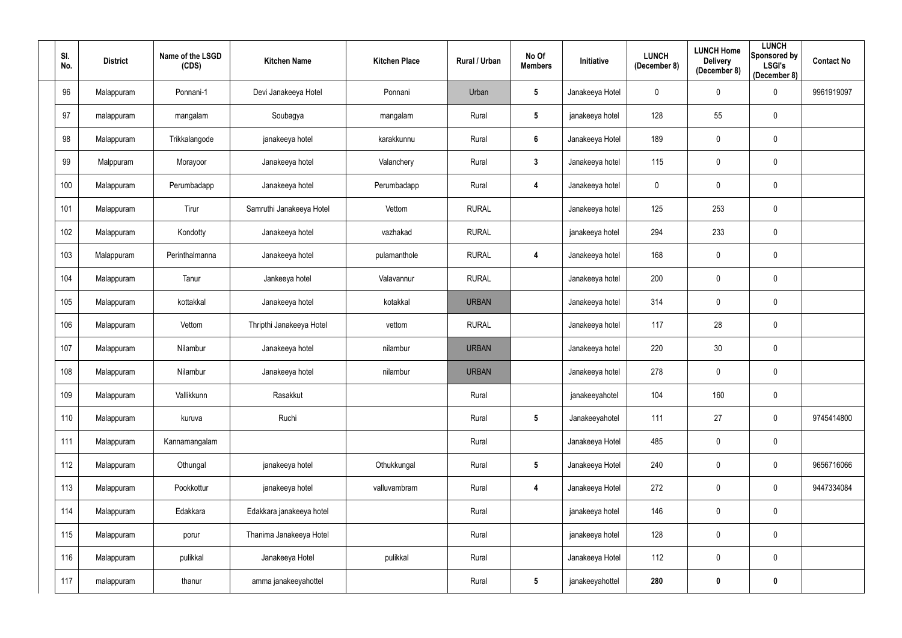| Sl. No. | District | Name of the LSGD (CDS) | Kitchen Name | Kitchen Place | Rural / Urban | No Of Members | Initiative | LUNCH (December 8) | LUNCH Home Delivery (December 8) | LUNCH Sponsored by LSGI's (December 8) | Contact No |
|---|---|---|---|---|---|---|---|---|---|---|---|
| 96 | Malappuram | Ponnani-1 | Devi Janakeeya Hotel | Ponnani | Urban | 5 | Janakeeya Hotel | 0 | 0 | 0 | 9961919097 |
| 97 | malappuram | mangalam | Soubagya | mangalam | Rural | 5 | janakeeya hotel | 128 | 55 | 0 | |
| 98 | Malappuram | Trikkalangode | janakeeya hotel | karakkunnu | Rural | 6 | Janakeeya Hotel | 189 | 0 | 0 | |
| 99 | Malppuram | Morayoor | Janakeeya hotel | Valanchery | Rural | 3 | Janakeeya hotel | 115 | 0 | 0 | |
| 100 | Malappuram | Perumbadapp | Janakeeya hotel | Perumbadapp | Rural | 4 | Janakeeya hotel | 0 | 0 | 0 | |
| 101 | Malappuram | Tirur | Samruthi Janakeeya Hotel | Vettom | RURAL | | Janakeeya hotel | 125 | 253 | 0 | |
| 102 | Malappuram | Kondotty | Janakeeya hotel | vazhakad | RURAL | | janakeeya hotel | 294 | 233 | 0 | |
| 103 | Malappuram | Perinthalmanna | Janakeeya hotel | pulamanthole | RURAL | 4 | Janakeeya hotel | 168 | 0 | 0 | |
| 104 | Malappuram | Tanur | Jankeeya hotel | Valavannur | RURAL | | Janakeeya hotel | 200 | 0 | 0 | |
| 105 | Malappuram | kottakkal | Janakeeya hotel | kotakkal | URBAN | | Janakeeya hotel | 314 | 0 | 0 | |
| 106 | Malappuram | Vettom | Thripthi Janakeeya Hotel | vettom | RURAL | | Janakeeya hotel | 117 | 28 | 0 | |
| 107 | Malappuram | Nilambur | Janakeeya hotel | nilambur | URBAN | | Janakeeya hotel | 220 | 30 | 0 | |
| 108 | Malappuram | Nilambur | Janakeeya hotel | nilambur | URBAN | | Janakeeya hotel | 278 | 0 | 0 | |
| 109 | Malappuram | Vallikkunn | Rasakkut | | Rural | | janakeeyahotel | 104 | 160 | 0 | |
| 110 | Malappuram | kuruva | Ruchi | | Rural | 5 | Janakeeyahotel | 111 | 27 | 0 | 9745414800 |
| 111 | Malappuram | Kannamangalam | | | Rural | | Janakeeya Hotel | 485 | 0 | 0 | |
| 112 | Malappuram | Othungal | janakeeya hotel | Othukkungal | Rural | 5 | Janakeeya Hotel | 240 | 0 | 0 | 9656716066 |
| 113 | Malappuram | Pookkottur | janakeeya hotel | valluvambram | Rural | 4 | Janakeeya Hotel | 272 | 0 | 0 | 9447334084 |
| 114 | Malappuram | Edakkara | Edakkara janakeeya hotel | | Rural | | janakeeya hotel | 146 | 0 | 0 | |
| 115 | Malappuram | porur | Thanima Janakeeya Hotel | | Rural | | janakeeya hotel | 128 | 0 | 0 | |
| 116 | Malappuram | pulikkal | Janakeeya Hotel | pulikkal | Rural | | Janakeeya Hotel | 112 | 0 | 0 | |
| 117 | malappuram | thanur | amma janakeeyahottel | | Rural | 5 | janakeeyahottel | **280** | **0** | **0** | |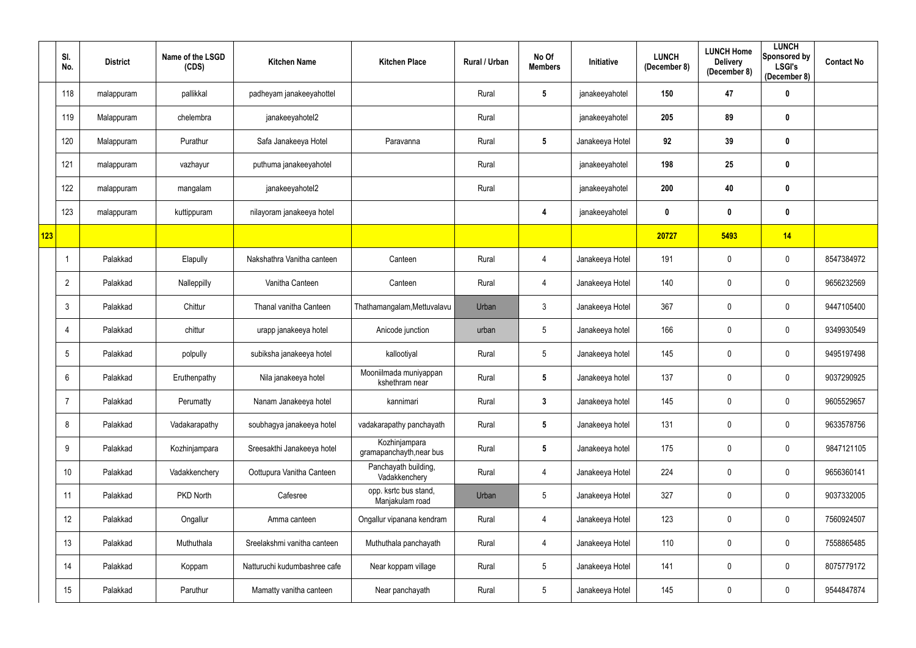| | Sl. No. | District | Name of the LSGD (CDS) | Kitchen Name | Kitchen Place | Rural / Urban | No Of Members | Initiative | LUNCH (December 8) | LUNCH Home Delivery (December 8) | LUNCH Sponsored by LSGI's (December 8) | Contact No |
|---|---|---|---|---|---|---|---|---|---|---|---|---|
| | 118 | malappuram | pallikkal | padheyam janakeeyahottel | | Rural | 5 | janakeeyahotel | 150 | 47 | 0 | |
| | 119 | Malappuram | chelembra | janakeeyahotel2 | | Rural | | janakeeyahotel | 205 | 89 | 0 | |
| | 120 | Malappuram | Purathur | Safa Janakeeya Hotel | Paravanna | Rural | 5 | Janakeeya Hotel | 92 | 39 | 0 | |
| | 121 | malappuram | vazhayur | puthuma janakeeyahotel | | Rural | | janakeeyahotel | 198 | 25 | 0 | |
| | 122 | malappuram | mangalam | janakeeyahotel2 | | Rural | | janakeeyahotel | 200 | 40 | 0 | |
| | 123 | malappuram | kuttippuram | nilayoram janakeeya hotel | | | 4 | janakeeyahotel | 0 | 0 | 0 | |
| 123 | | | | | | | | | 20727 | 5493 | 14 | |
| | 1 | Palakkad | Elapully | Nakshathra Vanitha canteen | Canteen | Rural | 4 | Janakeeya Hotel | 191 | 0 | 0 | 8547384972 |
| | 2 | Palakkad | Nalleppilly | Vanitha Canteen | Canteen | Rural | 4 | Janakeeya Hotel | 140 | 0 | 0 | 9656232569 |
| | 3 | Palakkad | Chittur | Thanal vanitha Canteen | Thathamangalam,Mettuvalavu | Urban | 3 | Janakeeya Hotel | 367 | 0 | 0 | 9447105400 |
| | 4 | Palakkad | chittur | urapp janakeeya hotel | Anicode junction | urban | 5 | Janakeeya hotel | 166 | 0 | 0 | 9349930549 |
| | 5 | Palakkad | polpully | subiksha janakeeya hotel | kallootiyal | Rural | 5 | Janakeeya hotel | 145 | 0 | 0 | 9495197498 |
| | 6 | Palakkad | Eruthenpathy | Nila janakeeya hotel | Mooniilmada muniyappan kshethram near | Rural | 5 | Janakeeya hotel | 137 | 0 | 0 | 9037290925 |
| | 7 | Palakkad | Perumatty | Nanam Janakeeya hotel | kannimari | Rural | 3 | Janakeeya hotel | 145 | 0 | 0 | 9605529657 |
| | 8 | Palakkad | Vadakarapathy | soubhagya janakeeya hotel | vadakarapathy panchayath | Rural | 5 | Janakeeya hotel | 131 | 0 | 0 | 9633578756 |
| | 9 | Palakkad | Kozhinjampara | Sreesakthi Janakeeya hotel | Kozhinjampara gramapanchayth,near bus | Rural | 5 | Janakeeya hotel | 175 | 0 | 0 | 9847121105 |
| | 10 | Palakkad | Vadakkenchery | Oottupura Vanitha Canteen | Panchayath building, Vadakkenchery | Rural | 4 | Janakeeya Hotel | 224 | 0 | 0 | 9656360141 |
| | 11 | Palakkad | PKD North | Cafesree | opp. ksrtc bus stand, Manjakulam road | Urban | 5 | Janakeeya Hotel | 327 | 0 | 0 | 9037332005 |
| | 12 | Palakkad | Ongallur | Amma canteen | Ongallur vipanana kendram | Rural | 4 | Janakeeya Hotel | 123 | 0 | 0 | 7560924507 |
| | 13 | Palakkad | Muthuthala | Sreelakshmi vanitha canteen | Muthuthala panchayath | Rural | 4 | Janakeeya Hotel | 110 | 0 | 0 | 7558865485 |
| | 14 | Palakkad | Koppam | Natturuchi kudumbashree cafe | Near koppam village | Rural | 5 | Janakeeya Hotel | 141 | 0 | 0 | 8075779172 |
| | 15 | Palakkad | Paruthur | Mamatty vanitha canteen | Near panchayath | Rural | 5 | Janakeeya Hotel | 145 | 0 | 0 | 9544847874 |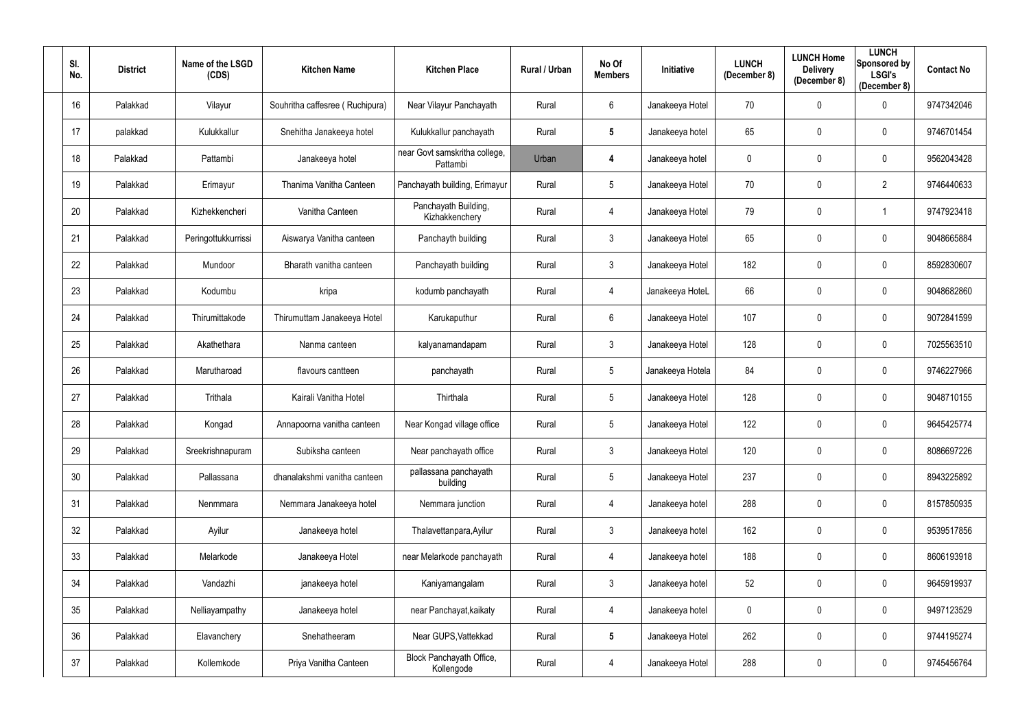| Sl. No. | District | Name of the LSGD (CDS) | Kitchen Name | Kitchen Place | Rural / Urban | No Of Members | Initiative | LUNCH (December 8) | LUNCH Home Delivery (December 8) | LUNCH Sponsored by LSGI's (December 8) | Contact No |
|---|---|---|---|---|---|---|---|---|---|---|---|
| 16 | Palakkad | Vilayur | Souhritha caffesree ( Ruchipura) | Near Vilayur Panchayath | Rural | 6 | Janakeeya Hotel | 70 | 0 | 0 | 9747342046 |
| 17 | palakkad | Kulukkallur | Snehitha Janakeeya hotel | Kulukkallur panchayath | Rural | **5** | Janakeeya hotel | 65 | 0 | 0 | 9746701454 |
| 18 | Palakkad | Pattambi | Janakeeya hotel | near Govt samskritha college, Pattambi | Urban | **4** | Janakeeya hotel | 0 | 0 | 0 | 9562043428 |
| 19 | Palakkad | Erimayur | Thanima Vanitha Canteen | Panchayath building, Erimayur | Rural | 5 | Janakeeya Hotel | 70 | 0 | 2 | 9746440633 |
| 20 | Palakkad | Kizhekkencheri | Vanitha Canteen | Panchayath Building, Kizhakkenchery | Rural | 4 | Janakeeya Hotel | 79 | 0 | 1 | 9747923418 |
| 21 | Palakkad | Peringottukkurrissi | Aiswarya Vanitha canteen | Panchayth building | Rural | 3 | Janakeeya Hotel | 65 | 0 | 0 | 9048665884 |
| 22 | Palakkad | Mundoor | Bharath vanitha canteen | Panchayath building | Rural | 3 | Janakeeya Hotel | 182 | 0 | 0 | 8592830607 |
| 23 | Palakkad | Kodumbu | kripa | kodumb panchayath | Rural | 4 | Janakeeya HoteL | 66 | 0 | 0 | 9048682860 |
| 24 | Palakkad | Thirumittakode | Thirumuttam Janakeeya Hotel | Karukaputhur | Rural | 6 | Janakeeya Hotel | 107 | 0 | 0 | 9072841599 |
| 25 | Palakkad | Akathethara | Nanma canteen | kalyanamandapam | Rural | 3 | Janakeeya Hotel | 128 | 0 | 0 | 7025563510 |
| 26 | Palakkad | Marutharoad | flavours cantteen | panchayath | Rural | 5 | Janakeeya Hotela | 84 | 0 | 0 | 9746227966 |
| 27 | Palakkad | Trithala | Kairali Vanitha Hotel | Thirthala | Rural | 5 | Janakeeya Hotel | 128 | 0 | 0 | 9048710155 |
| 28 | Palakkad | Kongad | Annapoorna vanitha canteen | Near Kongad village office | Rural | 5 | Janakeeya Hotel | 122 | 0 | 0 | 9645425774 |
| 29 | Palakkad | Sreekrishnapuram | Subiksha canteen | Near panchayath office | Rural | 3 | Janakeeya Hotel | 120 | 0 | 0 | 8086697226 |
| 30 | Palakkad | Pallassana | dhanalakshmi vanitha canteen | pallassana panchayath building | Rural | 5 | Janakeeya Hotel | 237 | 0 | 0 | 8943225892 |
| 31 | Palakkad | Nenmmara | Nemmara Janakeeya hotel | Nemmara junction | Rural | 4 | Janakeeya hotel | 288 | 0 | 0 | 8157850935 |
| 32 | Palakkad | Ayilur | Janakeeya hotel | Thalavettanpara,Ayilur | Rural | 3 | Janakeeya hotel | 162 | 0 | 0 | 9539517856 |
| 33 | Palakkad | Melarkode | Janakeeya Hotel | near Melarkode panchayath | Rural | 4 | Janakeeya hotel | 188 | 0 | 0 | 8606193918 |
| 34 | Palakkad | Vandazhi | janakeeya hotel | Kaniyamangalam | Rural | 3 | Janakeeya hotel | 52 | 0 | 0 | 9645919937 |
| 35 | Palakkad | Nelliayampathy | Janakeeya hotel | near Panchayat,kaikaty | Rural | 4 | Janakeeya hotel | 0 | 0 | 0 | 9497123529 |
| 36 | Palakkad | Elavanchery | Snehatheeram | Near GUPS,Vattekkad | Rural | **5** | Janakeeya Hotel | 262 | 0 | 0 | 9744195274 |
| 37 | Palakkad | Kollemkode | Priya Vanitha Canteen | Block Panchayath Office, Kollengode | Rural | 4 | Janakeeya Hotel | 288 | 0 | 0 | 9745456764 |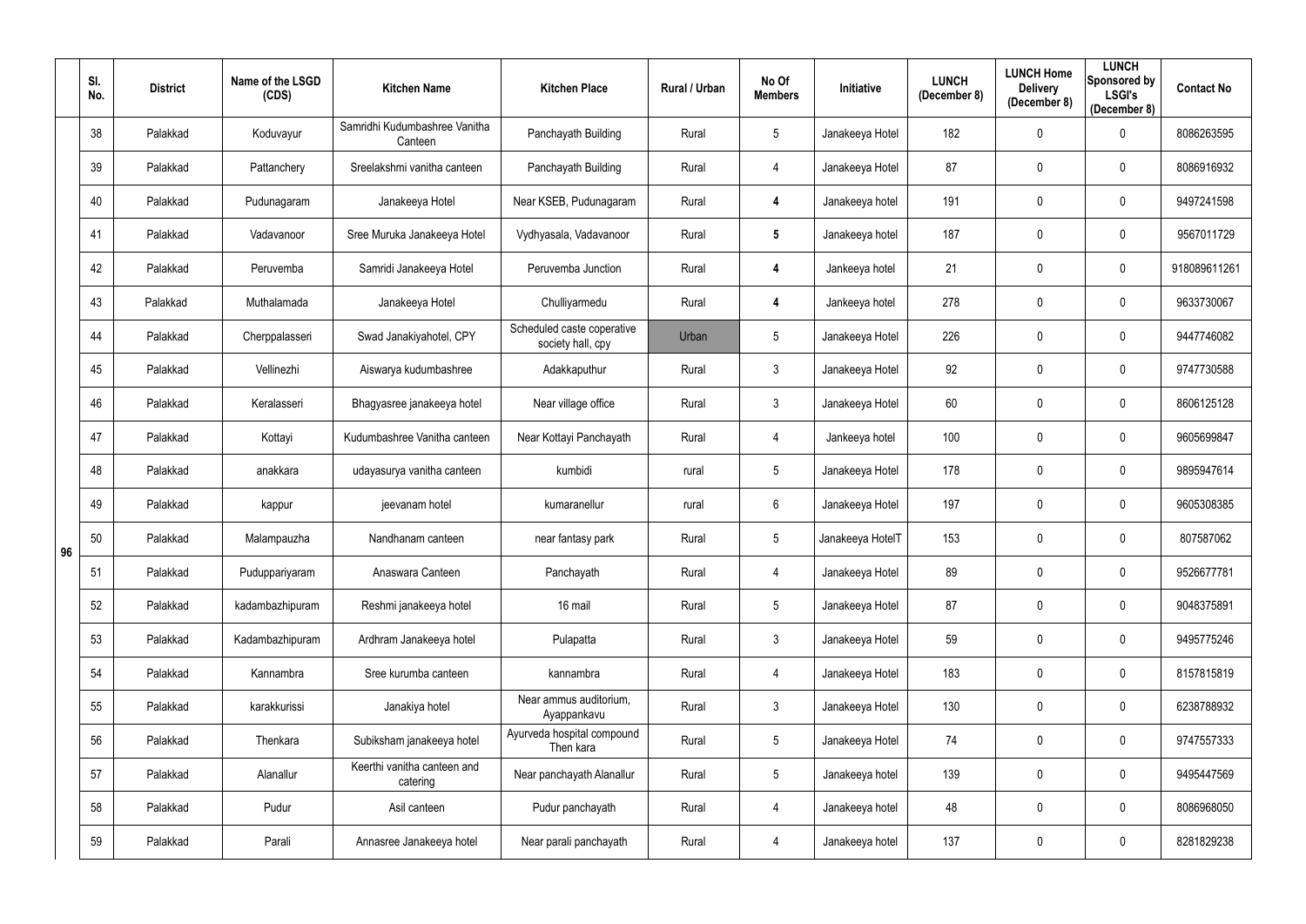| | Sl. No. | District | Name of the LSGD (CDS) | Kitchen Name | Kitchen Place | Rural / Urban | No Of Members | Initiative | LUNCH (December 8) | LUNCH Home Delivery (December 8) | LUNCH Sponsored by LSGI's (December 8) | Contact No |
|---|---|---|---|---|---|---|---|---|---|---|---|---|
| 96 | 38 | Palakkad | Koduvayur | Samridhi Kudumbashree Vanitha Canteen | Panchayath Building | Rural | 5 | Janakeeya Hotel | 182 | 0 | 0 | 8086263595 |
| | 39 | Palakkad | Pattanchery | Sreelakshmi vanitha canteen | Panchayath Building | Rural | 4 | Janakeeya Hotel | 87 | 0 | 0 | 8086916932 |
| | 40 | Palakkad | Pudunagaram | Janakeeya Hotel | Near KSEB, Pudunagaram | Rural | **4** | Janakeeya hotel | 191 | 0 | 0 | 9497241598 |
| | 41 | Palakkad | Vadavanoor | Sree Muruka Janakeeya Hotel | Vydhyasala, Vadavanoor | Rural | **5** | Janakeeya hotel | 187 | 0 | 0 | 9567011729 |
| | 42 | Palakkad | Peruvemba | Samridi Janakeeya Hotel | Peruvemba Junction | Rural | **4** | Jankeeya hotel | 21 | 0 | 0 | 918089611261 |
| | 43 | Palakkad | Muthalamada | Janakeeya Hotel | Chulliyarmedu | Rural | **4** | Jankeeya hotel | 278 | 0 | 0 | 9633730067 |
| | 44 | Palakkad | Cherppalasseri | Swad Janakiyahotel, CPY | Scheduled caste coperative society hall, cpy | Urban | 5 | Janakeeya Hotel | 226 | 0 | 0 | 9447746082 |
| | 45 | Palakkad | Vellinezhi | Aiswarya kudumbashree | Adakkaputhur | Rural | 3 | Janakeeya Hotel | 92 | 0 | 0 | 9747730588 |
| | 46 | Palakkad | Keralasseri | Bhagyasree janakeeya hotel | Near village office | Rural | 3 | Janakeeya Hotel | 60 | 0 | 0 | 8606125128 |
| | 47 | Palakkad | Kottayi | Kudumbashree Vanitha canteen | Near Kottayi Panchayath | Rural | 4 | Jankeeya hotel | 100 | 0 | 0 | 9605699847 |
| | 48 | Palakkad | anakkara | udayasurya vanitha canteen | kumbidi | rural | 5 | Janakeeya Hotel | 178 | 0 | 0 | 9895947614 |
| | 49 | Palakkad | kappur | jeevanam hotel | kumaranellur | rural | 6 | Janakeeya Hotel | 197 | 0 | 0 | 9605308385 |
| | 50 | Palakkad | Malampauzha | Nandhanam canteen | near fantasy park | Rural | 5 | Janakeeya HotelT | 153 | 0 | 0 | 807587062 |
| | 51 | Palakkad | Puduppariyaram | Anaswara Canteen | Panchayath | Rural | 4 | Janakeeya Hotel | 89 | 0 | 0 | 9526677781 |
| | 52 | Palakkad | kadambazhipuram | Reshmi janakeeya hotel | 16 mail | Rural | 5 | Janakeeya Hotel | 87 | 0 | 0 | 9048375891 |
| | 53 | Palakkad | Kadambazhipuram | Ardhram Janakeeya hotel | Pulapatta | Rural | 3 | Janakeeya Hotel | 59 | 0 | 0 | 9495775246 |
| | 54 | Palakkad | Kannambra | Sree kurumba canteen | kannambra | Rural | 4 | Janakeeya Hotel | 183 | 0 | 0 | 8157815819 |
| | 55 | Palakkad | karakkurissi | Janakiya hotel | Near ammus auditorium, Ayappankavu | Rural | 3 | Janakeeya Hotel | 130 | 0 | 0 | 6238788932 |
| | 56 | Palakkad | Thenkara | Subiksham janakeeya hotel | Ayurveda hospital compound Then kara | Rural | 5 | Janakeeya Hotel | 74 | 0 | 0 | 9747557333 |
| | 57 | Palakkad | Alanallur | Keerthi vanitha canteen and catering | Near panchayath Alanallur | Rural | 5 | Janakeeya hotel | 139 | 0 | 0 | 9495447569 |
| | 58 | Palakkad | Pudur | Asil canteen | Pudur panchayath | Rural | 4 | Janakeeya hotel | 48 | 0 | 0 | 8086968050 |
| | 59 | Palakkad | Parali | Annasree Janakeeya hotel | Near parali panchayath | Rural | 4 | Janakeeya hotel | 137 | 0 | 0 | 8281829238 |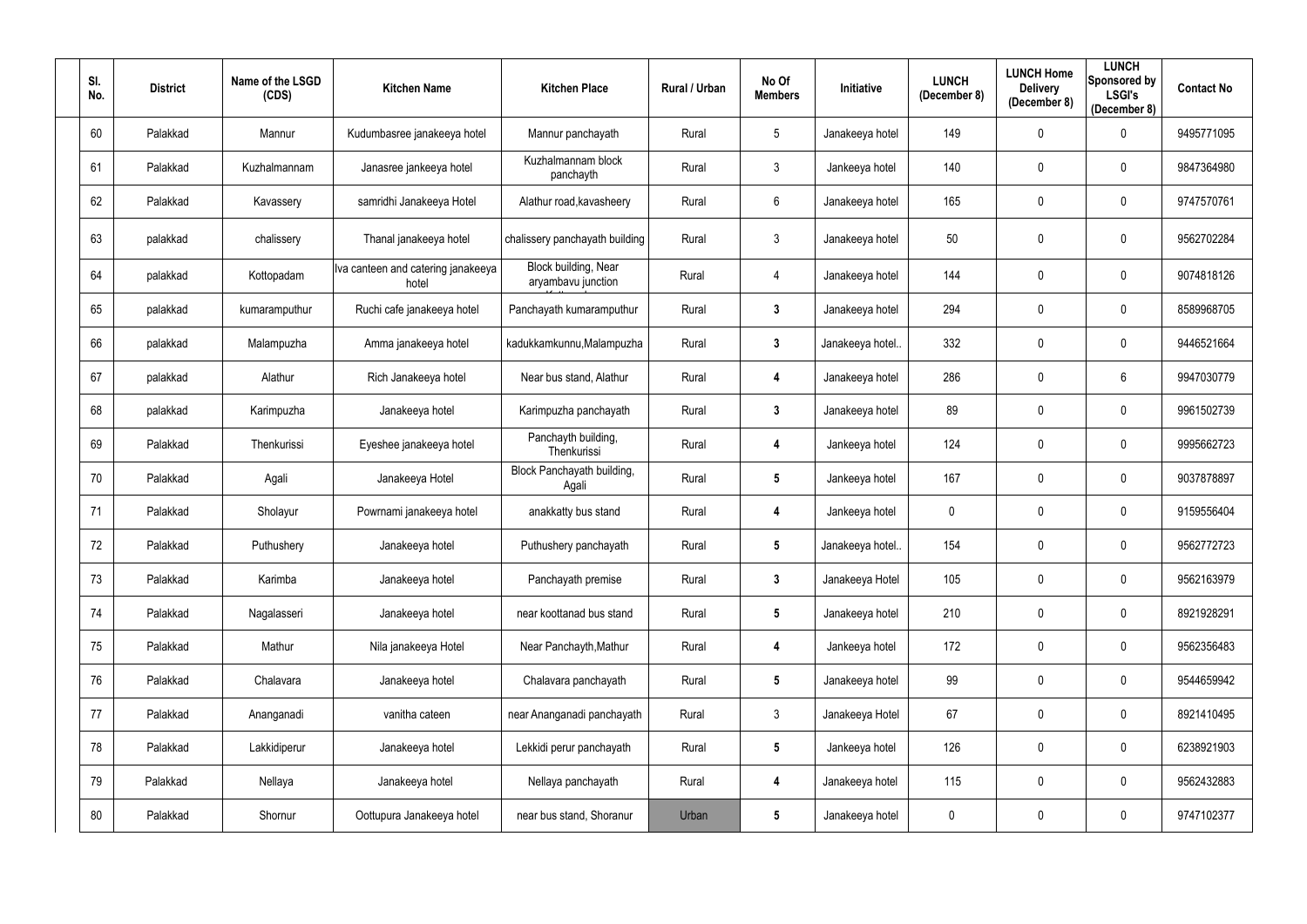| Sl. No. | District | Name of the LSGD (CDS) | Kitchen Name | Kitchen Place | Rural / Urban | No Of Members | Initiative | LUNCH (December 8) | LUNCH Home Delivery (December 8) | LUNCH Sponsored by LSGI's (December 8) | Contact No |
|---|---|---|---|---|---|---|---|---|---|---|---|
| 60 | Palakkad | Mannur | Kudumbasree janakeeya hotel | Mannur panchayath | Rural | 5 | Janakeeya hotel | 149 | 0 | 0 | 9495771095 |
| 61 | Palakkad | Kuzhalmannam | Janasree jankeeya hotel | Kuzhalmannam block panchayth | Rural | 3 | Jankeeya hotel | 140 | 0 | 0 | 9847364980 |
| 62 | Palakkad | Kavassery | samridhi Janakeeya Hotel | Alathur road,kavasheery | Rural | 6 | Janakeeya hotel | 165 | 0 | 0 | 9747570761 |
| 63 | palakkad | chalissery | Thanal janakeeya hotel | chalissery panchayath building | Rural | 3 | Janakeeya hotel | 50 | 0 | 0 | 9562702284 |
| 64 | palakkad | Kottopadam | Iva canteen and catering janakeeya hotel | Block building, Near aryambavu junction | Rural | 4 | Janakeeya hotel | 144 | 0 | 0 | 9074818126 |
| 65 | palakkad | kumaramputhur | Ruchi cafe janakeeya hotel | Panchayath kumaramputhur | Rural | 3 | Janakeeya hotel | 294 | 0 | 0 | 8589968705 |
| 66 | palakkad | Malampuzha | Amma janakeeya hotel | kadukkamkunnu,Malampuzha | Rural | 3 | Janakeeya hotel.. | 332 | 0 | 0 | 9446521664 |
| 67 | palakkad | Alathur | Rich Janakeeya hotel | Near bus stand, Alathur | Rural | 4 | Janakeeya hotel | 286 | 0 | 6 | 9947030779 |
| 68 | palakkad | Karimpuzha | Janakeeya hotel | Karimpuzha panchayath | Rural | 3 | Janakeeya hotel | 89 | 0 | 0 | 9961502739 |
| 69 | Palakkad | Thenkurissi | Eyeshee janakeeya hotel | Panchayth building, Thenkurissi | Rural | 4 | Jankeeya hotel | 124 | 0 | 0 | 9995662723 |
| 70 | Palakkad | Agali | Janakeeya Hotel | Block Panchayath building, Agali | Rural | 5 | Jankeeya hotel | 167 | 0 | 0 | 9037878897 |
| 71 | Palakkad | Sholayur | Powrnami janakeeya hotel | anakkatty bus stand | Rural | 4 | Jankeeya hotel | 0 | 0 | 0 | 9159556404 |
| 72 | Palakkad | Puthushery | Janakeeya hotel | Puthushery panchayath | Rural | 5 | Janakeeya hotel.. | 154 | 0 | 0 | 9562772723 |
| 73 | Palakkad | Karimba | Janakeeya hotel | Panchayath premise | Rural | 3 | Janakeeya Hotel | 105 | 0 | 0 | 9562163979 |
| 74 | Palakkad | Nagalasseri | Janakeeya hotel | near koottanad bus stand | Rural | 5 | Janakeeya hotel | 210 | 0 | 0 | 8921928291 |
| 75 | Palakkad | Mathur | Nila janakeeya Hotel | Near Panchayth,Mathur | Rural | 4 | Jankeeya hotel | 172 | 0 | 0 | 9562356483 |
| 76 | Palakkad | Chalavara | Janakeeya hotel | Chalavara panchayath | Rural | 5 | Janakeeya hotel | 99 | 0 | 0 | 9544659942 |
| 77 | Palakkad | Ananganadi | vanitha cateen | near Ananganadi panchayath | Rural | 3 | Janakeeya Hotel | 67 | 0 | 0 | 8921410495 |
| 78 | Palakkad | Lakkidiperur | Janakeeya hotel | Lekkidi perur panchayath | Rural | 5 | Jankeeya hotel | 126 | 0 | 0 | 6238921903 |
| 79 | Palakkad | Nellaya | Janakeeya hotel | Nellaya panchayath | Rural | 4 | Janakeeya hotel | 115 | 0 | 0 | 9562432883 |
| 80 | Palakkad | Shornur | Oottupura Janakeeya hotel | near bus stand, Shoranur | Urban | 5 | Janakeeya hotel | 0 | 0 | 0 | 9747102377 |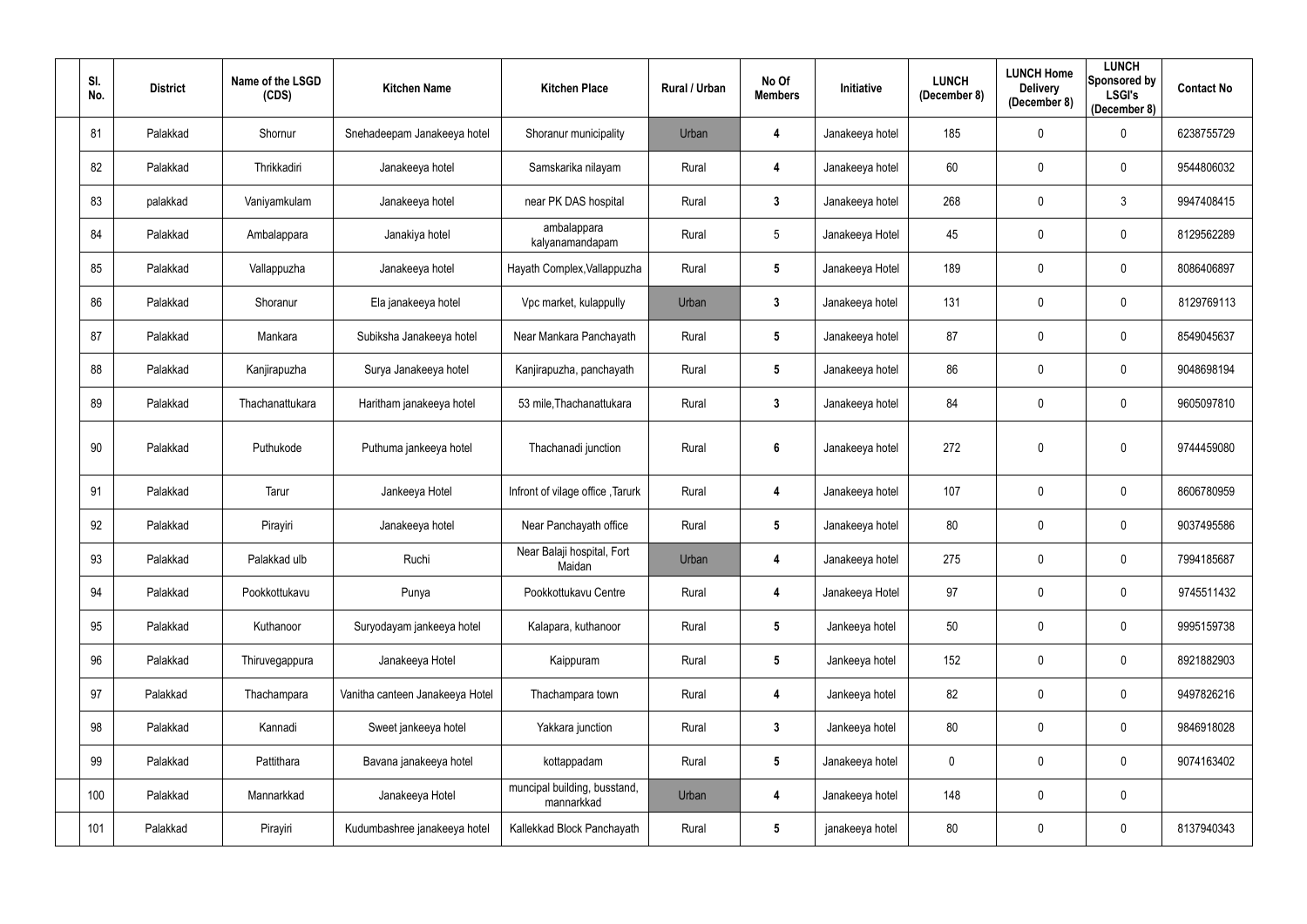| Sl. No. | District | Name of the LSGD (CDS) | Kitchen Name | Kitchen Place | Rural / Urban | No Of Members | Initiative | LUNCH (December 8) | LUNCH Home Delivery (December 8) | LUNCH Sponsored by LSGI's (December 8) | Contact No |
|---|---|---|---|---|---|---|---|---|---|---|---|
| 81 | Palakkad | Shornur | Snehadeepam Janakeeya hotel | Shoranur municipality | Urban | 4 | Janakeeya hotel | 185 | 0 | 0 | 6238755729 |
| 82 | Palakkad | Thrikkadiri | Janakeeya hotel | Samskarika nilayam | Rural | 4 | Janakeeya hotel | 60 | 0 | 0 | 9544806032 |
| 83 | palakkad | Vaniyamkulam | Janakeeya hotel | near PK DAS hospital | Rural | 3 | Janakeeya hotel | 268 | 0 | 3 | 9947408415 |
| 84 | Palakkad | Ambalappara | Janakiya hotel | ambalappara kalyanamandapam | Rural | 5 | Janakeeya Hotel | 45 | 0 | 0 | 8129562289 |
| 85 | Palakkad | Vallappuzha | Janakeeya hotel | Hayath Complex,Vallappuzha | Rural | 5 | Janakeeya Hotel | 189 | 0 | 0 | 8086406897 |
| 86 | Palakkad | Shoranur | Ela janakeeya hotel | Vpc market, kulappully | Urban | 3 | Janakeeya hotel | 131 | 0 | 0 | 8129769113 |
| 87 | Palakkad | Mankara | Subiksha Janakeeya hotel | Near Mankara Panchayath | Rural | 5 | Janakeeya hotel | 87 | 0 | 0 | 8549045637 |
| 88 | Palakkad | Kanjirapuzha | Surya Janakeeya hotel | Kanjirapuzha, panchayath | Rural | 5 | Janakeeya hotel | 86 | 0 | 0 | 9048698194 |
| 89 | Palakkad | Thachanattukara | Haritham janakeeya hotel | 53 mile,Thachanattukara | Rural | 3 | Janakeeya hotel | 84 | 0 | 0 | 9605097810 |
| 90 | Palakkad | Puthukode | Puthuma jankeeya hotel | Thachanadi junction | Rural | 6 | Janakeeya hotel | 272 | 0 | 0 | 9744459080 |
| 91 | Palakkad | Tarur | Jankeeya Hotel | Infront of vilage office ,Tarurk | Rural | 4 | Janakeeya hotel | 107 | 0 | 0 | 8606780959 |
| 92 | Palakkad | Pirayiri | Janakeeya hotel | Near Panchayath office | Rural | 5 | Janakeeya hotel | 80 | 0 | 0 | 9037495586 |
| 93 | Palakkad | Palakkad ulb | Ruchi | Near Balaji hospital, Fort Maidan | Urban | 4 | Janakeeya hotel | 275 | 0 | 0 | 7994185687 |
| 94 | Palakkad | Pookkottukavu | Punya | Pookkottukavu Centre | Rural | 4 | Janakeeya Hotel | 97 | 0 | 0 | 9745511432 |
| 95 | Palakkad | Kuthanoor | Suryodayam jankeeya hotel | Kalapara, kuthanoor | Rural | 5 | Jankeeya hotel | 50 | 0 | 0 | 9995159738 |
| 96 | Palakkad | Thiruvegappura | Janakeeya Hotel | Kaippuram | Rural | 5 | Jankeeya hotel | 152 | 0 | 0 | 8921882903 |
| 97 | Palakkad | Thachampara | Vanitha canteen Janakeeya Hotel | Thachampara town | Rural | 4 | Jankeeya hotel | 82 | 0 | 0 | 9497826216 |
| 98 | Palakkad | Kannadi | Sweet jankeeya hotel | Yakkara junction | Rural | 3 | Jankeeya hotel | 80 | 0 | 0 | 9846918028 |
| 99 | Palakkad | Pattithara | Bavana janakeeya hotel | kottappadam | Rural | 5 | Janakeeya hotel | 0 | 0 | 0 | 9074163402 |
| 100 | Palakkad | Mannarkkad | Janakeeya Hotel | muncipal building, busstand, mannarkkad | Urban | 4 | Janakeeya hotel | 148 | 0 | 0 | |
| 101 | Palakkad | Pirayiri | Kudumbashree janakeeya hotel | Kallekkad Block Panchayath | Rural | 5 | janakeeya hotel | 80 | 0 | 0 | 8137940343 |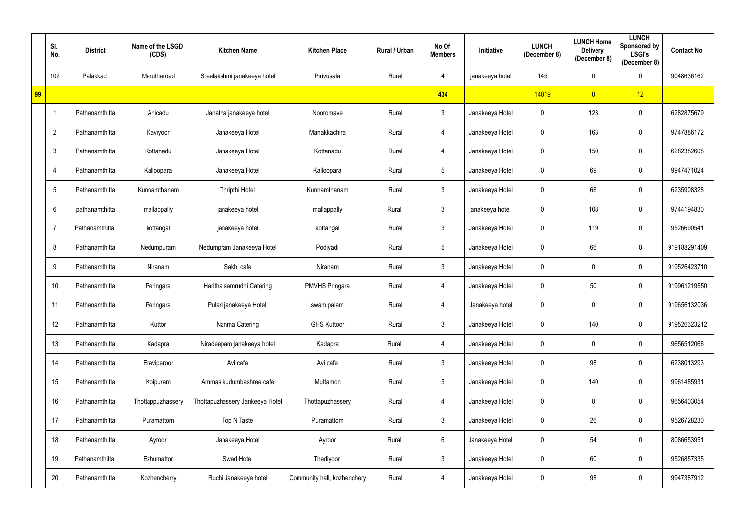|  | Sl. No. | District | Name of the LSGD (CDS) | Kitchen Name | Kitchen Place | Rural / Urban | No Of Members | Initiative | LUNCH (December 8) | LUNCH Home Delivery (December 8) | LUNCH Sponsored by LSGI's (December 8) | Contact No |
|---|---|---|---|---|---|---|---|---|---|---|---|---|
|  | 102 | Palakkad | Marutharoad | Sreelakshmi janakeeya hotel | Pirivusala | Rural | 4 | janakeeya hotel | 145 | 0 | 0 | 9048636162 |
| 99 |  |  |  |  |  |  | 434 |  | 14019 | 0 | 12 |  |
|  | 1 | Pathanamthitta | Anicadu | Janatha janakeeya hotel | Nooromave | Rural | 3 | Janakeeya Hotel | 0 | 123 | 0 | 6282875679 |
|  | 2 | Pathanamthitta | Kaviyoor | Janakeeya Hotel | Manakkachira | Rural | 4 | Janakeeya Hotel | 0 | 163 | 0 | 9747886172 |
|  | 3 | Pathanamthitta | Kottanadu | Janakeeya Hotel | Kottanadu | Rural | 4 | Janakeeya Hotel | 0 | 150 | 0 | 6282382608 |
|  | 4 | Pathanamthitta | Kalloopara | Janakeeya Hotel | Kalloopara | Rural | 5 | Janakeeya Hotel | 0 | 69 | 0 | 9947471024 |
|  | 5 | Pathanamthitta | Kunnamthanam | Thripthi Hotel | Kunnamthanam | Rural | 3 | Janakeeya Hotel | 0 | 66 | 0 | 6235908328 |
|  | 6 | pathanamthitta | mallappally | janakeeya hotel | mallappally | Rural | 3 | janakeeya hotel | 0 | 108 | 0 | 9744194830 |
|  | 7 | Pathanamthitta | kottangal | janakeeya hotel | kottangal | Rural | 3 | Janakeeya Hotel | 0 | 119 | 0 | 9526690541 |
|  | 8 | Pathanamthitta | Nedumpuram | Nedumpram Janakeeya Hotel | Podiyadi | Rural | 5 | Janakeeya Hotel | 0 | 66 | 0 | 919188291409 |
|  | 9 | Pathanamthitta | Niranam | Sakhi cafe | Niranam | Rural | 3 | Janakeeya Hotel | 0 | 0 | 0 | 919526423710 |
|  | 10 | Pathanamthitta | Peringara | Haritha samrudhi Catering | PMVHS Pringara | Rural | 4 | Janakeeya Hotel | 0 | 50 | 0 | 919961219550 |
|  | 11 | Pathanamthitta | Peringara | Pulari janakeeya Hotel | swamipalam | Rural | 4 | Janakeeya hotel | 0 | 0 | 0 | 919656132036 |
|  | 12 | Pathanamthitta | Kuttor | Nanma Catering | GHS Kuttoor | Rural | 3 | Janakeeya Hotel | 0 | 140 | 0 | 919526323212 |
|  | 13 | Pathanamthitta | Kadapra | Niradeepam janakeeya hotel | Kadapra | Rural | 4 | Janakeeya Hotel | 0 | 0 | 0 | 9656512066 |
|  | 14 | Pathanamthitta | Eraviperoor | Avi cafe | Avi cafe | Rural | 3 | Janakeeya Hotel | 0 | 98 | 0 | 6238013293 |
|  | 15 | Pathanamthitta | Koipuram | Ammas kudumbashree cafe | Muttamon | Rural | 5 | Janakeeya Hotel | 0 | 140 | 0 | 9961485931 |
|  | 16 | Pathanamthitta | Thottappuzhassery | Thottapuzhassery Jankeeya Hotel | Thottapuzhassery | Rural | 4 | Janakeeya Hotel | 0 | 0 | 0 | 9656403054 |
|  | 17 | Pathanamthitta | Puramattom | Top N Taste | Puramattom | Rural | 3 | Janakeeya Hotel | 0 | 26 | 0 | 9526728230 |
|  | 18 | Pathanamthitta | Ayroor | Janakeeya Hotel | Ayroor | Rural | 6 | Janakeeya Hotel | 0 | 54 | 0 | 8086653951 |
|  | 19 | Pathanamthitta | Ezhumattor | Swad Hotel | Thadiyoor | Rural | 3 | Janakeeya Hotel | 0 | 60 | 0 | 9526857335 |
|  | 20 | Pathanamthitta | Kozhencherry | Ruchi Janakeeya hotel | Community hall, kozhenchery | Rural | 4 | Janakeeya Hotel | 0 | 98 | 0 | 9947387912 |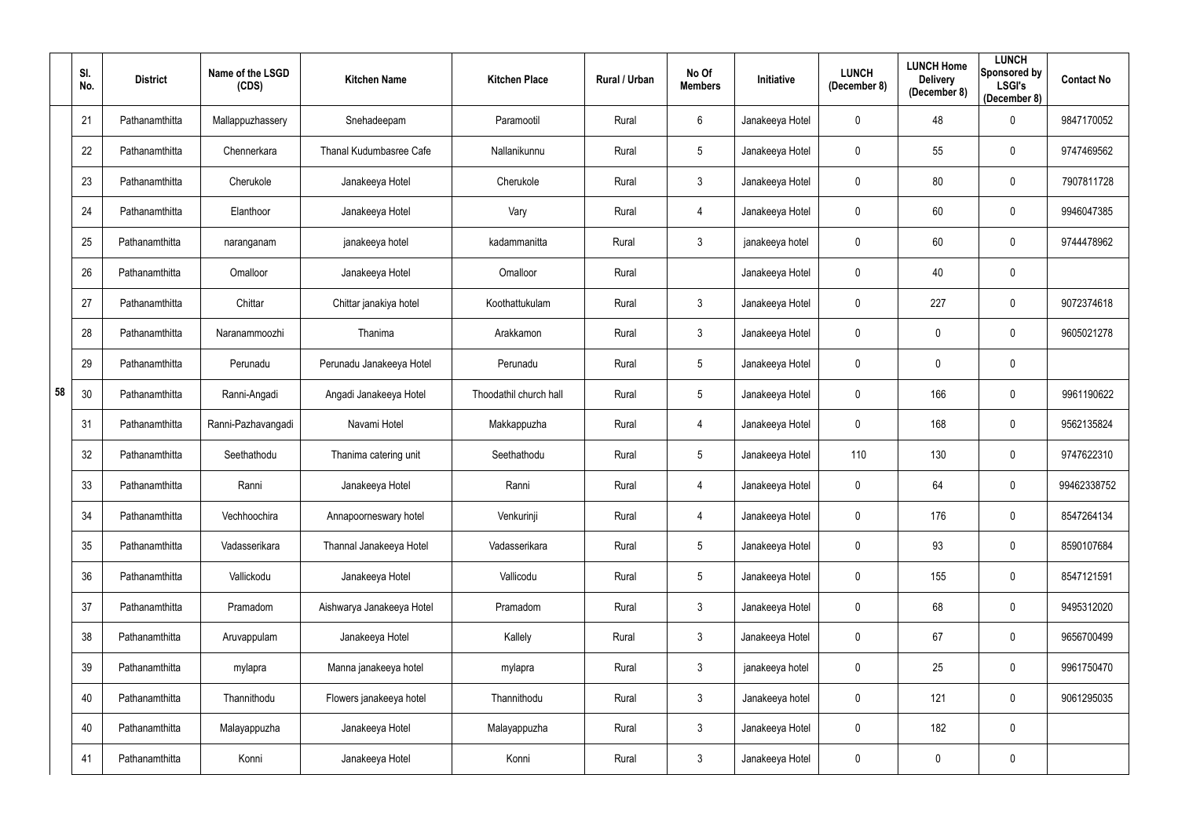|  | Sl. No. | District | Name of the LSGD (CDS) | Kitchen Name | Kitchen Place | Rural / Urban | No Of Members | Initiative | LUNCH (December 8) | LUNCH Home Delivery (December 8) | LUNCH Sponsored by LSGI's (December 8) | Contact No |
|---|---|---|---|---|---|---|---|---|---|---|---|---|
| 58 | 21 | Pathanamthitta | Mallappuzhassery | Snehadeepam | Paramootil | Rural | 6 | Janakeeya Hotel | 0 | 48 | 0 | 9847170052 |
|  | 22 | Pathanamthitta | Chennerkara | Thanal Kudumbasree Cafe | Nallanikunnu | Rural | 5 | Janakeeya Hotel | 0 | 55 | 0 | 9747469562 |
|  | 23 | Pathanamthitta | Cherukole | Janakeeya Hotel | Cherukole | Rural | 3 | Janakeeya Hotel | 0 | 80 | 0 | 7907811728 |
|  | 24 | Pathanamthitta | Elanthoor | Janakeeya Hotel | Vary | Rural | 4 | Janakeeya Hotel | 0 | 60 | 0 | 9946047385 |
|  | 25 | Pathanamthitta | naranganam | janakeeya hotel | kadammanitta | Rural | 3 | janakeeya hotel | 0 | 60 | 0 | 9744478962 |
|  | 26 | Pathanamthitta | Omalloor | Janakeeya Hotel | Omalloor | Rural |  | Janakeeya Hotel | 0 | 40 | 0 |  |
|  | 27 | Pathanamthitta | Chittar | Chittar janakiya hotel | Koothattukulam | Rural | 3 | Janakeeya Hotel | 0 | 227 | 0 | 9072374618 |
|  | 28 | Pathanamthitta | Naranammoozhi | Thanima | Arakkamon | Rural | 3 | Janakeeya Hotel | 0 | 0 | 0 | 9605021278 |
|  | 29 | Pathanamthitta | Perunadu | Perunadu Janakeeya Hotel | Perunadu | Rural | 5 | Janakeeya Hotel | 0 | 0 | 0 |  |
|  | 30 | Pathanamthitta | Ranni-Angadi | Angadi Janakeeya Hotel | Thoodathil church hall | Rural | 5 | Janakeeya Hotel | 0 | 166 | 0 | 9961190622 |
|  | 31 | Pathanamthitta | Ranni-Pazhavangadi | Navami Hotel | Makkappuzha | Rural | 4 | Janakeeya Hotel | 0 | 168 | 0 | 9562135824 |
|  | 32 | Pathanamthitta | Seethathodu | Thanima catering unit | Seethathodu | Rural | 5 | Janakeeya Hotel | 110 | 130 | 0 | 9747622310 |
|  | 33 | Pathanamthitta | Ranni | Janakeeya Hotel | Ranni | Rural | 4 | Janakeeya Hotel | 0 | 64 | 0 | 99462338752 |
|  | 34 | Pathanamthitta | Vechhoochira | Annapoorneswary hotel | Venkurinji | Rural | 4 | Janakeeya Hotel | 0 | 176 | 0 | 8547264134 |
|  | 35 | Pathanamthitta | Vadasserikara | Thannal Janakeeya Hotel | Vadasserikara | Rural | 5 | Janakeeya Hotel | 0 | 93 | 0 | 8590107684 |
|  | 36 | Pathanamthitta | Vallickodu | Janakeeya Hotel | Vallicodu | Rural | 5 | Janakeeya Hotel | 0 | 155 | 0 | 8547121591 |
|  | 37 | Pathanamthitta | Pramadom | Aishwarya Janakeeya Hotel | Pramadom | Rural | 3 | Janakeeya Hotel | 0 | 68 | 0 | 9495312020 |
|  | 38 | Pathanamthitta | Aruvappulam | Janakeeya Hotel | Kallely | Rural | 3 | Janakeeya Hotel | 0 | 67 | 0 | 9656700499 |
|  | 39 | Pathanamthitta | mylapra | Manna janakeeya hotel | mylapra | Rural | 3 | janakeeya hotel | 0 | 25 | 0 | 9961750470 |
|  | 40 | Pathanamthitta | Thannithodu | Flowers janakeeya hotel | Thannithodu | Rural | 3 | Janakeeya hotel | 0 | 121 | 0 | 9061295035 |
|  | 40 | Pathanamthitta | Malayappuzha | Janakeeya Hotel | Malayappuzha | Rural | 3 | Janakeeya Hotel | 0 | 182 | 0 |  |
|  | 41 | Pathanamthitta | Konni | Janakeeya Hotel | Konni | Rural | 3 | Janakeeya Hotel | 0 | 0 | 0 |  |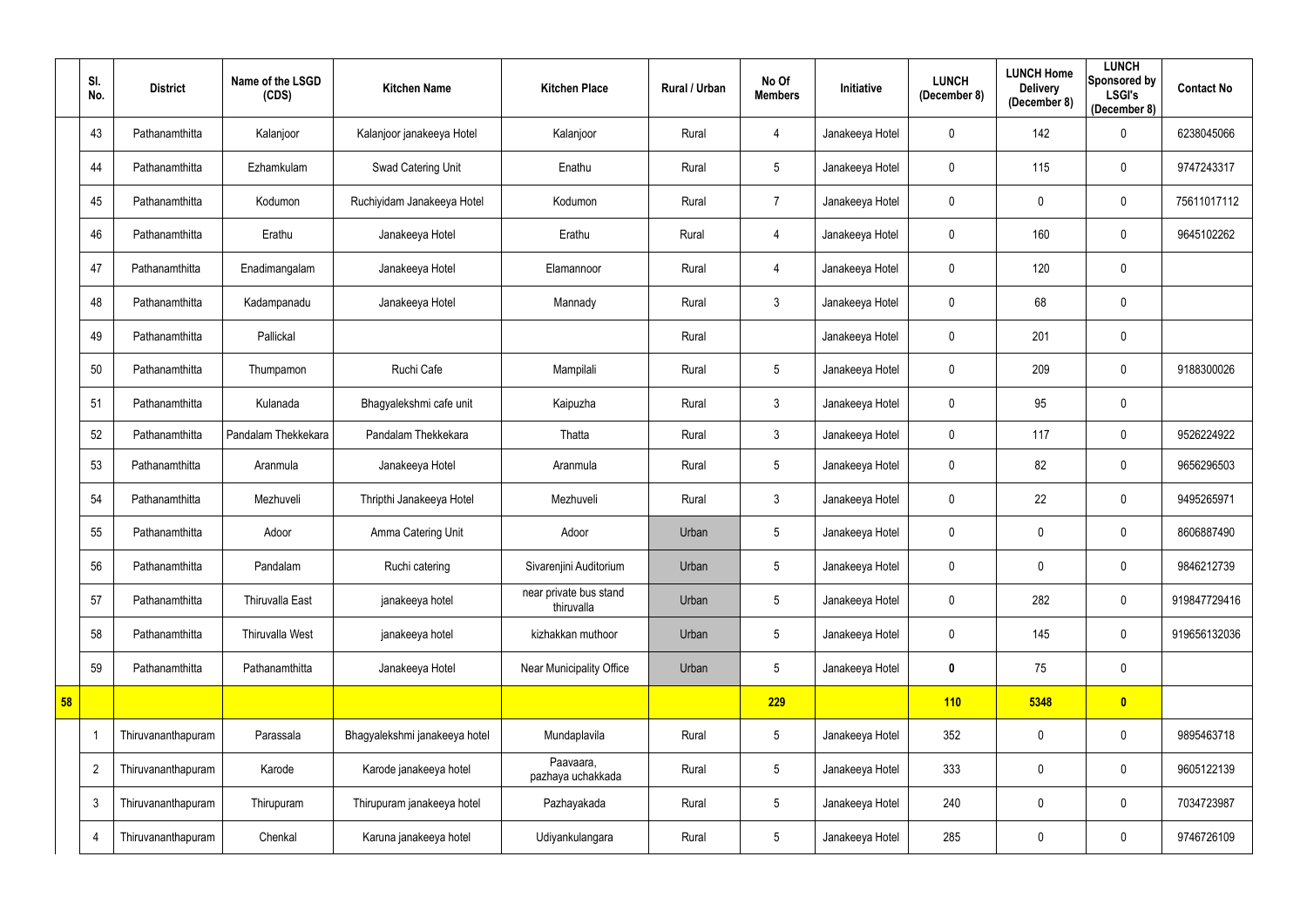| | Sl. No. | District | Name of the LSGD (CDS) | Kitchen Name | Kitchen Place | Rural / Urban | No Of Members | Initiative | LUNCH (December 8) | LUNCH Home Delivery (December 8) | LUNCH Sponsored by LSGI's (December 8) | Contact No |
|---|---|---|---|---|---|---|---|---|---|---|---|---|
| | 43 | Pathanamthitta | Kalanjoor | Kalanjoor janakeeya Hotel | Kalanjoor | Rural | 4 | Janakeeya Hotel | 0 | 142 | 0 | 6238045066 |
| | 44 | Pathanamthitta | Ezhamkulam | Swad Catering Unit | Enathu | Rural | 5 | Janakeeya Hotel | 0 | 115 | 0 | 9747243317 |
| | 45 | Pathanamthitta | Kodumon | Ruchiyidam Janakeeya Hotel | Kodumon | Rural | 7 | Janakeeya Hotel | 0 | 0 | 0 | 75611017112 |
| | 46 | Pathanamthitta | Erathu | Janakeeya Hotel | Erathu | Rural | 4 | Janakeeya Hotel | 0 | 160 | 0 | 9645102262 |
| | 47 | Pathanamthitta | Enadimangalam | Janakeeya Hotel | Elamannoor | Rural | 4 | Janakeeya Hotel | 0 | 120 | 0 | |
| | 48 | Pathanamthitta | Kadampanadu | Janakeeya Hotel | Mannady | Rural | 3 | Janakeeya Hotel | 0 | 68 | 0 | |
| | 49 | Pathanamthitta | Pallickal | | | Rural | | Janakeeya Hotel | 0 | 201 | 0 | |
| | 50 | Pathanamthitta | Thumpamon | Ruchi Cafe | Mampilali | Rural | 5 | Janakeeya Hotel | 0 | 209 | 0 | 9188300026 |
| | 51 | Pathanamthitta | Kulanada | Bhagyalekshmi cafe unit | Kaipuzha | Rural | 3 | Janakeeya Hotel | 0 | 95 | 0 | |
| | 52 | Pathanamthitta | Pandalam Thekkekara | Pandalam Thekkekara | Thatta | Rural | 3 | Janakeeya Hotel | 0 | 117 | 0 | 9526224922 |
| | 53 | Pathanamthitta | Aranmula | Janakeeya Hotel | Aranmula | Rural | 5 | Janakeeya Hotel | 0 | 82 | 0 | 9656296503 |
| | 54 | Pathanamthitta | Mezhuveli | Thripthi Janakeeya Hotel | Mezhuveli | Rural | 3 | Janakeeya Hotel | 0 | 22 | 0 | 9495265971 |
| | 55 | Pathanamthitta | Adoor | Amma Catering Unit | Adoor | Urban | 5 | Janakeeya Hotel | 0 | 0 | 0 | 8606887490 |
| | 56 | Pathanamthitta | Pandalam | Ruchi catering | Sivarenjini Auditorium | Urban | 5 | Janakeeya Hotel | 0 | 0 | 0 | 9846212739 |
| | 57 | Pathanamthitta | Thiruvalla East | janakeeya hotel | near private bus stand thiruvalla | Urban | 5 | Janakeeya Hotel | 0 | 282 | 0 | 919847729416 |
| | 58 | Pathanamthitta | Thiruvalla West | janakeeya hotel | kizhakkan muthoor | Urban | 5 | Janakeeya Hotel | 0 | 145 | 0 | 919656132036 |
| | 59 | Pathanamthitta | Pathanamthitta | Janakeeya Hotel | Near Municipality Office | Urban | 5 | Janakeeya Hotel | **0** | 75 | 0 | |
| **58** | | | | | | | **229** | | **110** | **5348** | **0** | |
| | 1 | Thiruvananthapuram | Parassala | Bhagyalekshmi janakeeya hotel | Mundaplavila | Rural | 5 | Janakeeya Hotel | 352 | 0 | 0 | 9895463718 |
| | 2 | Thiruvananthapuram | Karode | Karode janakeeya hotel | Paavaara, pazhaya uchakkada | Rural | 5 | Janakeeya Hotel | 333 | 0 | 0 | 9605122139 |
| | 3 | Thiruvananthapuram | Thirupuram | Thirupuram janakeeya hotel | Pazhayakada | Rural | 5 | Janakeeya Hotel | 240 | 0 | 0 | 7034723987 |
| | 4 | Thiruvananthapuram | Chenkal | Karuna janakeeya hotel | Udiyankulangara | Rural | 5 | Janakeeya Hotel | 285 | 0 | 0 | 9746726109 |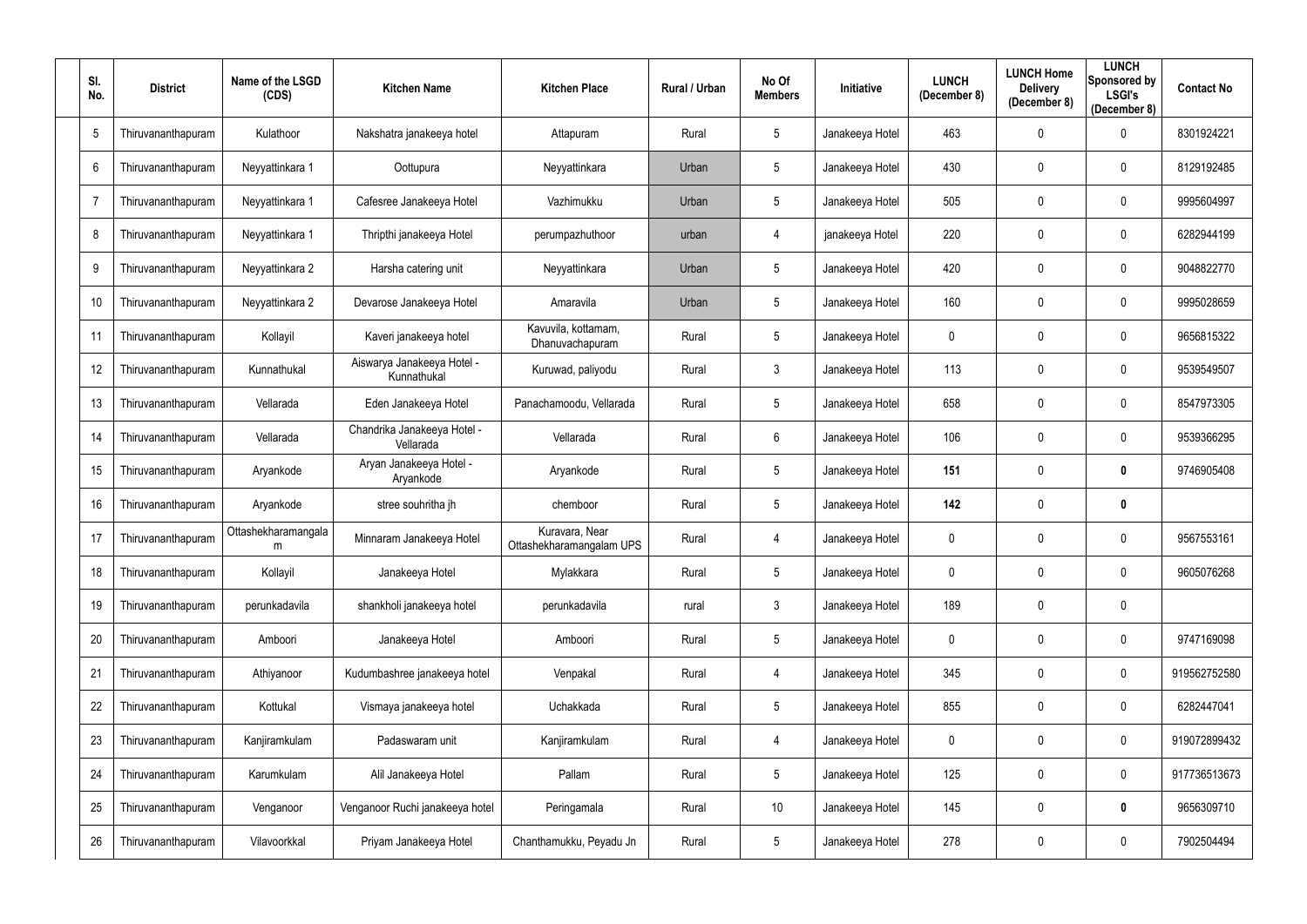| Sl. No. | District | Name of the LSGD (CDS) | Kitchen Name | Kitchen Place | Rural / Urban | No Of Members | Initiative | LUNCH (December 8) | LUNCH Home Delivery (December 8) | LUNCH Sponsored by LSGI's (December 8) | Contact No |
|---|---|---|---|---|---|---|---|---|---|---|---|
| 5 | Thiruvananthapuram | Kulathoor | Nakshatra janakeeya hotel | Attapuram | Rural | 5 | Janakeeya Hotel | 463 | 0 | 0 | 8301924221 |
| 6 | Thiruvananthapuram | Neyyattinkara 1 | Oottupura | Neyyattinkara | Urban | 5 | Janakeeya Hotel | 430 | 0 | 0 | 8129192485 |
| 7 | Thiruvananthapuram | Neyyattinkara 1 | Cafesree Janakeeya Hotel | Vazhimukku | Urban | 5 | Janakeeya Hotel | 505 | 0 | 0 | 9995604997 |
| 8 | Thiruvananthapuram | Neyyattinkara 1 | Thripthi janakeeya Hotel | perumpazhuthoor | urban | 4 | janakeeya Hotel | 220 | 0 | 0 | 6282944199 |
| 9 | Thiruvananthapuram | Neyyattinkara 2 | Harsha catering unit | Neyyattinkara | Urban | 5 | Janakeeya Hotel | 420 | 0 | 0 | 9048822770 |
| 10 | Thiruvananthapuram | Neyyattinkara 2 | Devarose Janakeeya Hotel | Amaravila | Urban | 5 | Janakeeya Hotel | 160 | 0 | 0 | 9995028659 |
| 11 | Thiruvananthapuram | Kollayil | Kaveri janakeeya hotel | Kavuvila, kottamam, Dhanuvachapuram | Rural | 5 | Janakeeya Hotel | 0 | 0 | 0 | 9656815322 |
| 12 | Thiruvananthapuram | Kunnathukal | Aiswarya Janakeeya Hotel - Kunnathukal | Kuruwad, paliyodu | Rural | 3 | Janakeeya Hotel | 113 | 0 | 0 | 9539549507 |
| 13 | Thiruvananthapuram | Vellarada | Eden Janakeeya Hotel | Panachamoodu, Vellarada | Rural | 5 | Janakeeya Hotel | 658 | 0 | 0 | 8547973305 |
| 14 | Thiruvananthapuram | Vellarada | Chandrika Janakeeya Hotel - Vellarada | Vellarada | Rural | 6 | Janakeeya Hotel | 106 | 0 | 0 | 9539366295 |
| 15 | Thiruvananthapuram | Aryankode | Aryan Janakeeya Hotel - Aryankode | Aryankode | Rural | 5 | Janakeeya Hotel | **151** | 0 | **0** | 9746905408 |
| 16 | Thiruvananthapuram | Aryankode | stree souhritha jh | chemboor | Rural | 5 | Janakeeya Hotel | **142** | 0 | **0** | |
| 17 | Thiruvananthapuram | Ottashekharamangalam | Minnaram Janakeeya Hotel | Kuravara, Near Ottashekharamangalam UPS | Rural | 4 | Janakeeya Hotel | 0 | 0 | 0 | 9567553161 |
| 18 | Thiruvananthapuram | Kollayil | Janakeeya Hotel | Mylakkara | Rural | 5 | Janakeeya Hotel | 0 | 0 | 0 | 9605076268 |
| 19 | Thiruvananthapuram | perunkadavila | shankholi janakeeya hotel | perunkadavila | rural | 3 | Janakeeya Hotel | 189 | 0 | 0 | |
| 20 | Thiruvananthapuram | Amboori | Janakeeya Hotel | Amboori | Rural | 5 | Janakeeya Hotel | 0 | 0 | 0 | 9747169098 |
| 21 | Thiruvananthapuram | Athiyanoor | Kudumbashree janakeeya hotel | Venpakal | Rural | 4 | Janakeeya Hotel | 345 | 0 | 0 | 919562752580 |
| 22 | Thiruvananthapuram | Kottukal | Vismaya janakeeya hotel | Uchakkada | Rural | 5 | Janakeeya Hotel | 855 | 0 | 0 | 6282447041 |
| 23 | Thiruvananthapuram | Kanjiramkulam | Padaswaram unit | Kanjiramkulam | Rural | 4 | Janakeeya Hotel | 0 | 0 | 0 | 919072899432 |
| 24 | Thiruvananthapuram | Karumkulam | Alil Janakeeya Hotel | Pallam | Rural | 5 | Janakeeya Hotel | 125 | 0 | 0 | 917736513673 |
| 25 | Thiruvananthapuram | Venganoor | Venganoor Ruchi janakeeya hotel | Peringamala | Rural | 10 | Janakeeya Hotel | 145 | 0 | **0** | 9656309710 |
| 26 | Thiruvananthapuram | Vilavoorkkal | Priyam Janakeeya Hotel | Chanthamukku, Peyadu Jn | Rural | 5 | Janakeeya Hotel | 278 | 0 | 0 | 7902504494 |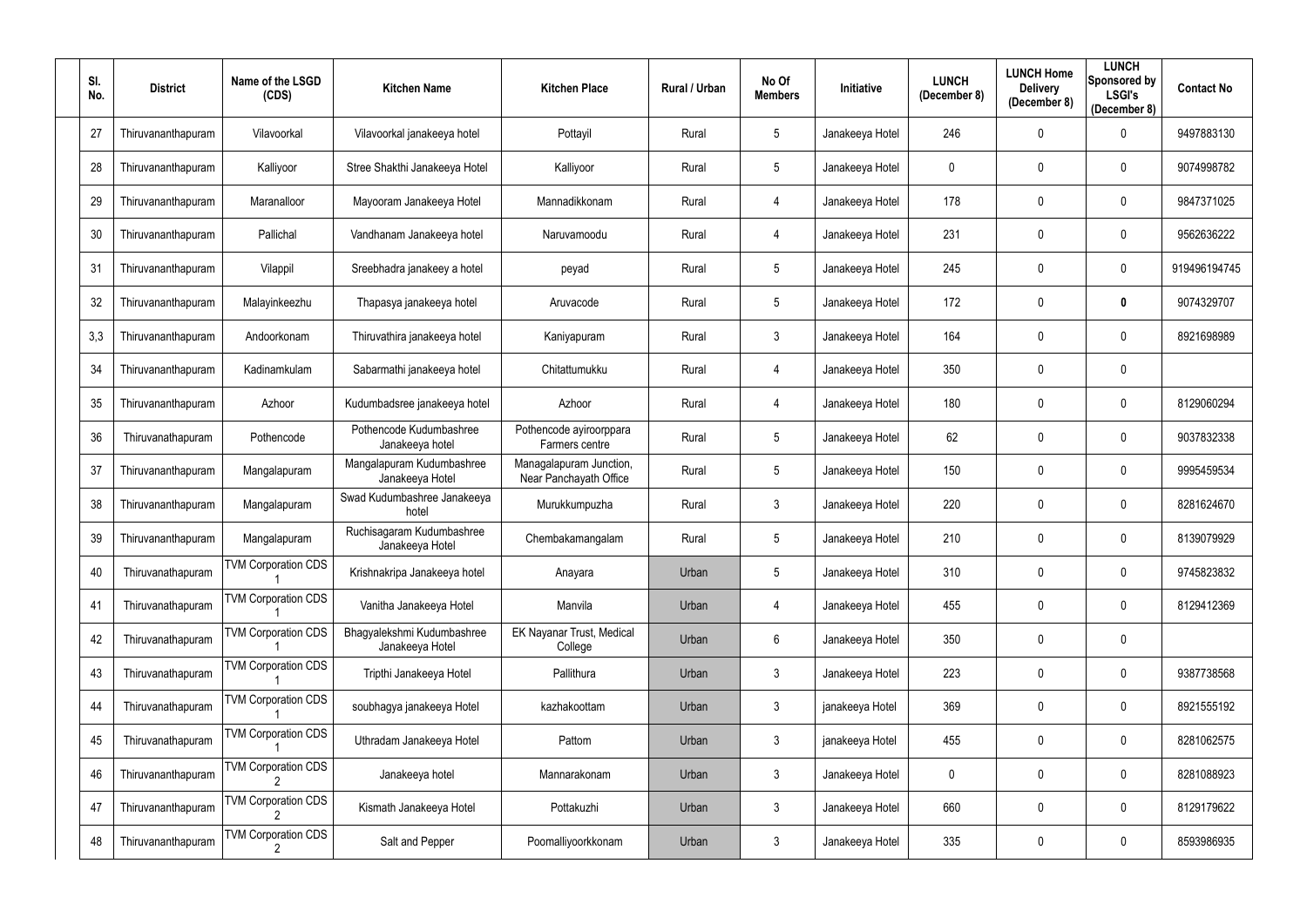| Sl. No. | District | Name of the LSGD (CDS) | Kitchen Name | Kitchen Place | Rural / Urban | No Of Members | Initiative | LUNCH (December 8) | LUNCH Home Delivery (December 8) | LUNCH Sponsored by LSGI's (December 8) | Contact No |
|---|---|---|---|---|---|---|---|---|---|---|---|
| 27 | Thiruvananthapuram | Vilavoorkal | Vilavoorkal janakeeya hotel | Pottayil | Rural | 5 | Janakeeya Hotel | 246 | 0 | 0 | 9497883130 |
| 28 | Thiruvananthapuram | Kalliyoor | Stree Shakthi Janakeeya Hotel | Kalliyoor | Rural | 5 | Janakeeya Hotel | 0 | 0 | 0 | 9074998782 |
| 29 | Thiruvananthapuram | Maranalloor | Mayooram Janakeeya Hotel | Mannadikkonam | Rural | 4 | Janakeeya Hotel | 178 | 0 | 0 | 9847371025 |
| 30 | Thiruvananthapuram | Pallichal | Vandhanam Janakeeya hotel | Naruvamoodu | Rural | 4 | Janakeeya Hotel | 231 | 0 | 0 | 9562636222 |
| 31 | Thiruvananthapuram | Vilappil | Sreebhadra janakeey a hotel | peyad | Rural | 5 | Janakeeya Hotel | 245 | 0 | 0 | 919496194745 |
| 32 | Thiruvananthapuram | Malayinkeezhu | Thapasya janakeeya hotel | Aruvacode | Rural | 5 | Janakeeya Hotel | 172 | 0 | **0** | 9074329707 |
| 3,3 | Thiruvananthapuram | Andoorkonam | Thiruvathira janakeeya hotel | Kaniyapuram | Rural | 3 | Janakeeya Hotel | 164 | 0 | 0 | 8921698989 |
| 34 | Thiruvananthapuram | Kadinamkulam | Sabarmathi janakeeya hotel | Chitattumukku | Rural | 4 | Janakeeya Hotel | 350 | 0 | 0 | |
| 35 | Thiruvananthapuram | Azhoor | Kudumbadsree janakeeya hotel | Azhoor | Rural | 4 | Janakeeya Hotel | 180 | 0 | 0 | 8129060294 |
| 36 | Thiruvanathapuram | Pothencode | Pothencode Kudumbashree Janakeeya hotel | Pothencode ayiroorppara Farmers centre | Rural | 5 | Janakeeya Hotel | 62 | 0 | 0 | 9037832338 |
| 37 | Thiruvananthapuram | Mangalapuram | Mangalapuram Kudumbashree Janakeeya Hotel | Managalapuram Junction, Near Panchayath Office | Rural | 5 | Janakeeya Hotel | 150 | 0 | 0 | 9995459534 |
| 38 | Thiruvananthapuram | Mangalapuram | Swad Kudumbashree Janakeeya hotel | Murukkumpuzha | Rural | 3 | Janakeeya Hotel | 220 | 0 | 0 | 8281624670 |
| 39 | Thiruvananthapuram | Mangalapuram | Ruchisagaram Kudumbashree Janakeeya Hotel | Chembakamangalam | Rural | 5 | Janakeeya Hotel | 210 | 0 | 0 | 8139079929 |
| 40 | Thiruvanathapuram | TVM Corporation CDS 1 | Krishnakripa Janakeeya hotel | Anayara | Urban | 5 | Janakeeya Hotel | 310 | 0 | 0 | 9745823832 |
| 41 | Thiruvanathapuram | TVM Corporation CDS 1 | Vanitha Janakeeya Hotel | Manvila | Urban | 4 | Janakeeya Hotel | 455 | 0 | 0 | 8129412369 |
| 42 | Thiruvanathapuram | TVM Corporation CDS 1 | Bhagyalekshmi Kudumbashree Janakeeya Hotel | EK Nayanar Trust, Medical College | Urban | 6 | Janakeeya Hotel | 350 | 0 | 0 | |
| 43 | Thiruvanathapuram | TVM Corporation CDS 1 | Tripthi Janakeeya Hotel | Pallithura | Urban | 3 | Janakeeya Hotel | 223 | 0 | 0 | 9387738568 |
| 44 | Thiruvananthapuram | TVM Corporation CDS 1 | soubhagya janakeeya Hotel | kazhakoottam | Urban | 3 | janakeeya Hotel | 369 | 0 | 0 | 8921555192 |
| 45 | Thiruvananthapuram | TVM Corporation CDS 1 | Uthradam Janakeeya Hotel | Pattom | Urban | 3 | janakeeya Hotel | 455 | 0 | 0 | 8281062575 |
| 46 | Thiruvananthapuram | TVM Corporation CDS 2 | Janakeeya hotel | Mannarakonam | Urban | 3 | Janakeeya Hotel | 0 | 0 | 0 | 8281088923 |
| 47 | Thiruvananthapuram | TVM Corporation CDS 2 | Kismath Janakeeya Hotel | Pottakuzhi | Urban | 3 | Janakeeya Hotel | 660 | 0 | 0 | 8129179622 |
| 48 | Thiruvananthapuram | TVM Corporation CDS 2 | Salt and Pepper | Poomalliyoorkkonam | Urban | 3 | Janakeeya Hotel | 335 | 0 | 0 | 8593986935 |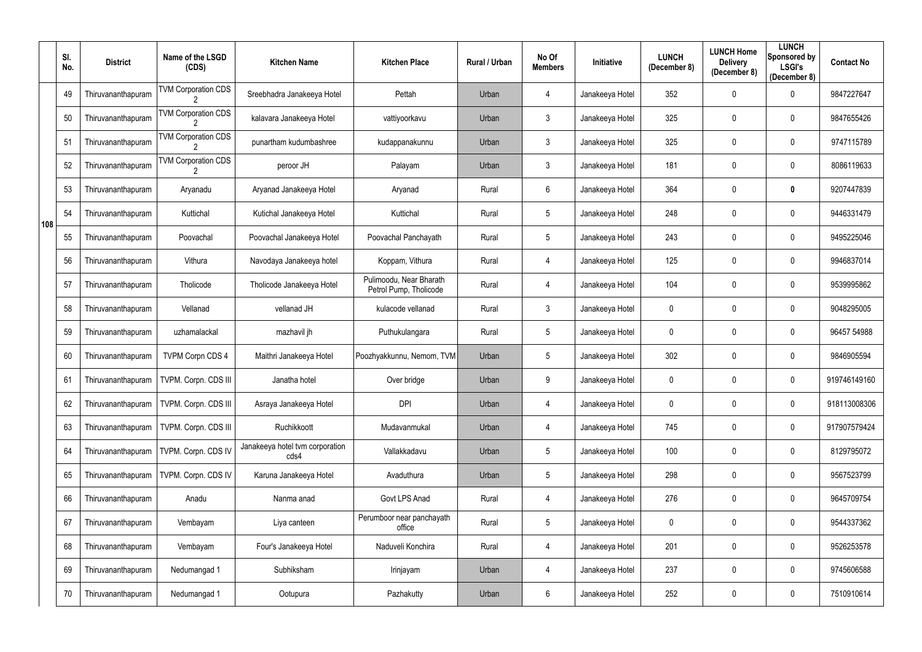|  | Sl. No. | District | Name of the LSGD (CDS) | Kitchen Name | Kitchen Place | Rural / Urban | No Of Members | Initiative | LUNCH (December 8) | LUNCH Home Delivery (December 8) | LUNCH Sponsored by LSGI's (December 8) | Contact No |
|---|---|---|---|---|---|---|---|---|---|---|---|---|
| 108 | 49 | Thiruvananthapuram | TVM Corporation CDS 2 | Sreebhadra Janakeeya Hotel | Pettah | Urban | 4 | Janakeeya Hotel | 352 | 0 | 0 | 9847227647 |
|  | 50 | Thiruvananthapuram | TVM Corporation CDS 2 | kalavara Janakeeya Hotel | vattiyoorkavu | Urban | 3 | Janakeeya Hotel | 325 | 0 | 0 | 9847655426 |
|  | 51 | Thiruvananthapuram | TVM Corporation CDS 2 | punartham kudumbashree | kudappanakunnu | Urban | 3 | Janakeeya Hotel | 325 | 0 | 0 | 9747115789 |
|  | 52 | Thiruvananthapuram | TVM Corporation CDS 2 | peroor JH | Palayam | Urban | 3 | Janakeeya Hotel | 181 | 0 | 0 | 8086119633 |
|  | 53 | Thiruvananthapuram | Aryanadu | Aryanad Janakeeya Hotel | Aryanad | Rural | 6 | Janakeeya Hotel | 364 | 0 | **0** | 9207447839 |
|  | 54 | Thiruvananthapuram | Kuttichal | Kutichal Janakeeya Hotel | Kuttichal | Rural | 5 | Janakeeya Hotel | 248 | 0 | 0 | 9446331479 |
|  | 55 | Thiruvananthapuram | Poovachal | Poovachal Janakeeya Hotel | Poovachal Panchayath | Rural | 5 | Janakeeya Hotel | 243 | 0 | 0 | 9495225046 |
|  | 56 | Thiruvananthapuram | Vithura | Navodaya Janakeeya hotel | Koppam, Vithura | Rural | 4 | Janakeeya Hotel | 125 | 0 | 0 | 9946837014 |
|  | 57 | Thiruvananthapuram | Tholicode | Tholicode Janakeeya Hotel | Pulimoodu, Near Bharath Petrol Pump, Tholicode | Rural | 4 | Janakeeya Hotel | 104 | 0 | 0 | 9539995862 |
|  | 58 | Thiruvananthapuram | Vellanad | vellanad JH | kulacode vellanad | Rural | 3 | Janakeeya Hotel | 0 | 0 | 0 | 9048295005 |
|  | 59 | Thiruvananthapuram | uzhamalackal | mazhavil jh | Puthukulangara | Rural | 5 | Janakeeya Hotel | 0 | 0 | 0 | 96457 54988 |
|  | 60 | Thiruvananthapuram | TVPM Corpn CDS 4 | Maithri Janakeeya Hotel | Poozhyakkunnu, Nemom, TVM | Urban | 5 | Janakeeya Hotel | 302 | 0 | 0 | 9846905594 |
|  | 61 | Thiruvananthapuram | TVPM. Corpn. CDS III | Janatha hotel | Over bridge | Urban | 9 | Janakeeya Hotel | 0 | 0 | 0 | 919746149160 |
|  | 62 | Thiruvananthapuram | TVPM. Corpn. CDS III | Asraya Janakeeya Hotel | DPI | Urban | 4 | Janakeeya Hotel | 0 | 0 | 0 | 918113008306 |
|  | 63 | Thiruvananthapuram | TVPM. Corpn. CDS III | Ruchikkoott | Mudavanmukal | Urban | 4 | Janakeeya Hotel | 745 | 0 | 0 | 917907579424 |
|  | 64 | Thiruvananthapuram | TVPM. Corpn. CDS IV | Janakeeya hotel tvm corporation cds4 | Vallakkadavu | Urban | 5 | Janakeeya Hotel | 100 | 0 | 0 | 8129795072 |
|  | 65 | Thiruvananthapuram | TVPM. Corpn. CDS IV | Karuna Janakeeya Hotel | Avaduthura | Urban | 5 | Janakeeya Hotel | 298 | 0 | 0 | 9567523799 |
|  | 66 | Thiruvananthapuram | Anadu | Nanma anad | Govt LPS Anad | Rural | 4 | Janakeeya Hotel | 276 | 0 | 0 | 9645709754 |
|  | 67 | Thiruvananthapuram | Vembayam | Liya canteen | Perumboor near panchayath office | Rural | 5 | Janakeeya Hotel | 0 | 0 | 0 | 9544337362 |
|  | 68 | Thiruvananthapuram | Vembayam | Four's Janakeeya Hotel | Naduveli Konchira | Rural | 4 | Janakeeya Hotel | 201 | 0 | 0 | 9526253578 |
|  | 69 | Thiruvananthapuram | Nedumangad 1 | Subhiksham | Irinjayam | Urban | 4 | Janakeeya Hotel | 237 | 0 | 0 | 9745606588 |
|  | 70 | Thiruvananthapuram | Nedumangad 1 | Ootupura | Pazhakutty | Urban | 6 | Janakeeya Hotel | 252 | 0 | 0 | 7510910614 |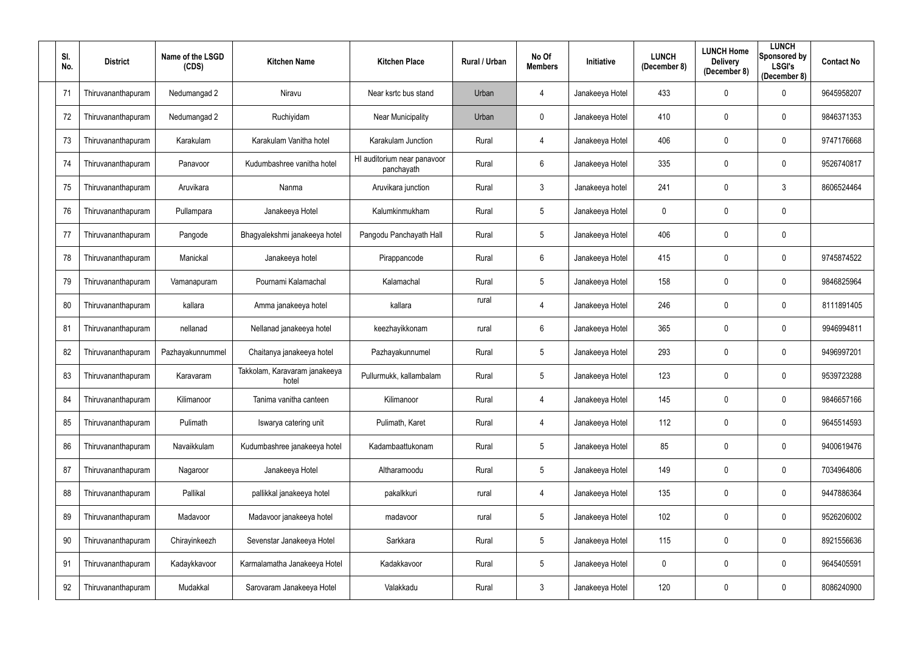| Sl. No. | District | Name of the LSGD (CDS) | Kitchen Name | Kitchen Place | Rural / Urban | No Of Members | Initiative | LUNCH (December 8) | LUNCH Home Delivery (December 8) | LUNCH Sponsored by LSGI's (December 8) | Contact No |
|---|---|---|---|---|---|---|---|---|---|---|---|
| 71 | Thiruvananthapuram | Nedumangad 2 | Niravu | Near ksrtc bus stand | Urban | 4 | Janakeeya Hotel | 433 | 0 | 0 | 9645958207 |
| 72 | Thiruvananthapuram | Nedumangad 2 | Ruchiyidam | Near Municipality | Urban | 0 | Janakeeya Hotel | 410 | 0 | 0 | 9846371353 |
| 73 | Thiruvananthapuram | Karakulam | Karakulam Vanitha hotel | Karakulam Junction | Rural | 4 | Janakeeya Hotel | 406 | 0 | 0 | 9747176668 |
| 74 | Thiruvananthapuram | Panavoor | Kudumbashree vanitha hotel | HI auditorium near panavoor panchayath | Rural | 6 | Janakeeya Hotel | 335 | 0 | 0 | 9526740817 |
| 75 | Thiruvananthapuram | Aruvikara | Nanma | Aruvikara junction | Rural | 3 | Janakeeya hotel | 241 | 0 | 3 | 8606524464 |
| 76 | Thiruvananthapuram | Pullampara | Janakeeya Hotel | Kalumkinmukham | Rural | 5 | Janakeeya Hotel | 0 | 0 | 0 | |
| 77 | Thiruvananthapuram | Pangode | Bhagyalekshmi janakeeya hotel | Pangodu Panchayath Hall | Rural | 5 | Janakeeya Hotel | 406 | 0 | 0 | |
| 78 | Thiruvananthapuram | Manickal | Janakeeya hotel | Pirappancode | Rural | 6 | Janakeeya Hotel | 415 | 0 | 0 | 9745874522 |
| 79 | Thiruvananthapuram | Vamanapuram | Pournami Kalamachal | Kalamachal | Rural | 5 | Janakeeya Hotel | 158 | 0 | 0 | 9846825964 |
| 80 | Thiruvananthapuram | kallara | Amma janakeeya hotel | kallara | rural | 4 | Janakeeya Hotel | 246 | 0 | 0 | 8111891405 |
| 81 | Thiruvananthapuram | nellanad | Nellanad janakeeya hotel | keezhayikkonam | rural | 6 | Janakeeya Hotel | 365 | 0 | 0 | 9946994811 |
| 82 | Thiruvananthapuram | Pazhayakunnummel | Chaitanya janakeeya hotel | Pazhayakunnumel | Rural | 5 | Janakeeya Hotel | 293 | 0 | 0 | 9496997201 |
| 83 | Thiruvananthapuram | Karavaram | Takkolam, Karavaram janakeeya hotel | Pullurmukk, kallambalam | Rural | 5 | Janakeeya Hotel | 123 | 0 | 0 | 9539723288 |
| 84 | Thiruvananthapuram | Kilimanoor | Tanima vanitha canteen | Kilimanoor | Rural | 4 | Janakeeya Hotel | 145 | 0 | 0 | 9846657166 |
| 85 | Thiruvananthapuram | Pulimath | Iswarya catering unit | Pulimath, Karet | Rural | 4 | Janakeeya Hotel | 112 | 0 | 0 | 9645514593 |
| 86 | Thiruvananthapuram | Navaikkulam | Kudumbashree janakeeya hotel | Kadambaattukonam | Rural | 5 | Janakeeya Hotel | 85 | 0 | 0 | 9400619476 |
| 87 | Thiruvananthapuram | Nagaroor | Janakeeya Hotel | Altharamoodu | Rural | 5 | Janakeeya Hotel | 149 | 0 | 0 | 7034964806 |
| 88 | Thiruvananthapuram | Pallikal | pallikkal janakeeya hotel | pakalkkuri | rural | 4 | Janakeeya Hotel | 135 | 0 | 0 | 9447886364 |
| 89 | Thiruvananthapuram | Madavoor | Madavoor janakeeya hotel | madavoor | rural | 5 | Janakeeya Hotel | 102 | 0 | 0 | 9526206002 |
| 90 | Thiruvananthapuram | Chirayinkeezh | Sevenstar Janakeeya Hotel | Sarkkara | Rural | 5 | Janakeeya Hotel | 115 | 0 | 0 | 8921556636 |
| 91 | Thiruvananthapuram | Kadaykkavoor | Karmalamatha Janakeeya Hotel | Kadakkavoor | Rural | 5 | Janakeeya Hotel | 0 | 0 | 0 | 9645405591 |
| 92 | Thiruvananthapuram | Mudakkal | Sarovaram Janakeeya Hotel | Valakkadu | Rural | 3 | Janakeeya Hotel | 120 | 0 | 0 | 8086240900 |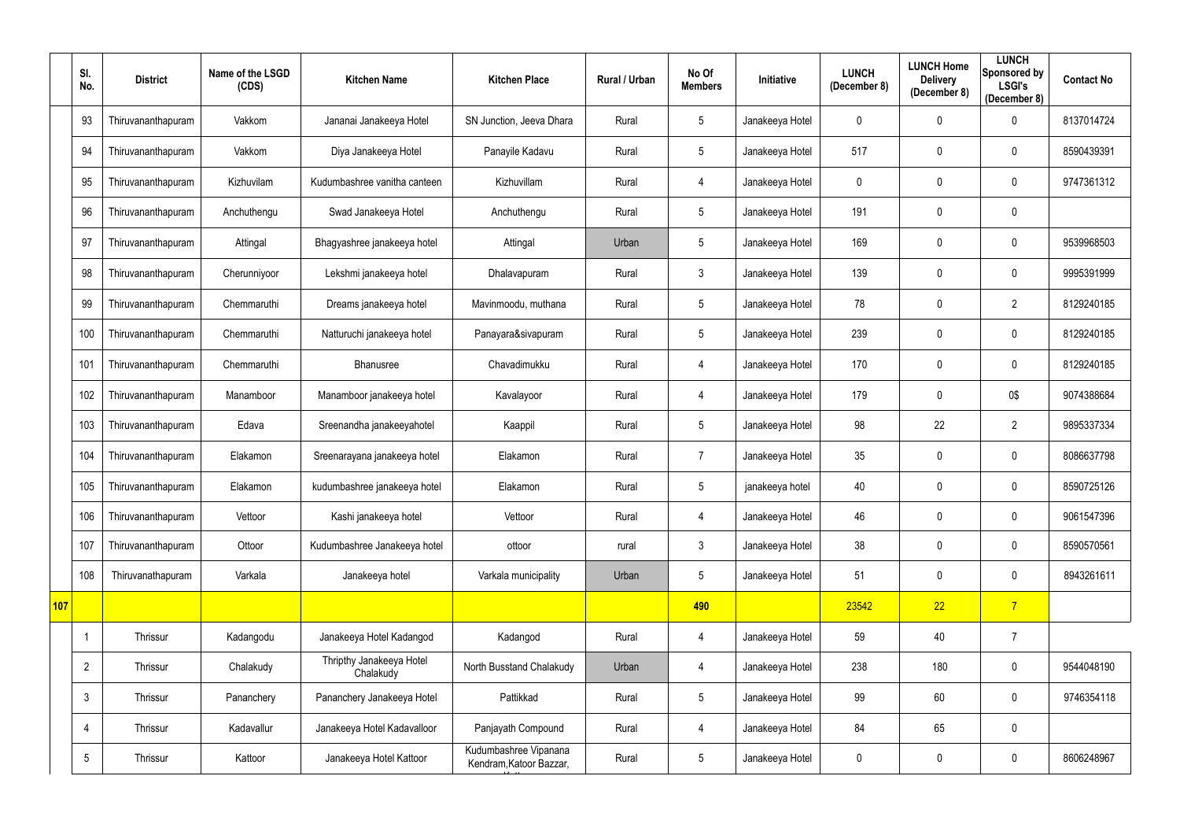|  | Sl. No. | District | Name of the LSGD (CDS) | Kitchen Name | Kitchen Place | Rural / Urban | No Of Members | Initiative | LUNCH (December 8) | LUNCH Home Delivery (December 8) | LUNCH Sponsored by LSGI's (December 8) | Contact No |
|---|---|---|---|---|---|---|---|---|---|---|---|---|
|  | 93 | Thiruvananthapuram | Vakkom | Jananai Janakeeya Hotel | SN Junction, Jeeva Dhara | Rural | 5 | Janakeeya Hotel | 0 | 0 | 0 | 8137014724 |
|  | 94 | Thiruvananthapuram | Vakkom | Diya Janakeeya Hotel | Panayile Kadavu | Rural | 5 | Janakeeya Hotel | 517 | 0 | 0 | 8590439391 |
|  | 95 | Thiruvananthapuram | Kizhuvilam | Kudumbashree vanitha canteen | Kizhuvillam | Rural | 4 | Janakeeya Hotel | 0 | 0 | 0 | 9747361312 |
|  | 96 | Thiruvananthapuram | Anchuthengu | Swad Janakeeya Hotel | Anchuthengu | Rural | 5 | Janakeeya Hotel | 191 | 0 | 0 |  |
|  | 97 | Thiruvananthapuram | Attingal | Bhagyashree janakeeya hotel | Attingal | Urban | 5 | Janakeeya Hotel | 169 | 0 | 0 | 9539968503 |
|  | 98 | Thiruvananthapuram | Cherunniyoor | Lekshmi janakeeya hotel | Dhalavapuram | Rural | 3 | Janakeeya Hotel | 139 | 0 | 0 | 9995391999 |
|  | 99 | Thiruvananthapuram | Chemmaruthi | Dreams janakeeya hotel | Mavinmoodu, muthana | Rural | 5 | Janakeeya Hotel | 78 | 0 | 2 | 8129240185 |
|  | 100 | Thiruvananthapuram | Chemmaruthi | Natturuchi janakeeya hotel | Panayara&sivapuram | Rural | 5 | Janakeeya Hotel | 239 | 0 | 0 | 8129240185 |
|  | 101 | Thiruvananthapuram | Chemmaruthi | Bhanusree | Chavadimukku | Rural | 4 | Janakeeya Hotel | 170 | 0 | 0 | 8129240185 |
|  | 102 | Thiruvananthapuram | Manamboor | Manamboor janakeeya hotel | Kavalayoor | Rural | 4 | Janakeeya Hotel | 179 | 0 | 0$ | 9074388684 |
|  | 103 | Thiruvananthapuram | Edava | Sreenandha janakeeyahotel | Kaappil | Rural | 5 | Janakeeya Hotel | 98 | 22 | 2 | 9895337334 |
|  | 104 | Thiruvananthapuram | Elakamon | Sreenarayana janakeeya hotel | Elakamon | Rural | 7 | Janakeeya Hotel | 35 | 0 | 0 | 8086637798 |
|  | 105 | Thiruvananthapuram | Elakamon | kudumbashree janakeeya hotel | Elakamon | Rural | 5 | janakeeya hotel | 40 | 0 | 0 | 8590725126 |
|  | 106 | Thiruvananthapuram | Vettoor | Kashi janakeeya hotel | Vettoor | Rural | 4 | Janakeeya Hotel | 46 | 0 | 0 | 9061547396 |
|  | 107 | Thiruvananthapuram | Ottoor | Kudumbashree Janakeeya hotel | ottoor | rural | 3 | Janakeeya Hotel | 38 | 0 | 0 | 8590570561 |
|  | 108 | Thiruvanathapuram | Varkala | Janakeeya hotel | Varkala municipality | Urban | 5 | Janakeeya Hotel | 51 | 0 | 0 | 8943261611 |
| 107 |  |  |  |  |  |  | 490 |  | 23542 | 22 | 7 |  |
|  | 1 | Thrissur | Kadangodu | Janakeeya Hotel Kadangod | Kadangod | Rural | 4 | Janakeeya Hotel | 59 | 40 | 7 |  |
|  | 2 | Thrissur | Chalakudy | Thripthy Janakeeya Hotel Chalakudy | North Busstand Chalakudy | Urban | 4 | Janakeeya Hotel | 238 | 180 | 0 | 9544048190 |
|  | 3 | Thrissur | Pananchery | Pananchery Janakeeya Hotel | Pattikkad | Rural | 5 | Janakeeya Hotel | 99 | 60 | 0 | 9746354118 |
|  | 4 | Thrissur | Kadavallur | Janakeeya Hotel Kadavalloor | Panjayath Compound | Rural | 4 | Janakeeya Hotel | 84 | 65 | 0 |  |
|  | 5 | Thrissur | Kattoor | Janakeeya Hotel Kattoor | Kudumbashree Vipanana Kendram,Katoor Bazzar, | Rural | 5 | Janakeeya Hotel | 0 | 0 | 0 | 8606248967 |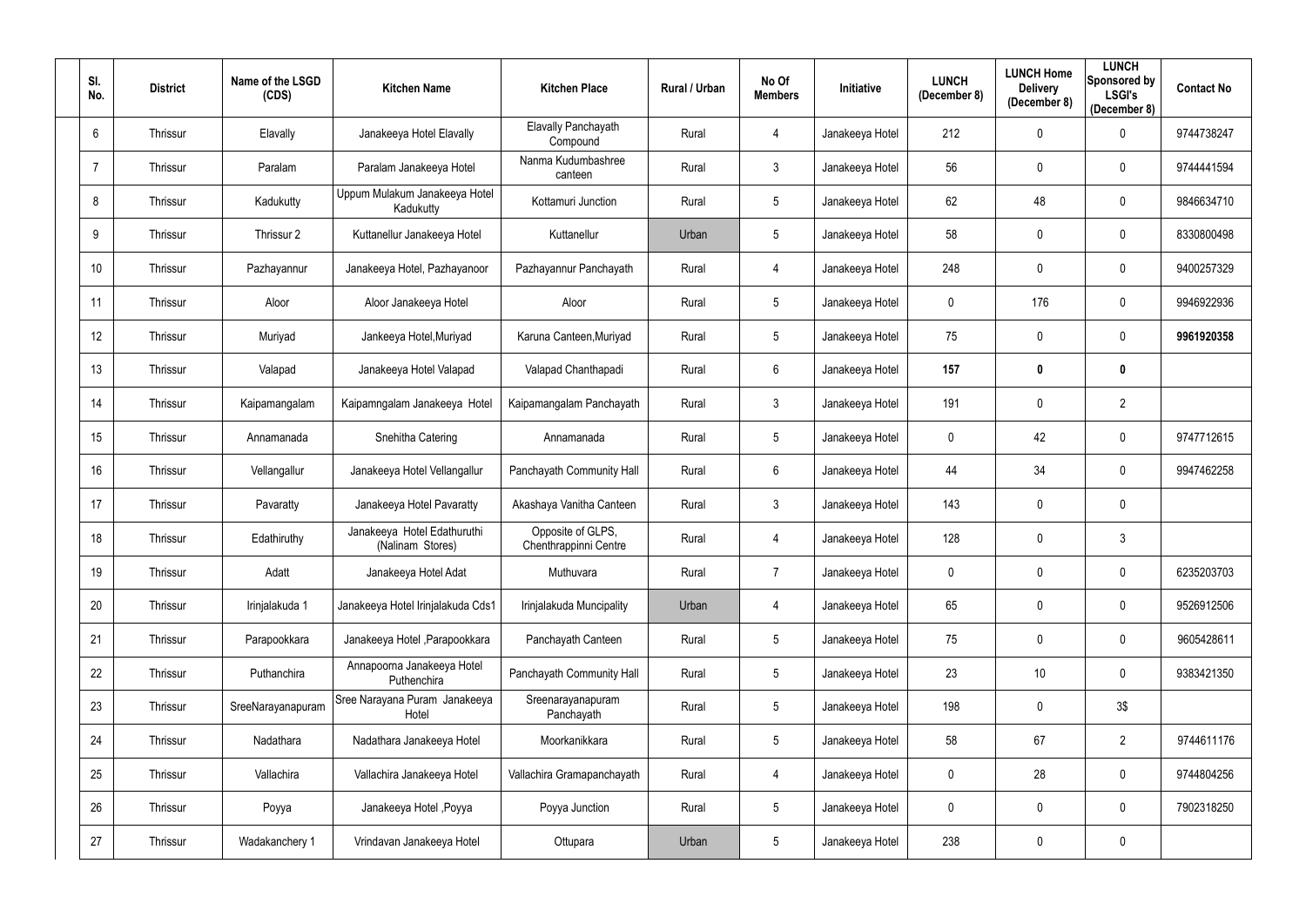| Sl. No. | District | Name of the LSGD (CDS) | Kitchen Name | Kitchen Place | Rural / Urban | No Of Members | Initiative | LUNCH (December 8) | LUNCH Home Delivery (December 8) | LUNCH Sponsored by LSGI's (December 8) | Contact No |
|---|---|---|---|---|---|---|---|---|---|---|---|
| 6 | Thrissur | Elavally | Janakeeya Hotel Elavally | Elavally Panchayath Compound | Rural | 4 | Janakeeya Hotel | 212 | 0 | 0 | 9744738247 |
| 7 | Thrissur | Paralam | Paralam Janakeeya Hotel | Nanma Kudumbashree canteen | Rural | 3 | Janakeeya Hotel | 56 | 0 | 0 | 9744441594 |
| 8 | Thrissur | Kadukutty | Uppum Mulakum Janakeeya Hotel Kadukutty | Kottamuri Junction | Rural | 5 | Janakeeya Hotel | 62 | 48 | 0 | 9846634710 |
| 9 | Thrissur | Thrissur 2 | Kuttanellur Janakeeya Hotel | Kuttanellur | Urban | 5 | Janakeeya Hotel | 58 | 0 | 0 | 8330800498 |
| 10 | Thrissur | Pazhayannur | Janakeeya Hotel, Pazhayanoor | Pazhayannur Panchayath | Rural | 4 | Janakeeya Hotel | 248 | 0 | 0 | 9400257329 |
| 11 | Thrissur | Aloor | Aloor Janakeeya Hotel | Aloor | Rural | 5 | Janakeeya Hotel | 0 | 176 | 0 | 9946922936 |
| 12 | Thrissur | Muriyad | Jankeeya Hotel,Muriyad | Karuna Canteen,Muriyad | Rural | 5 | Janakeeya Hotel | 75 | 0 | 0 | **9961920358** |
| 13 | Thrissur | Valapad | Janakeeya Hotel Valapad | Valapad Chanthapadi | Rural | 6 | Janakeeya Hotel | **157** | **0** | **0** | |
| 14 | Thrissur | Kaipamangalam | Kaipamngalam Janakeeya Hotel | Kaipamangalam Panchayath | Rural | 3 | Janakeeya Hotel | 191 | 0 | 2 | |
| 15 | Thrissur | Annamanada | Snehitha Catering | Annamanada | Rural | 5 | Janakeeya Hotel | 0 | 42 | 0 | 9747712615 |
| 16 | Thrissur | Vellangallur | Janakeeya Hotel Vellangallur | Panchayath Community Hall | Rural | 6 | Janakeeya Hotel | 44 | 34 | 0 | 9947462258 |
| 17 | Thrissur | Pavaratty | Janakeeya Hotel Pavaratty | Akashaya Vanitha Canteen | Rural | 3 | Janakeeya Hotel | 143 | 0 | 0 | |
| 18 | Thrissur | Edathiruthy | Janakeeya Hotel Edathuruthi (Nalinam Stores) | Opposite of GLPS, Chenthrappinni Centre | Rural | 4 | Janakeeya Hotel | 128 | 0 | 3 | |
| 19 | Thrissur | Adatt | Janakeeya Hotel Adat | Muthuvara | Rural | 7 | Janakeeya Hotel | 0 | 0 | 0 | 6235203703 |
| 20 | Thrissur | Irinjalakuda 1 | Janakeeya Hotel Irinjalakuda Cds1 | Irinjalakuda Muncipality | Urban | 4 | Janakeeya Hotel | 65 | 0 | 0 | 9526912506 |
| 21 | Thrissur | Parapookkara | Janakeeya Hotel ,Parapookkara | Panchayath Canteen | Rural | 5 | Janakeeya Hotel | 75 | 0 | 0 | 9605428611 |
| 22 | Thrissur | Puthanchira | Annapoorna Janakeeya Hotel Puthenchira | Panchayath Community Hall | Rural | 5 | Janakeeya Hotel | 23 | 10 | 0 | 9383421350 |
| 23 | Thrissur | SreeNarayanapuram | Sree Narayana Puram Janakeeya Hotel | Sreenarayanapuram Panchayath | Rural | 5 | Janakeeya Hotel | 198 | 0 | 3$ | |
| 24 | Thrissur | Nadathara | Nadathara Janakeeya Hotel | Moorkanikkara | Rural | 5 | Janakeeya Hotel | 58 | 67 | 2 | 9744611176 |
| 25 | Thrissur | Vallachira | Vallachira Janakeeya Hotel | Vallachira Gramapanchayath | Rural | 4 | Janakeeya Hotel | 0 | 28 | 0 | 9744804256 |
| 26 | Thrissur | Poyya | Janakeeya Hotel ,Poyya | Poyya Junction | Rural | 5 | Janakeeya Hotel | 0 | 0 | 0 | 7902318250 |
| 27 | Thrissur | Wadakanchery 1 | Vrindavan Janakeeya Hotel | Ottupara | Urban | 5 | Janakeeya Hotel | 238 | 0 | 0 | |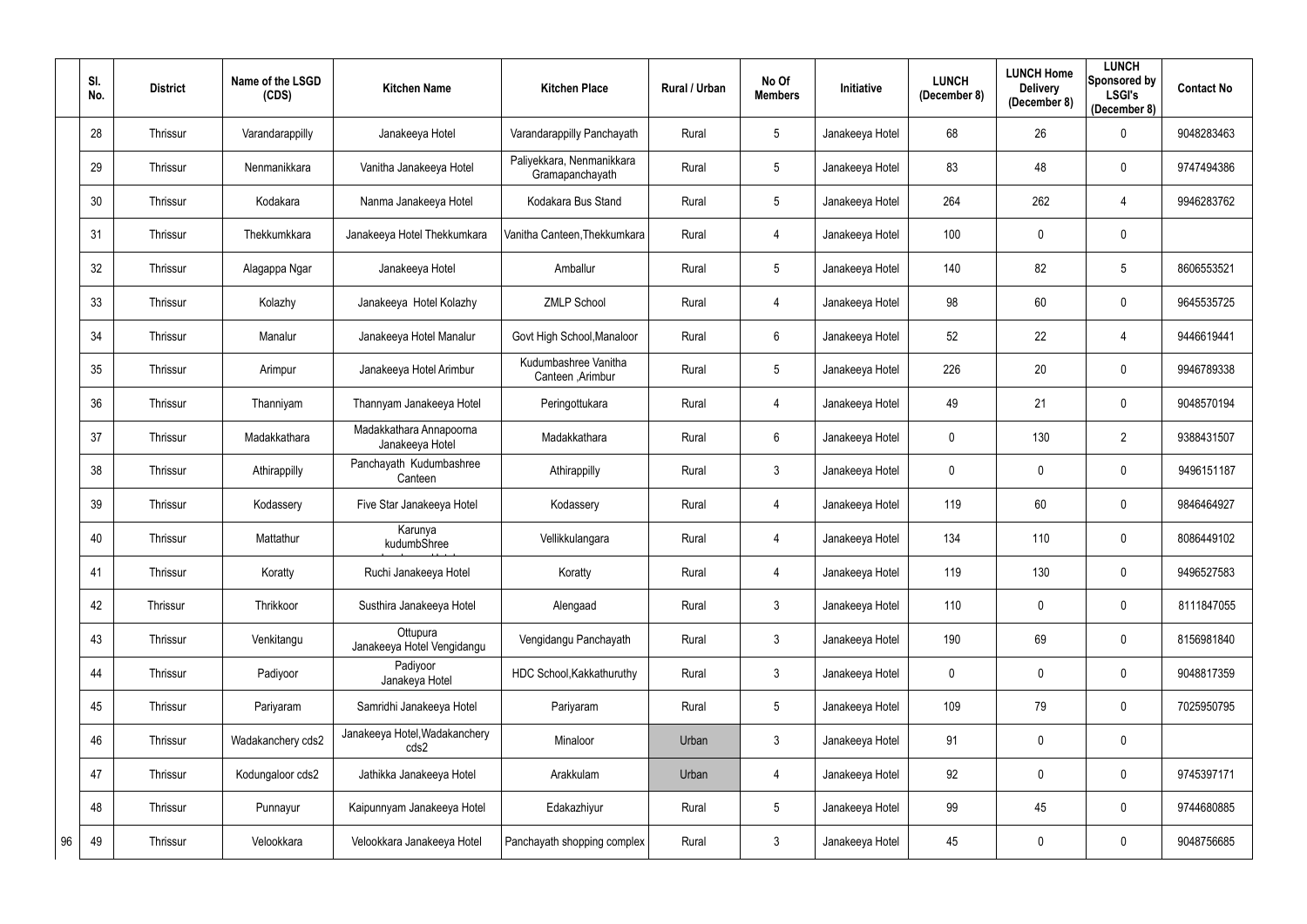| Sl. No. | District | Name of the LSGD (CDS) | Kitchen Name | Kitchen Place | Rural / Urban | No Of Members | Initiative | LUNCH (December 8) | LUNCH Home Delivery (December 8) | LUNCH Sponsored by LSGI's (December 8) | Contact No |
|---|---|---|---|---|---|---|---|---|---|---|---|
| 28 | Thrissur | Varandarappilly | Janakeeya Hotel | Varandarappilly Panchayath | Rural | 5 | Janakeeya Hotel | 68 | 26 | 0 | 9048283463 |
| 29 | Thrissur | Nenmanikkara | Vanitha Janakeeya Hotel | Paliyekkara, Nenmanikkara Gramapanchayath | Rural | 5 | Janakeeya Hotel | 83 | 48 | 0 | 9747494386 |
| 30 | Thrissur | Kodakara | Nanma Janakeeya Hotel | Kodakara Bus Stand | Rural | 5 | Janakeeya Hotel | 264 | 262 | 4 | 9946283762 |
| 31 | Thrissur | Thekkumkkara | Janakeeya Hotel Thekkumkara | Vanitha Canteen,Thekkumkara | Rural | 4 | Janakeeya Hotel | 100 | 0 | 0 | |
| 32 | Thrissur | Alagappa Ngar | Janakeeya Hotel | Amballur | Rural | 5 | Janakeeya Hotel | 140 | 82 | 5 | 8606553521 |
| 33 | Thrissur | Kolazhy | Janakeeya Hotel Kolazhy | ZMLP School | Rural | 4 | Janakeeya Hotel | 98 | 60 | 0 | 9645535725 |
| 34 | Thrissur | Manalur | Janakeeya Hotel Manalur | Govt High School,Manaloor | Rural | 6 | Janakeeya Hotel | 52 | 22 | 4 | 9446619441 |
| 35 | Thrissur | Arimpur | Janakeeya Hotel Arimbur | Kudumbashree Vanitha Canteen ,Arimbur | Rural | 5 | Janakeeya Hotel | 226 | 20 | 0 | 9946789338 |
| 36 | Thrissur | Thanniyam | Thannyam Janakeeya Hotel | Peringottukara | Rural | 4 | Janakeeya Hotel | 49 | 21 | 0 | 9048570194 |
| 37 | Thrissur | Madakkathara | Madakkathara Annapoorna Janakeeya Hotel | Madakkathara | Rural | 6 | Janakeeya Hotel | 0 | 130 | 2 | 9388431507 |
| 38 | Thrissur | Athirappilly | Panchayath Kudumbashree Canteen | Athirappilly | Rural | 3 | Janakeeya Hotel | 0 | 0 | 0 | 9496151187 |
| 39 | Thrissur | Kodassery | Five Star Janakeeya Hotel | Kodassery | Rural | 4 | Janakeeya Hotel | 119 | 60 | 0 | 9846464927 |
| 40 | Thrissur | Mattathur | Karunya kudumbShree | Vellikkulangara | Rural | 4 | Janakeeya Hotel | 134 | 110 | 0 | 8086449102 |
| 41 | Thrissur | Koratty | Ruchi Janakeeya Hotel | Koratty | Rural | 4 | Janakeeya Hotel | 119 | 130 | 0 | 9496527583 |
| 42 | Thrissur | Thrikkoor | Susthira Janakeeya Hotel | Alengaad | Rural | 3 | Janakeeya Hotel | 110 | 0 | 0 | 8111847055 |
| 43 | Thrissur | Venkitangu | Ottupura Janakeeya Hotel Vengidangu | Vengidangu Panchayath | Rural | 3 | Janakeeya Hotel | 190 | 69 | 0 | 8156981840 |
| 44 | Thrissur | Padiyoor | Padiyoor Janakeya Hotel | HDC School,Kakkathuruthy | Rural | 3 | Janakeeya Hotel | 0 | 0 | 0 | 9048817359 |
| 45 | Thrissur | Pariyaram | Samridhi Janakeeya Hotel | Pariyaram | Rural | 5 | Janakeeya Hotel | 109 | 79 | 0 | 7025950795 |
| 46 | Thrissur | Wadakanchery cds2 | Janakeeya Hotel,Wadakanchery cds2 | Minaloor | Urban | 3 | Janakeeya Hotel | 91 | 0 | 0 | |
| 47 | Thrissur | Kodungaloor cds2 | Jathikka Janakeeya Hotel | Arakkulam | Urban | 4 | Janakeeya Hotel | 92 | 0 | 0 | 9745397171 |
| 48 | Thrissur | Punnayur | Kaipunnyam Janakeeya Hotel | Edakazhiyur | Rural | 5 | Janakeeya Hotel | 99 | 45 | 0 | 9744680885 |
| 49 | Thrissur | Velookkara | Velookkara Janakeeya Hotel | Panchayath shopping complex | Rural | 3 | Janakeeya Hotel | 45 | 0 | 0 | 9048756685 |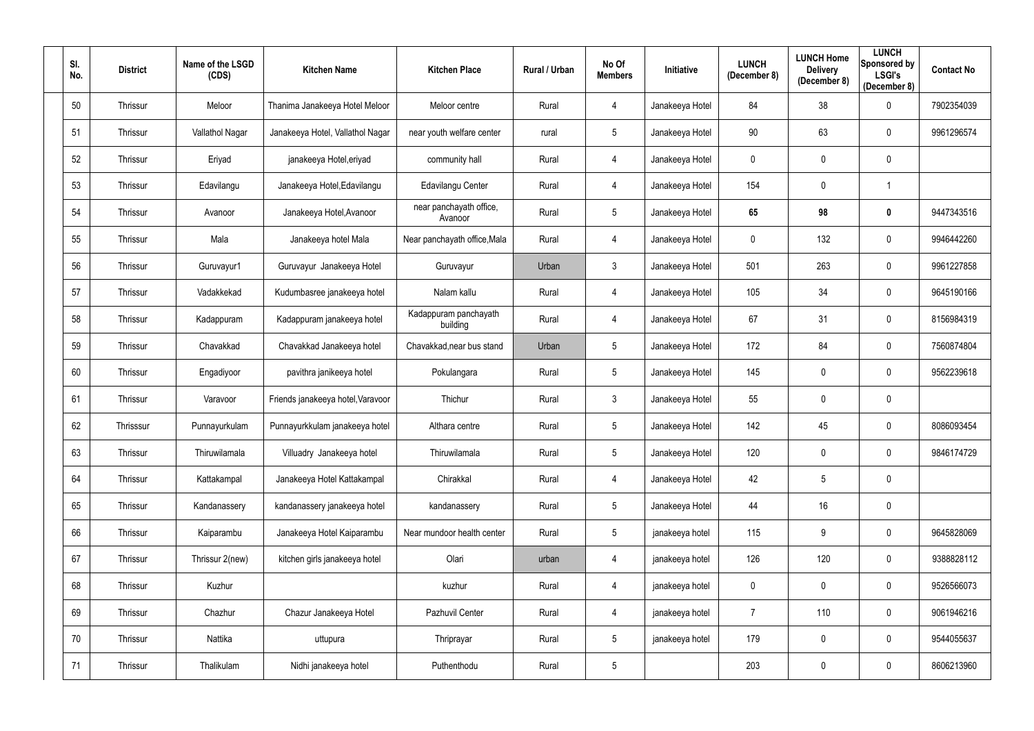| Sl. No. | District | Name of the LSGD (CDS) | Kitchen Name | Kitchen Place | Rural / Urban | No Of Members | Initiative | LUNCH (December 8) | LUNCH Home Delivery (December 8) | LUNCH Sponsored by LSGI's (December 8) | Contact No |
|---|---|---|---|---|---|---|---|---|---|---|---|
| 50 | Thrissur | Meloor | Thanima Janakeeya Hotel Meloor | Meloor centre | Rural | 4 | Janakeeya Hotel | 84 | 38 | 0 | 7902354039 |
| 51 | Thrissur | Vallathol Nagar | Janakeeya Hotel, Vallathol Nagar | near youth welfare center | rural | 5 | Janakeeya Hotel | 90 | 63 | 0 | 9961296574 |
| 52 | Thrissur | Eriyad | janakeeya Hotel,eriyad | community hall | Rural | 4 | Janakeeya Hotel | 0 | 0 | 0 | |
| 53 | Thrissur | Edavilangu | Janakeeya Hotel,Edavilangu | Edavilangu Center | Rural | 4 | Janakeeya Hotel | 154 | 0 | 1 | |
| 54 | Thrissur | Avanoor | Janakeeya Hotel,Avanoor | near panchayath office, Avanoor | Rural | 5 | Janakeeya Hotel | **65** | **98** | **0** | 9447343516 |
| 55 | Thrissur | Mala | Janakeeya hotel Mala | Near panchayath office,Mala | Rural | 4 | Janakeeya Hotel | 0 | 132 | 0 | 9946442260 |
| 56 | Thrissur | Guruvayur1 | Guruvayur Janakeeya Hotel | Guruvayur | Urban | 3 | Janakeeya Hotel | 501 | 263 | 0 | 9961227858 |
| 57 | Thrissur | Vadakkekad | Kudumbasree janakeeya hotel | Nalam kallu | Rural | 4 | Janakeeya Hotel | 105 | 34 | 0 | 9645190166 |
| 58 | Thrissur | Kadappuram | Kadappuram janakeeya hotel | Kadappuram panchayath building | Rural | 4 | Janakeeya Hotel | 67 | 31 | 0 | 8156984319 |
| 59 | Thrissur | Chavakkad | Chavakkad Janakeeya hotel | Chavakkad,near bus stand | Urban | 5 | Janakeeya Hotel | 172 | 84 | 0 | 7560874804 |
| 60 | Thrissur | Engadiyoor | pavithra janikeeya hotel | Pokulangara | Rural | 5 | Janakeeya Hotel | 145 | 0 | 0 | 9562239618 |
| 61 | Thrissur | Varavoor | Friends janakeeya hotel,Varavoor | Thichur | Rural | 3 | Janakeeya Hotel | 55 | 0 | 0 | |
| 62 | Thrisssur | Punnayurkulam | Punnayurkkulam janakeeya hotel | Althara centre | Rural | 5 | Janakeeya Hotel | 142 | 45 | 0 | 8086093454 |
| 63 | Thrissur | Thiruwilamala | Villuadry Janakeeya hotel | Thiruwilamala | Rural | 5 | Janakeeya Hotel | 120 | 0 | 0 | 9846174729 |
| 64 | Thrissur | Kattakampal | Janakeeya Hotel Kattakampal | Chirakkal | Rural | 4 | Janakeeya Hotel | 42 | 5 | 0 | |
| 65 | Thrissur | Kandanassery | kandanassery janakeeya hotel | kandanassery | Rural | 5 | Janakeeya Hotel | 44 | 16 | 0 | |
| 66 | Thrissur | Kaiparambu | Janakeeya Hotel Kaiparambu | Near mundoor health center | Rural | 5 | janakeeya hotel | 115 | 9 | 0 | 9645828069 |
| 67 | Thrissur | Thrissur 2(new) | kitchen girls janakeeya hotel | Olari | urban | 4 | janakeeya hotel | 126 | 120 | 0 | 9388828112 |
| 68 | Thrissur | Kuzhur | | kuzhur | Rural | 4 | janakeeya hotel | 0 | 0 | 0 | 9526566073 |
| 69 | Thrissur | Chazhur | Chazur Janakeeya Hotel | Pazhuvil Center | Rural | 4 | janakeeya hotel | 7 | 110 | 0 | 9061946216 |
| 70 | Thrissur | Nattika | uttupura | Thriprayar | Rural | 5 | janakeeya hotel | 179 | 0 | 0 | 9544055637 |
| 71 | Thrissur | Thalikulam | Nidhi janakeeya hotel | Puthenthodu | Rural | 5 | | 203 | 0 | 0 | 8606213960 |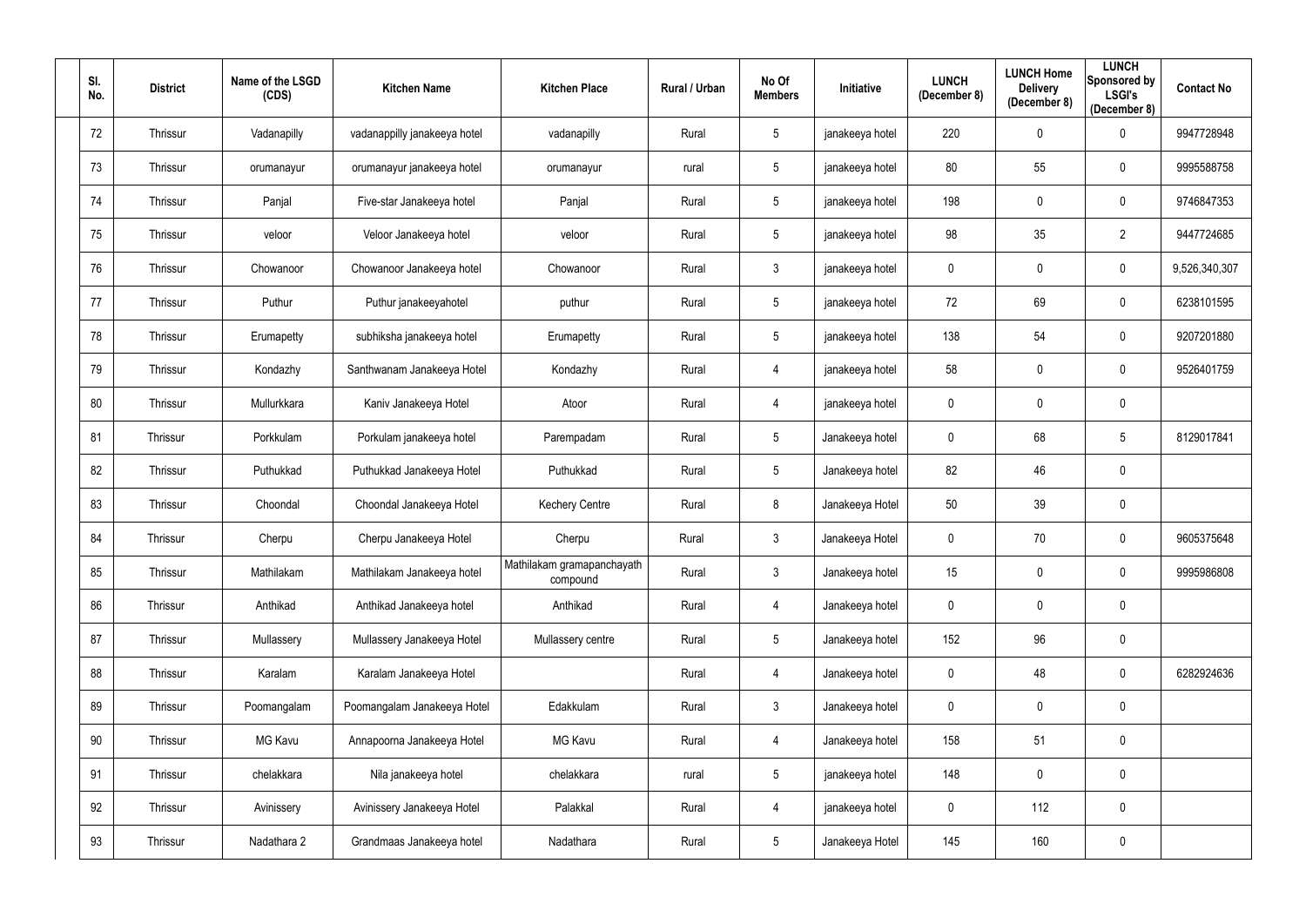| Sl. No. | District | Name of the LSGD (CDS) | Kitchen Name | Kitchen Place | Rural / Urban | No Of Members | Initiative | LUNCH (December 8) | LUNCH Home Delivery (December 8) | LUNCH Sponsored by LSGI's (December 8) | Contact No |
|---|---|---|---|---|---|---|---|---|---|---|---|
| 72 | Thrissur | Vadanapilly | vadanappilly janakeeya hotel | vadanapilly | Rural | 5 | janakeeya hotel | 220 | 0 | 0 | 9947728948 |
| 73 | Thrissur | orumanayur | orumanayur janakeeya hotel | orumanayur | rural | 5 | janakeeya hotel | 80 | 55 | 0 | 9995588758 |
| 74 | Thrissur | Panjal | Five-star Janakeeya hotel | Panjal | Rural | 5 | janakeeya hotel | 198 | 0 | 0 | 9746847353 |
| 75 | Thrissur | veloor | Veloor Janakeeya hotel | veloor | Rural | 5 | janakeeya hotel | 98 | 35 | 2 | 9447724685 |
| 76 | Thrissur | Chowanoor | Chowanoor Janakeeya hotel | Chowanoor | Rural | 3 | janakeeya hotel | 0 | 0 | 0 | 9,526,340,307 |
| 77 | Thrissur | Puthur | Puthur janakeeyahotel | puthur | Rural | 5 | janakeeya hotel | 72 | 69 | 0 | 6238101595 |
| 78 | Thrissur | Erumapetty | subhiksha janakeeya hotel | Erumapetty | Rural | 5 | janakeeya hotel | 138 | 54 | 0 | 9207201880 |
| 79 | Thrissur | Kondazhy | Santhwanam Janakeeya Hotel | Kondazhy | Rural | 4 | janakeeya hotel | 58 | 0 | 0 | 9526401759 |
| 80 | Thrissur | Mullurkkara | Kaniv Janakeeya Hotel | Atoor | Rural | 4 | janakeeya hotel | 0 | 0 | 0 | |
| 81 | Thrissur | Porkkulam | Porkulam janakeeya hotel | Parempadam | Rural | 5 | Janakeeya hotel | 0 | 68 | 5 | 8129017841 |
| 82 | Thrissur | Puthukkad | Puthukkad Janakeeya Hotel | Puthukkad | Rural | 5 | Janakeeya hotel | 82 | 46 | 0 | |
| 83 | Thrissur | Choondal | Choondal Janakeeya Hotel | Kechery Centre | Rural | 8 | Janakeeya Hotel | 50 | 39 | 0 | |
| 84 | Thrissur | Cherpu | Cherpu Janakeeya Hotel | Cherpu | Rural | 3 | Janakeeya Hotel | 0 | 70 | 0 | 9605375648 |
| 85 | Thrissur | Mathilakam | Mathilakam Janakeeya hotel | Mathilakam gramapanchayath compound | Rural | 3 | Janakeeya hotel | 15 | 0 | 0 | 9995986808 |
| 86 | Thrissur | Anthikad | Anthikad Janakeeya hotel | Anthikad | Rural | 4 | Janakeeya hotel | 0 | 0 | 0 | |
| 87 | Thrissur | Mullassery | Mullassery Janakeeya Hotel | Mullassery centre | Rural | 5 | Janakeeya hotel | 152 | 96 | 0 | |
| 88 | Thrissur | Karalam | Karalam Janakeeya Hotel | | Rural | 4 | Janakeeya hotel | 0 | 48 | 0 | 6282924636 |
| 89 | Thrissur | Poomangalam | Poomangalam Janakeeya Hotel | Edakkulam | Rural | 3 | Janakeeya hotel | 0 | 0 | 0 | |
| 90 | Thrissur | MG Kavu | Annapoorna Janakeeya Hotel | MG Kavu | Rural | 4 | Janakeeya hotel | 158 | 51 | 0 | |
| 91 | Thrissur | chelakkara | Nila janakeeya hotel | chelakkara | rural | 5 | janakeeya hotel | 148 | 0 | 0 | |
| 92 | Thrissur | Avinissery | Avinissery Janakeeya Hotel | Palakkal | Rural | 4 | janakeeya hotel | 0 | 112 | 0 | |
| 93 | Thrissur | Nadathara 2 | Grandmaas Janakeeya hotel | Nadathara | Rural | 5 | Janakeeya Hotel | 145 | 160 | 0 | |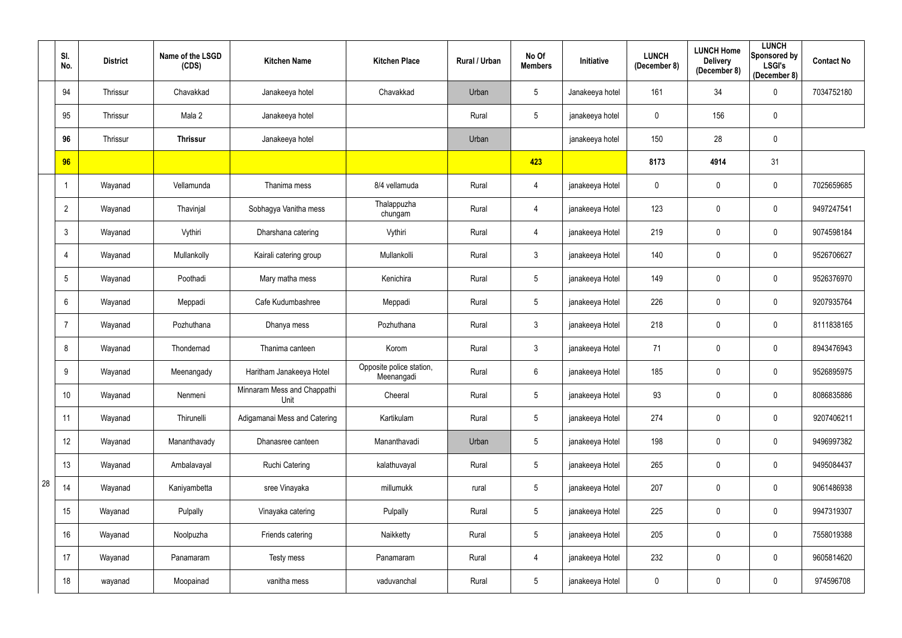| | Sl. No. | District | Name of the LSGD (CDS) | Kitchen Name | Kitchen Place | Rural / Urban | No Of Members | Initiative | LUNCH (December 8) | LUNCH Home Delivery (December 8) | LUNCH Sponsored by LSGI's (December 8) | Contact No |
|---|---|---|---|---|---|---|---|---|---|---|---|---|
| | 94 | Thrissur | Chavakkad | Janakeeya hotel | Chavakkad | Urban | 5 | Janakeeya hotel | 161 | 34 | 0 | 7034752180 |
| | 95 | Thrissur | Mala 2 | Janakeeya hotel | | Rural | 5 | janakeeya hotel | 0 | 156 | 0 | |
| | **96** | Thrissur | **Thrissur** | Janakeeya hotel | | Urban | | janakeeya hotel | 150 | 28 | 0 | |
| | **96** | | | | | | **423** | | **8173** | **4914** | 31 | |
| 28 | 1 | Wayanad | Vellamunda | Thanima mess | 8/4 vellamuda | Rural | 4 | janakeeya Hotel | 0 | 0 | 0 | 7025659685 |
| | 2 | Wayanad | Thavinjal | Sobhagya Vanitha mess | Thalappuzha chungam | Rural | 4 | janakeeya Hotel | 123 | 0 | 0 | 9497247541 |
| | 3 | Wayanad | Vythiri | Dharshana catering | Vythiri | Rural | 4 | janakeeya Hotel | 219 | 0 | 0 | 9074598184 |
| | 4 | Wayanad | Mullankolly | Kairali catering group | Mullankolli | Rural | 3 | janakeeya Hotel | 140 | 0 | 0 | 9526706627 |
| | 5 | Wayanad | Poothadi | Mary matha mess | Kenichira | Rural | 5 | janakeeya Hotel | 149 | 0 | 0 | 9526376970 |
| | 6 | Wayanad | Meppadi | Cafe Kudumbashree | Meppadi | Rural | 5 | janakeeya Hotel | 226 | 0 | 0 | 9207935764 |
| | 7 | Wayanad | Pozhuthana | Dhanya mess | Pozhuthana | Rural | 3 | janakeeya Hotel | 218 | 0 | 0 | 8111838165 |
| | 8 | Wayanad | Thondernad | Thanima canteen | Korom | Rural | 3 | janakeeya Hotel | 71 | 0 | 0 | 8943476943 |
| | 9 | Wayanad | Meenangady | Haritham Janakeeya Hotel | Opposite police station, Meenangadi | Rural | 6 | janakeeya Hotel | 185 | 0 | 0 | 9526895975 |
| | 10 | Wayanad | Nenmeni | Minnaram Mess and Chappathi Unit | Cheeral | Rural | 5 | janakeeya Hotel | 93 | 0 | 0 | 8086835886 |
| | 11 | Wayanad | Thirunelli | Adigamanai Mess and Catering | Kartikulam | Rural | 5 | janakeeya Hotel | 274 | 0 | 0 | 9207406211 |
| | 12 | Wayanad | Mananthavady | Dhanasree canteen | Mananthavadi | Urban | 5 | janakeeya Hotel | 198 | 0 | 0 | 9496997382 |
| | 13 | Wayanad | Ambalavayal | Ruchi Catering | kalathuvayal | Rural | 5 | janakeeya Hotel | 265 | 0 | 0 | 9495084437 |
| | 14 | Wayanad | Kaniyambetta | sree Vinayaka | millumukk | rural | 5 | janakeeya Hotel | 207 | 0 | 0 | 9061486938 |
| | 15 | Wayanad | Pulpally | Vinayaka catering | Pulpally | Rural | 5 | janakeeya Hotel | 225 | 0 | 0 | 9947319307 |
| | 16 | Wayanad | Noolpuzha | Friends catering | Naikketty | Rural | 5 | janakeeya Hotel | 205 | 0 | 0 | 7558019388 |
| | 17 | Wayanad | Panamaram | Testy mess | Panamaram | Rural | 4 | janakeeya Hotel | 232 | 0 | 0 | 9605814620 |
| | 18 | wayanad | Moopainad | vanitha mess | vaduvanchal | Rural | 5 | janakeeya Hotel | 0 | 0 | 0 | 974596708 |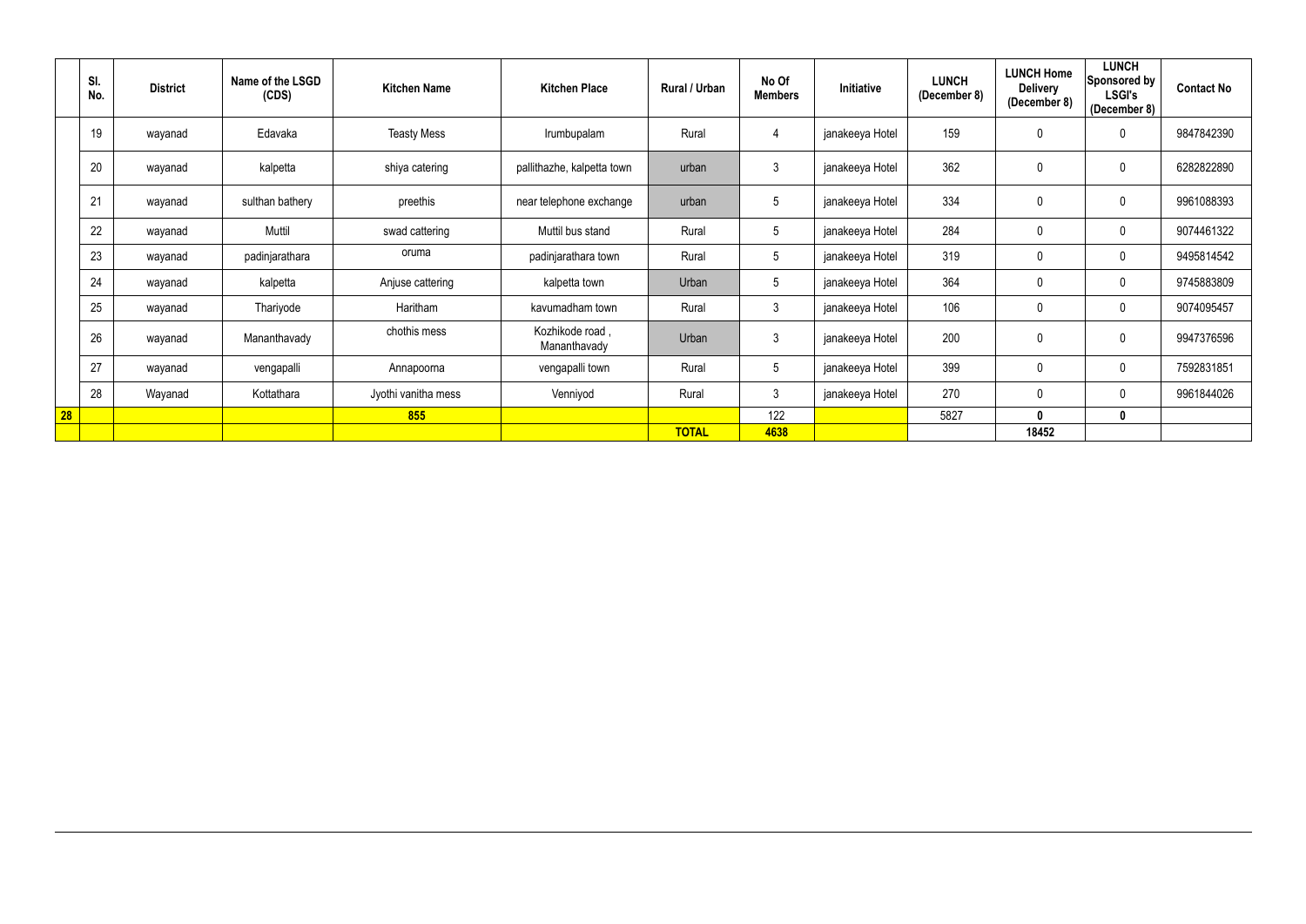| | Sl. No. | District | Name of the LSGD (CDS) | Kitchen Name | Kitchen Place | Rural / Urban | No Of Members | Initiative | LUNCH (December 8) | LUNCH Home Delivery (December 8) | LUNCH Sponsored by LSGI's (December 8) | Contact No |
|---|---|---|---|---|---|---|---|---|---|---|---|---|
| | 19 | wayanad | Edavaka | Teasty Mess | Irumbupalam | Rural | 4 | janakeeya Hotel | 159 | 0 | 0 | 9847842390 |
| | 20 | wayanad | kalpetta | shiya catering | pallithazhe, kalpetta town | urban | 3 | janakeeya Hotel | 362 | 0 | 0 | 6282822890 |
| | 21 | wayanad | sulthan bathery | preethis | near telephone exchange | urban | 5 | janakeeya Hotel | 334 | 0 | 0 | 9961088393 |
| | 22 | wayanad | Muttil | swad cattering | Muttil bus stand | Rural | 5 | janakeeya Hotel | 284 | 0 | 0 | 9074461322 |
| | 23 | wayanad | padinjarathara | oruma | padinjarathara town | Rural | 5 | janakeeya Hotel | 319 | 0 | 0 | 9495814542 |
| | 24 | wayanad | kalpetta | Anjuse cattering | kalpetta town | Urban | 5 | janakeeya Hotel | 364 | 0 | 0 | 9745883809 |
| | 25 | wayanad | Thariyode | Haritham | kavumadham town | Rural | 3 | janakeeya Hotel | 106 | 0 | 0 | 9074095457 |
| | 26 | wayanad | Mananthavady | chothis mess | Kozhikode road , Mananthavady | Urban | 3 | janakeeya Hotel | 200 | 0 | 0 | 9947376596 |
| | 27 | wayanad | vengapalli | Annapoorna | vengapalli town | Rural | 5 | janakeeya Hotel | 399 | 0 | 0 | 7592831851 |
| | 28 | Wayanad | Kottathara | Jyothi vanitha mess | Venniyod | Rural | 3 | janakeeya Hotel | 270 | 0 | 0 | 9961844026 |
| **28** | | | | **855** | | | 122 | | 5827 | **0** | **0** | |
| | | | | | | **TOTAL** | **4638** | | | **18452** | | |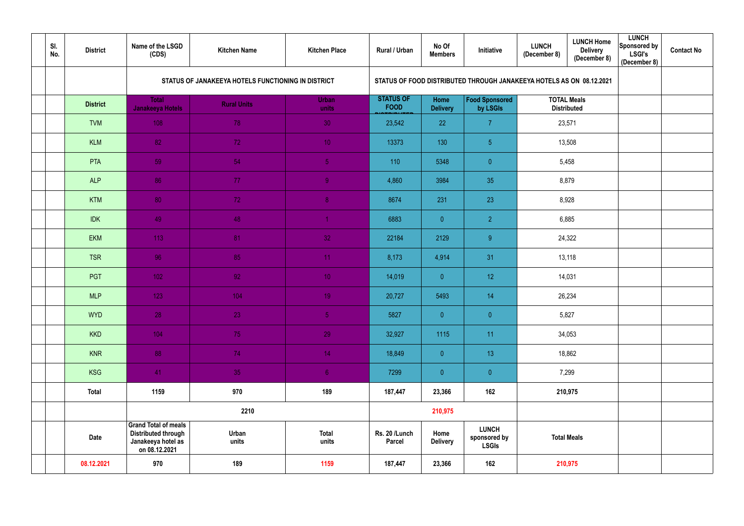| | Sl. No. | District | Name of the LSGD (CDS) | Kitchen Name | Kitchen Place | Rural / Urban | No Of Members | Initiative | LUNCH (December 8) | LUNCH Home Delivery (December 8) | LUNCH Sponsored by LSGI's (December 8) | Contact No |
|---|---|---|---|---|---|---|---|---|---|---|---|---|
| | | | STATUS OF JANAKEEYA HOTELS FUNCTIONING IN DISTRICT | | | STATUS OF FOOD DISTRIBUTED THROUGH JANAKEEYA HOTELS AS ON 08.12.2021 | | | | | | |
| | | District | Total Janakeeya Hotels | Rural Units | Urban units | STATUS OF FOOD DISTRIBUTED | Home Delivery | Food Sponsored by LSGIs | TOTAL Meals Distributed | | | |
| | | TVM | 108 | 78 | 30 | 23,542 | 22 | 7 | 23,571 | | | |
| | | KLM | 82 | 72 | 10 | 13373 | 130 | 5 | 13,508 | | | |
| | | PTA | 59 | 54 | 5 | 110 | 5348 | 0 | 5,458 | | | |
| | | ALP | 86 | 77 | 9 | 4,860 | 3984 | 35 | 8,879 | | | |
| | | KTM | 80 | 72 | 8 | 8674 | 231 | 23 | 8,928 | | | |
| | | IDK | 49 | 48 | 1 | 6883 | 0 | 2 | 6,885 | | | |
| | | EKM | 113 | 81 | 32 | 22184 | 2129 | 9 | 24,322 | | | |
| | | TSR | 96 | 85 | 11 | 8,173 | 4,914 | 31 | 13,118 | | | |
| | | PGT | 102 | 92 | 10 | 14,019 | 0 | 12 | 14,031 | | | |
| | | MLP | 123 | 104 | 19 | 20,727 | 5493 | 14 | 26,234 | | | |
| | | WYD | 28 | 23 | 5 | 5827 | 0 | 0 | 5,827 | | | |
| | | KKD | 104 | 75 | 29 | 32,927 | 1115 | 11 | 34,053 | | | |
| | | KNR | 88 | 74 | 14 | 18,849 | 0 | 13 | 18,862 | | | |
| | | KSG | 41 | 35 | 6 | 7299 | 0 | 0 | 7,299 | | | |
| | | Total | 1159 | 970 | 189 | 187,447 | 23,366 | 162 | 210,975 | | | |
| | | | | 2210 | | | 210,975 | | | | | |
| | | Date | Grand Total of meals Distributed through Janakeeya hotel as on 08.12.2021 | Urban units | Total units | Rs. 20 /Lunch Parcel | Home Delivery | LUNCH sponsored by LSGIs | Total Meals | | | |
| | | 08.12.2021 | 970 | 189 | 1159 | 187,447 | 23,366 | 162 | 210,975 | | | |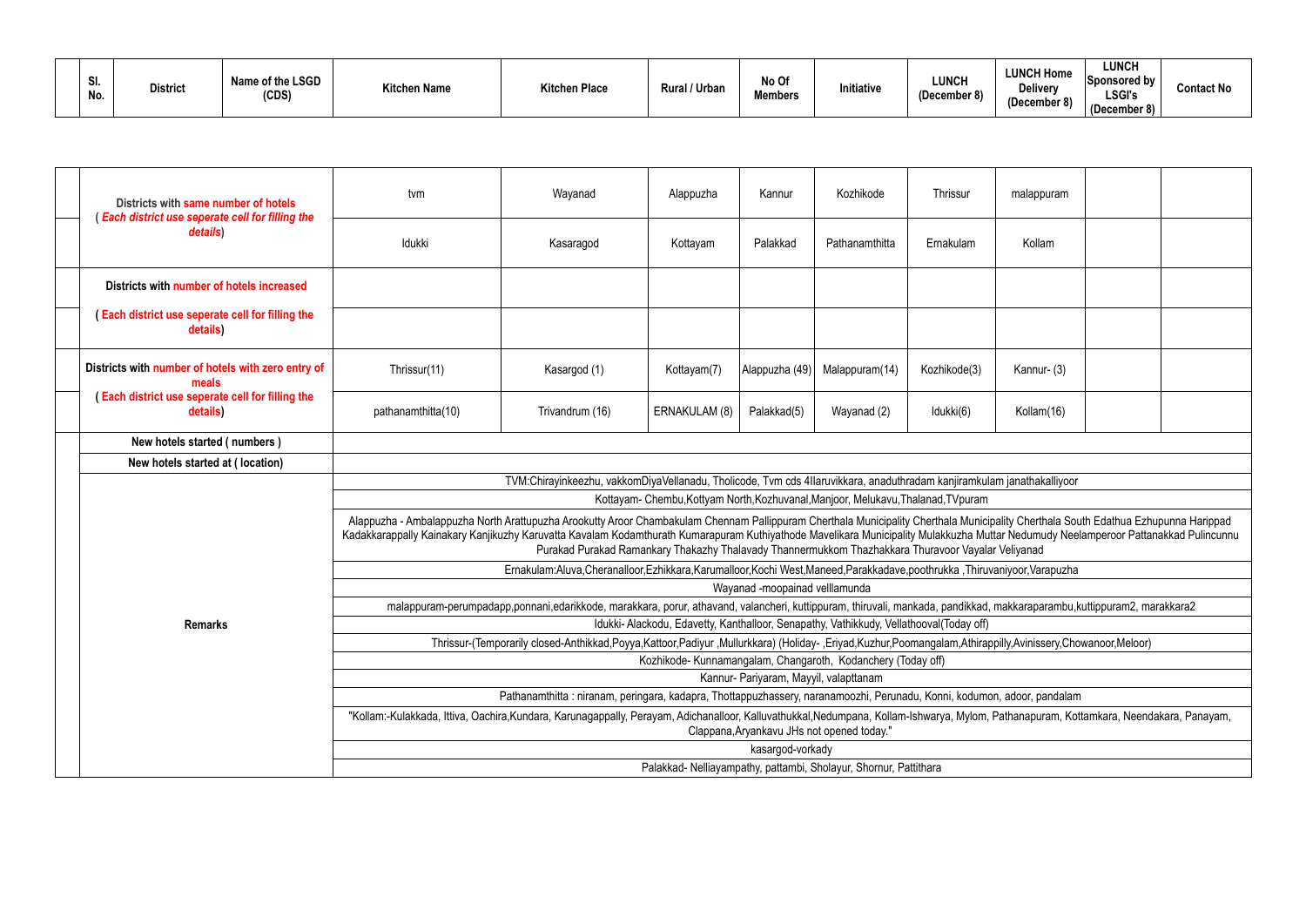| Sl. No. | District | Name of the LSGD (CDS) | Kitchen Name | Kitchen Place | Rural / Urban | No Of Members | Initiative | LUNCH (December 8) | LUNCH Home Delivery (December 8) | LUNCH Sponsored by LSGI's (December 8) | Contact No |
|---|---|---|---|---|---|---|---|---|---|---|---|

| | | | | | | | | | | |
|---|---|---|---|---|---|---|---|---|---|---|
| | Districts with same number of hotels ( Each district use seperate cell for filling the details) | tvm | Wayanad | Alappuzha | Kannur | Kozhikode | Thrissur | malappuram | | |
| | | Idukki | Kasaragod | Kottayam | Palakkad | Pathanamthitta | Ernakulam | Kollam | | |
| | Districts with number of hotels increased | | | | | | | | | |
| | ( Each district use seperate cell for filling the details) | | | | | | | | | |
| | Districts with number of hotels with zero entry of meals ( Each district use seperate cell for filling the details) | Thrissur(11) | Kasargod (1) | Kottayam(7) | Alappuzha (49) | Malappuram(14) | Kozhikode(3) | Kannur- (3) | | |
| | | pathanamthitta(10) | Trivandrum (16) | ERNAKULAM (8) | Palakkad(5) | Wayanad (2) | Idukki(6) | Kollam(16) | | |
| | New hotels started ( numbers ) | | | | | | | | | |
| | New hotels started at ( location) | | | | | | | | | |
| | Remarks | TVM:Chirayinkeezhu, vakkomDiyaVellanadu, Tholicode, Tvm cds 4Ilaruvikkara, anaduthradam kanjiramkulam janathakalliyoor | | | | | | | | |
| | | Kottayam- Chembu,Kottyam North,Kozhuvanal,Manjoor, Melukavu,Thalanad,TVpuram | | | | | | | | |
| | | Alappuzha - Ambalappuzha North Arattupuzha Arookutty Aroor Chambakulam Chennam Pallippuram Cherthala Municipality Cherthala Municipality Cherthala South Edathua Ezhupunna Harippad Kadakkarappally Kainakary Kanjikuzhy Karuvatta Kavalam Kodamthurath Kumarapuram Kuthiyathode Mavelikara Municipality Mulakkuzha Muttar Nedumudy Neelamperoor Pattanakkad Pulincunnu Purakad Purakad Ramankary Thakazhy Thalavady Thannermukkom Thazhakkara Thuravoor Vayalar Veliyanad | | | | | | | | |
| | | Ernakulam:Aluva,Cheranalloor,Ezhikkara,Karumalloor,Kochi West,Maneed,Parakkadave,poothrukka ,Thiruvaniyoor,Varapuzha | | | | | | | | |
| | | Wayanad -moopainad velllamunda | | | | | | | | |
| | | malappuram-perumpadapp,ponnani,edarikkode, marakkara, porur, athavand, valancheri, kuttippuram, thiruvali, mankada, pandikkad, makkaraparambu,kuttippuram2, marakkara2 | | | | | | | | |
| | | Idukki- Alackodu, Edavetty, Kanthalloor, Senapathy, Vathikkudy, Vellathooval(Today off) | | | | | | | | |
| | | Thrissur-(Temporarily closed-Anthikkad,Poyya,Kattoor,Padiyur ,Mullurkkara) (Holiday- ,Eriyad,Kuzhur,Poomangalam,Athirappilly,Avinissery,Chowanoor,Meloor) | | | | | | | | |
| | | Kozhikode- Kunnamangalam, Changaroth, Kodanchery (Today off) | | | | | | | | |
| | | Kannur- Pariyaram, Mayyil, valapttanam | | | | | | | | |
| | | Pathanamthitta : niranam, peringara, kadapra, Thottappuzhassery, naranamoozhi, Perunadu, Konni, kodumon, adoor, pandalam | | | | | | | | |
| | | "Kollam:-Kulakkada, Ittiva, Oachira,Kundara, Karunagappally, Perayam, Adichanalloor, Kalluvathukkal,Nedumpana, Kollam-Ishwarya, Mylom, Pathanapuram, Kottamkara, Neendakara, Panayam, Clappana,Aryankavu JHs not opened today." | | | | | | | | |
| | | kasargod-vorkady | | | | | | | | |
| | | Palakkad- Nelliayampathy, pattambi, Sholayur, Shornur, Pattithara | | | | | | | | |